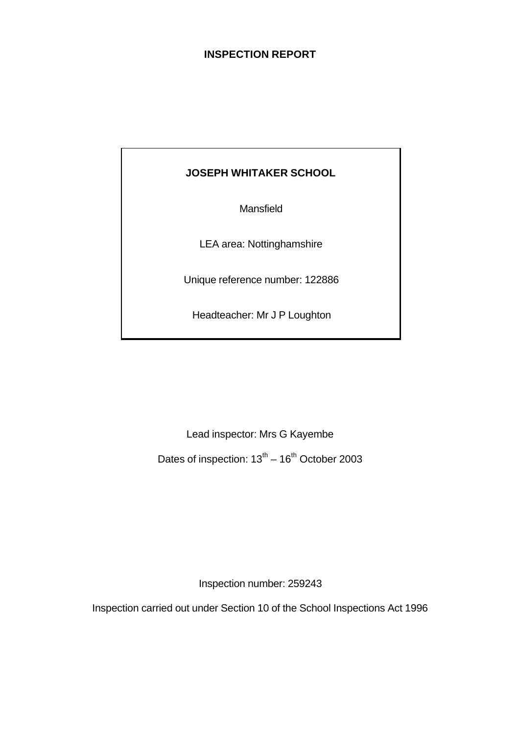# INSPECTION REPORT

**JOSEPH WHITAKER SCHOOL**

Mansfield

LEA area: Nottinghamshire

Unique reference number: 122886

Headteacher: Mr J P Loughton

Lead inspector: Mrs G Kayembe

Dates of inspection: 13th – 16th October 2003

Inspection number: 259243

Inspection carried out under Section 10 of the School Inspections Act 1996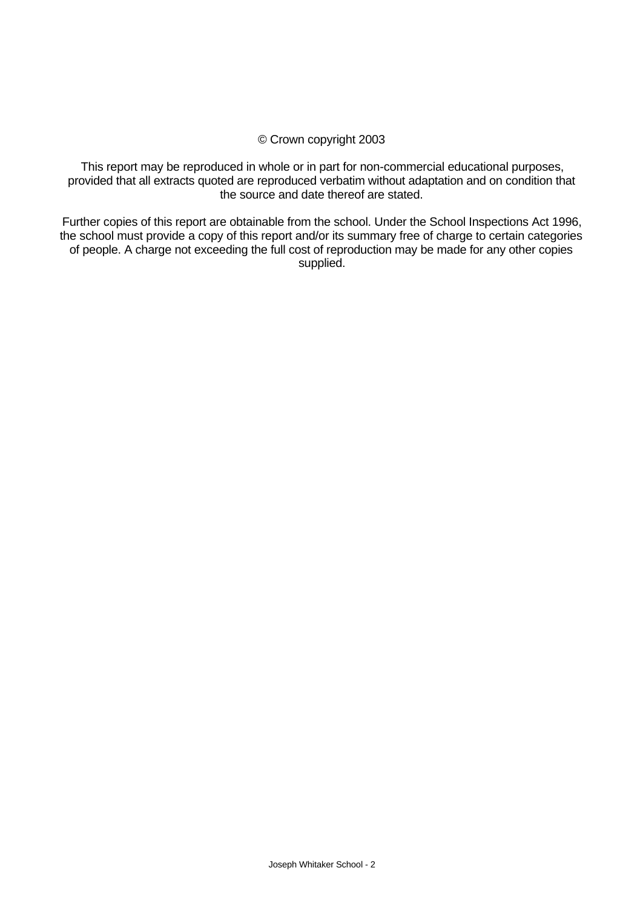© Crown copyright 2003

This report may be reproduced in whole or in part for non-commercial educational purposes, provided that all extracts quoted are reproduced verbatim without adaptation and on condition that the source and date thereof are stated.

Further copies of this report are obtainable from the school. Under the School Inspections Act 1996, the school must provide a copy of this report and/or its summary free of charge to certain categories of people. A charge not exceeding the full cost of reproduction may be made for any other copies supplied.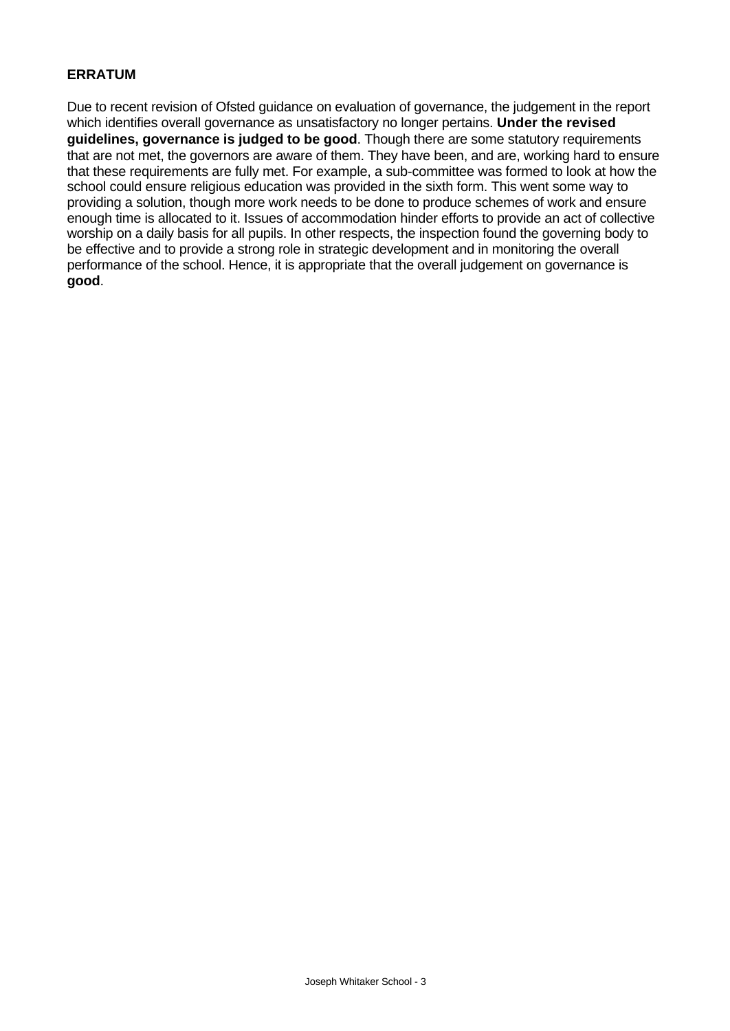**ERRATUM**

Due to recent revision of Ofsted guidance on evaluation of governance, the judgement in the report which identifies overall governance as unsatisfactory no longer pertains. **Under the revised guidelines, governance is judged to be good**. Though there are some statutory requirements that are not met, the governors are aware of them. They have been, and are, working hard to ensure that these requirements are fully met. For example, a sub-committee was formed to look at how the school could ensure religious education was provided in the sixth form. This went some way to providing a solution, though more work needs to be done to produce schemes of work and ensure enough time is allocated to it. Issues of accommodation hinder efforts to provide an act of collective worship on a daily basis for all pupils. In other respects, the inspection found the governing body to be effective and to provide a strong role in strategic development and in monitoring the overall performance of the school. Hence, it is appropriate that the overall judgement on governance is **good**.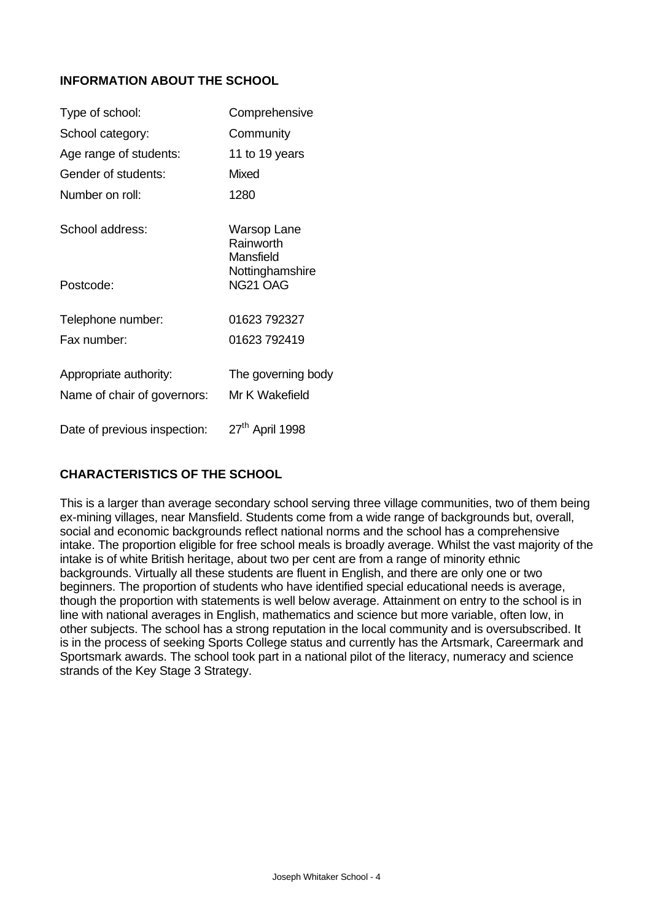## INFORMATION ABOUT THE SCHOOL

| | |
|---|---|
| Type of school: | Comprehensive |
| School category: | Community |
| Age range of students: | 11 to 19 years |
| Gender of students: | Mixed |
| Number on roll: | 1280 |
| School address: | Warsop Lane<br>Rainworth<br>Mansfield<br>Nottinghamshire |
| Postcode: | NG21 OAG |
| Telephone number: | 01623 792327 |
| Fax number: | 01623 792419 |
| Appropriate authority: | The governing body |
| Name of chair of governors: | Mr K Wakefield |
| Date of previous inspection: | 27th April 1998 |

## CHARACTERISTICS OF THE SCHOOL

This is a larger than average secondary school serving three village communities, two of them being ex-mining villages, near Mansfield. Students come from a wide range of backgrounds but, overall, social and economic backgrounds reflect national norms and the school has a comprehensive intake. The proportion eligible for free school meals is broadly average. Whilst the vast majority of the intake is of white British heritage, about two per cent are from a range of minority ethnic backgrounds. Virtually all these students are fluent in English, and there are only one or two beginners. The proportion of students who have identified special educational needs is average, though the proportion with statements is well below average. Attainment on entry to the school is in line with national averages in English, mathematics and science but more variable, often low, in other subjects. The school has a strong reputation in the local community and is oversubscribed. It is in the process of seeking Sports College status and currently has the Artsmark, Careermark and Sportsmark awards. The school took part in a national pilot of the literacy, numeracy and science strands of the Key Stage 3 Strategy.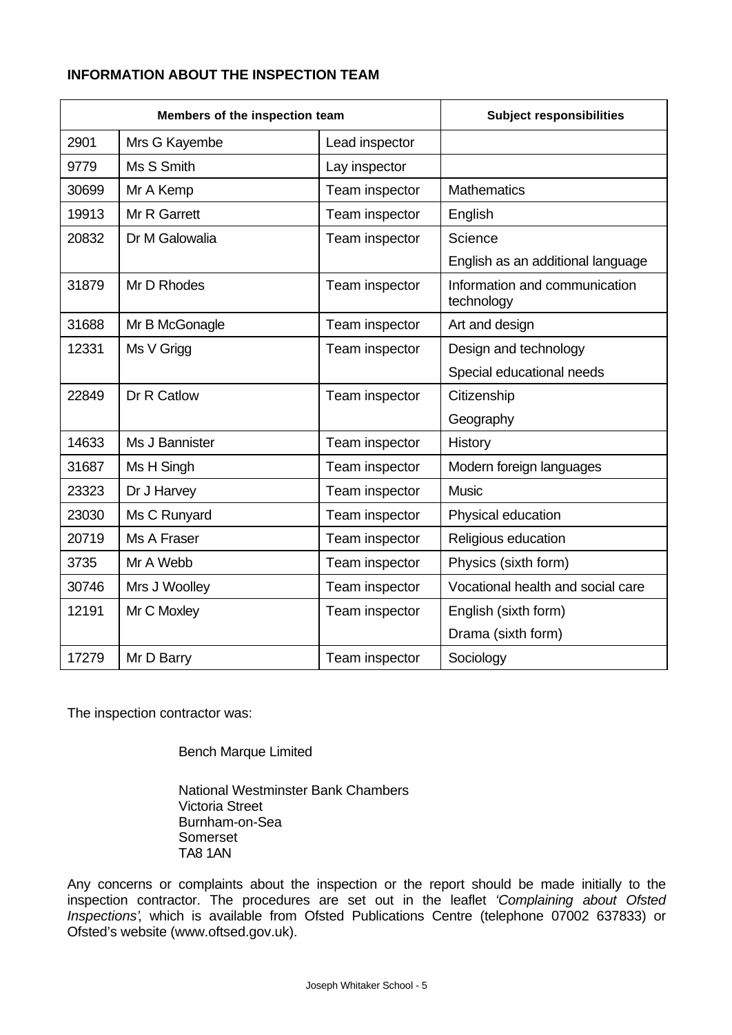**INFORMATION ABOUT THE INSPECTION TEAM**

| Members of the inspection team | | | Subject responsibilities |
|---|---|---|---|
| 2901 | Mrs G Kayembe | Lead inspector | |
| 9779 | Ms S Smith | Lay inspector | |
| 30699 | Mr A Kemp | Team inspector | Mathematics |
| 19913 | Mr R Garrett | Team inspector | English |
| 20832 | Dr M Galowalia | Team inspector | Science |
| | | | English as an additional language |
| 31879 | Mr D Rhodes | Team inspector | Information and communication technology |
| 31688 | Mr B McGonagle | Team inspector | Art and design |
| 12331 | Ms V Grigg | Team inspector | Design and technology |
| | | | Special educational needs |
| 22849 | Dr R Catlow | Team inspector | Citizenship |
| | | | Geography |
| 14633 | Ms J Bannister | Team inspector | History |
| 31687 | Ms H Singh | Team inspector | Modern foreign languages |
| 23323 | Dr J Harvey | Team inspector | Music |
| 23030 | Ms C Runyard | Team inspector | Physical education |
| 20719 | Ms A Fraser | Team inspector | Religious education |
| 3735 | Mr A Webb | Team inspector | Physics (sixth form) |
| 30746 | Mrs J Woolley | Team inspector | Vocational health and social care |
| 12191 | Mr C Moxley | Team inspector | English (sixth form) |
| | | | Drama (sixth form) |
| 17279 | Mr D Barry | Team inspector | Sociology |

The inspection contractor was:

Bench Marque Limited

National Westminster Bank Chambers
Victoria Street
Burnham-on-Sea
Somerset
TA8 1AN

Any concerns or complaints about the inspection or the report should be made initially to the inspection contractor. The procedures are set out in the leaflet *'Complaining about Ofsted Inspections'*, which is available from Ofsted Publications Centre (telephone 07002 637833) or Ofsted's website (www.oftsed.gov.uk).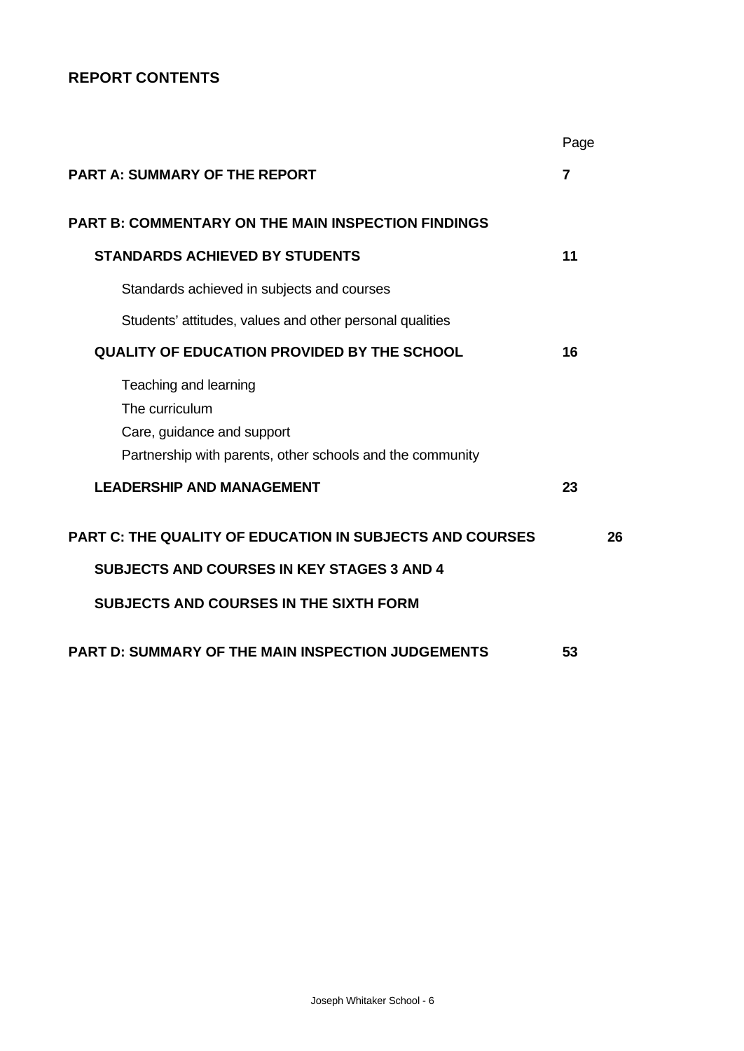## REPORT CONTENTS

| | Page |
|---|---|
| **PART A: SUMMARY OF THE REPORT** | **7** |
| **PART B: COMMENTARY ON THE MAIN INSPECTION FINDINGS** | |
| **STANDARDS ACHIEVED BY STUDENTS** | **11** |
| Standards achieved in subjects and courses | |
| Students' attitudes, values and other personal qualities | |
| **QUALITY OF EDUCATION PROVIDED BY THE SCHOOL** | **16** |
| Teaching and learning | |
| The curriculum | |
| Care, guidance and support | |
| Partnership with parents, other schools and the community | |
| **LEADERSHIP AND MANAGEMENT** | **23** |
| **PART C: THE QUALITY OF EDUCATION IN SUBJECTS AND COURSES** | **26** |
| **SUBJECTS AND COURSES IN KEY STAGES 3 AND 4** | |
| **SUBJECTS AND COURSES IN THE SIXTH FORM** | |
| **PART D: SUMMARY OF THE MAIN INSPECTION JUDGEMENTS** | **53** |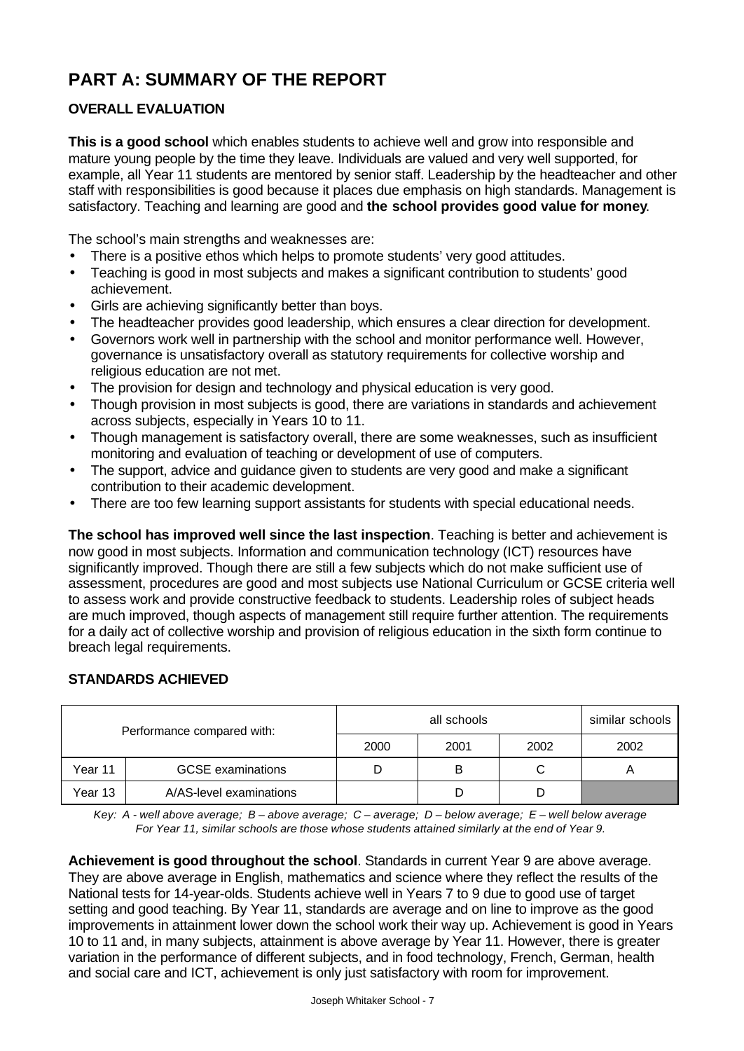# PART A: SUMMARY OF THE REPORT

## OVERALL EVALUATION

**This is a good school** which enables students to achieve well and grow into responsible and mature young people by the time they leave. Individuals are valued and very well supported, for example, all Year 11 students are mentored by senior staff. Leadership by the headteacher and other staff with responsibilities is good because it places due emphasis on high standards. Management is satisfactory. Teaching and learning are good and **the school provides good value for money**.

The school's main strengths and weaknesses are:

- There is a positive ethos which helps to promote students' very good attitudes.
- Teaching is good in most subjects and makes a significant contribution to students' good achievement.
- Girls are achieving significantly better than boys.
- The headteacher provides good leadership, which ensures a clear direction for development.
- Governors work well in partnership with the school and monitor performance well. However, governance is unsatisfactory overall as statutory requirements for collective worship and religious education are not met.
- The provision for design and technology and physical education is very good.
- Though provision in most subjects is good, there are variations in standards and achievement across subjects, especially in Years 10 to 11.
- Though management is satisfactory overall, there are some weaknesses, such as insufficient monitoring and evaluation of teaching or development of use of computers.
- The support, advice and guidance given to students are very good and make a significant contribution to their academic development.
- There are too few learning support assistants for students with special educational needs.

**The school has improved well since the last inspection**. Teaching is better and achievement is now good in most subjects. Information and communication technology (ICT) resources have significantly improved. Though there are still a few subjects which do not make sufficient use of assessment, procedures are good and most subjects use National Curriculum or GCSE criteria well to assess work and provide constructive feedback to students. Leadership roles of subject heads are much improved, though aspects of management still require further attention. The requirements for a daily act of collective worship and provision of religious education in the sixth form continue to breach legal requirements.

## STANDARDS ACHIEVED

| Performance compared with: | | all schools | | | similar schools |
|---|---|---|---|---|---|
| | | 2000 | 2001 | 2002 | 2002 |
| Year 11 | GCSE examinations | D | B | C | A |
| Year 13 | A/AS-level examinations | | D | D | |

*Key: A - well above average; B – above average; C – average; D – below average; E – well below average*
*For Year 11, similar schools are those whose students attained similarly at the end of Year 9.*

**Achievement is good throughout the school**. Standards in current Year 9 are above average. They are above average in English, mathematics and science where they reflect the results of the National tests for 14-year-olds. Students achieve well in Years 7 to 9 due to good use of target setting and good teaching. By Year 11, standards are average and on line to improve as the good improvements in attainment lower down the school work their way up. Achievement is good in Years 10 to 11 and, in many subjects, attainment is above average by Year 11. However, there is greater variation in the performance of different subjects, and in food technology, French, German, health and social care and ICT, achievement is only just satisfactory with room for improvement.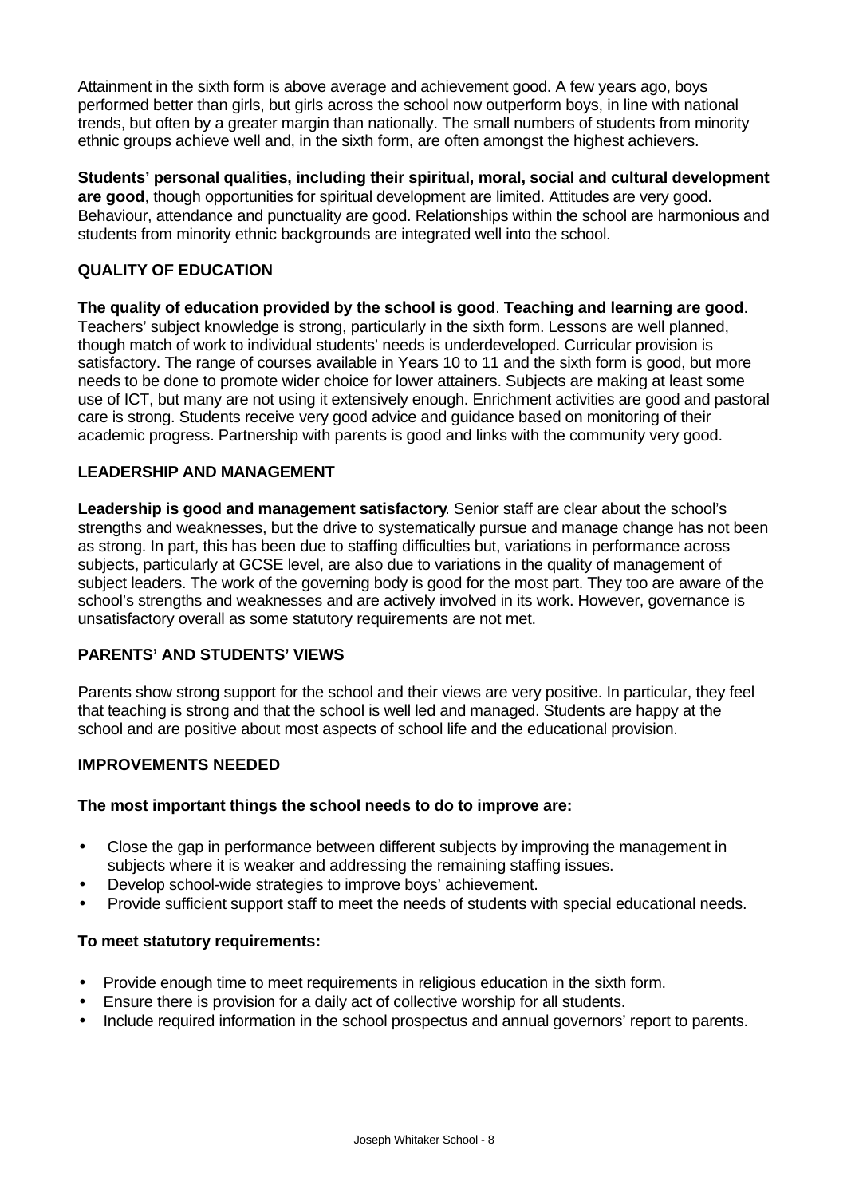Attainment in the sixth form is above average and achievement good. A few years ago, boys performed better than girls, but girls across the school now outperform boys, in line with national trends, but often by a greater margin than nationally. The small numbers of students from minority ethnic groups achieve well and, in the sixth form, are often amongst the highest achievers.

**Students' personal qualities, including their spiritual, moral, social and cultural development are good**, though opportunities for spiritual development are limited. Attitudes are very good. Behaviour, attendance and punctuality are good. Relationships within the school are harmonious and students from minority ethnic backgrounds are integrated well into the school.

### QUALITY OF EDUCATION

**The quality of education provided by the school is good**. **Teaching and learning are good**. Teachers' subject knowledge is strong, particularly in the sixth form. Lessons are well planned, though match of work to individual students' needs is underdeveloped. Curricular provision is satisfactory. The range of courses available in Years 10 to 11 and the sixth form is good, but more needs to be done to promote wider choice for lower attainers. Subjects are making at least some use of ICT, but many are not using it extensively enough. Enrichment activities are good and pastoral care is strong. Students receive very good advice and guidance based on monitoring of their academic progress. Partnership with parents is good and links with the community very good.

### LEADERSHIP AND MANAGEMENT

**Leadership is good and management satisfactory**. Senior staff are clear about the school's strengths and weaknesses, but the drive to systematically pursue and manage change has not been as strong. In part, this has been due to staffing difficulties but, variations in performance across subjects, particularly at GCSE level, are also due to variations in the quality of management of subject leaders. The work of the governing body is good for the most part. They too are aware of the school's strengths and weaknesses and are actively involved in its work. However, governance is unsatisfactory overall as some statutory requirements are not met.

### PARENTS' AND STUDENTS' VIEWS

Parents show strong support for the school and their views are very positive. In particular, they feel that teaching is strong and that the school is well led and managed. Students are happy at the school and are positive about most aspects of school life and the educational provision.

### IMPROVEMENTS NEEDED

**The most important things the school needs to do to improve are:**

- Close the gap in performance between different subjects by improving the management in subjects where it is weaker and addressing the remaining staffing issues.
- Develop school-wide strategies to improve boys' achievement.
- Provide sufficient support staff to meet the needs of students with special educational needs.

**To meet statutory requirements:**

- Provide enough time to meet requirements in religious education in the sixth form.
- Ensure there is provision for a daily act of collective worship for all students.
- Include required information in the school prospectus and annual governors' report to parents.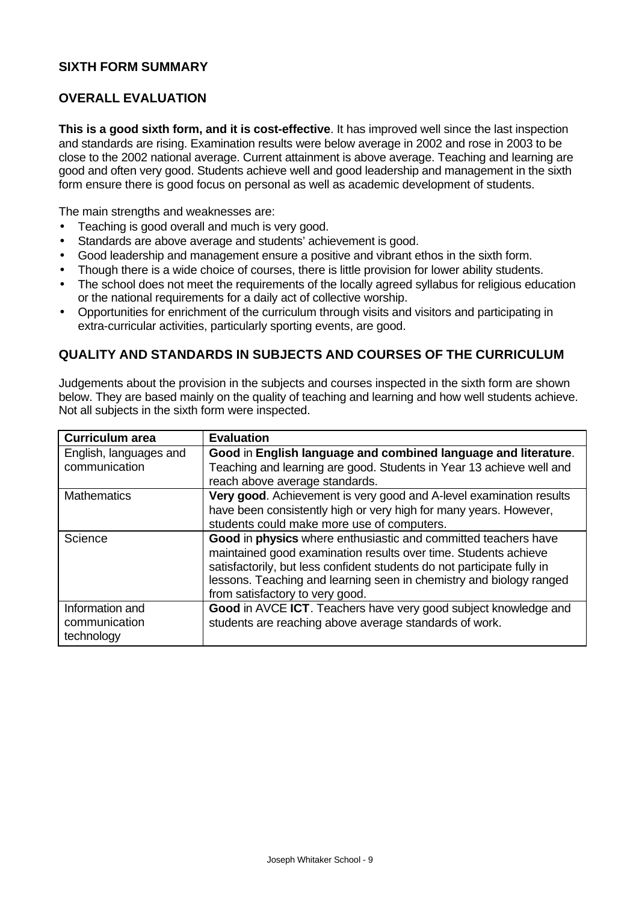## SIXTH FORM SUMMARY

## OVERALL EVALUATION

**This is a good sixth form, and it is cost-effective**. It has improved well since the last inspection and standards are rising. Examination results were below average in 2002 and rose in 2003 to be close to the 2002 national average. Current attainment is above average. Teaching and learning are good and often very good. Students achieve well and good leadership and management in the sixth form ensure there is good focus on personal as well as academic development of students.

The main strengths and weaknesses are:

- Teaching is good overall and much is very good.
- Standards are above average and students' achievement is good.
- Good leadership and management ensure a positive and vibrant ethos in the sixth form.
- Though there is a wide choice of courses, there is little provision for lower ability students.
- The school does not meet the requirements of the locally agreed syllabus for religious education or the national requirements for a daily act of collective worship.
- Opportunities for enrichment of the curriculum through visits and visitors and participating in extra-curricular activities, particularly sporting events, are good.

## QUALITY AND STANDARDS IN SUBJECTS AND COURSES OF THE CURRICULUM

Judgements about the provision in the subjects and courses inspected in the sixth form are shown below. They are based mainly on the quality of teaching and learning and how well students achieve. Not all subjects in the sixth form were inspected.

| Curriculum area | Evaluation |
|---|---|
| English, languages and communication | **Good** in **English language and combined language and literature**. Teaching and learning are good. Students in Year 13 achieve well and reach above average standards. |
| Mathematics | **Very good**. Achievement is very good and A-level examination results have been consistently high or very high for many years. However, students could make more use of computers. |
| Science | **Good** in **physics** where enthusiastic and committed teachers have maintained good examination results over time. Students achieve satisfactorily, but less confident students do not participate fully in lessons. Teaching and learning seen in chemistry and biology ranged from satisfactory to very good. |
| Information and communication technology | **Good** in AVCE **ICT**. Teachers have very good subject knowledge and students are reaching above average standards of work. |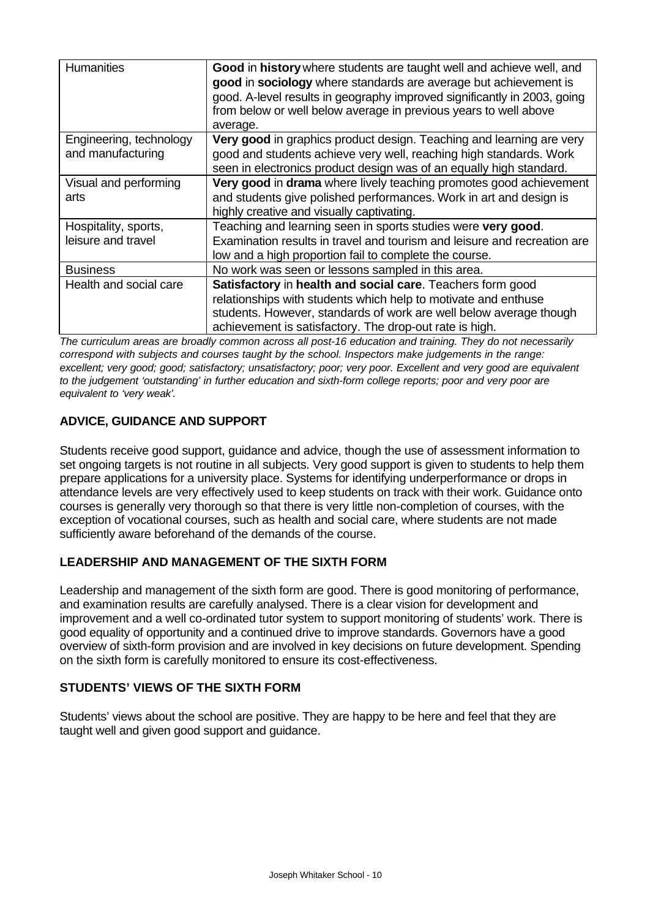| Humanities | **Good** in **history** where students are taught well and achieve well, and **good** in **sociology** where standards are average but achievement is good. A-level results in geography improved significantly in 2003, going from below or well below average in previous years to well above average. |
|---|---|
| Engineering, technology and manufacturing | **Very good** in graphics product design. Teaching and learning are very good and students achieve very well, reaching high standards. Work seen in electronics product design was of an equally high standard. |
| Visual and performing arts | **Very good** in **drama** where lively teaching promotes good achievement and students give polished performances. Work in art and design is highly creative and visually captivating. |
| Hospitality, sports, leisure and travel | Teaching and learning seen in sports studies were **very good**. Examination results in travel and tourism and leisure and recreation are low and a high proportion fail to complete the course. |
| Business | No work was seen or lessons sampled in this area. |
| Health and social care | **Satisfactory** in **health and social care**. Teachers form good relationships with students which help to motivate and enthuse students. However, standards of work are well below average though achievement is satisfactory. The drop-out rate is high. |

*The curriculum areas are broadly common across all post-16 education and training. They do not necessarily correspond with subjects and courses taught by the school. Inspectors make judgements in the range: excellent; very good; good; satisfactory; unsatisfactory; poor; very poor. Excellent and very good are equivalent to the judgement 'outstanding' in further education and sixth-form college reports; poor and very poor are equivalent to 'very weak'.*

## ADVICE, GUIDANCE AND SUPPORT

Students receive good support, guidance and advice, though the use of assessment information to set ongoing targets is not routine in all subjects. Very good support is given to students to help them prepare applications for a university place. Systems for identifying underperformance or drops in attendance levels are very effectively used to keep students on track with their work. Guidance onto courses is generally very thorough so that there is very little non-completion of courses, with the exception of vocational courses, such as health and social care, where students are not made sufficiently aware beforehand of the demands of the course.

## LEADERSHIP AND MANAGEMENT OF THE SIXTH FORM

Leadership and management of the sixth form are good. There is good monitoring of performance, and examination results are carefully analysed. There is a clear vision for development and improvement and a well co-ordinated tutor system to support monitoring of students' work. There is good equality of opportunity and a continued drive to improve standards. Governors have a good overview of sixth-form provision and are involved in key decisions on future development. Spending on the sixth form is carefully monitored to ensure its cost-effectiveness.

## STUDENTS' VIEWS OF THE SIXTH FORM

Students' views about the school are positive. They are happy to be here and feel that they are taught well and given good support and guidance.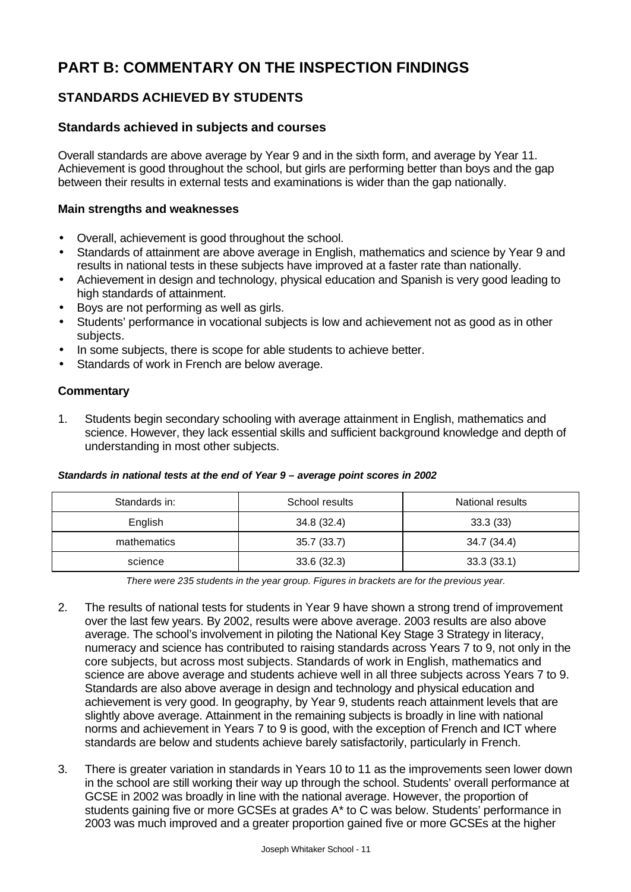# PART B: COMMENTARY ON THE INSPECTION FINDINGS

## STANDARDS ACHIEVED BY STUDENTS

### Standards achieved in subjects and courses

Overall standards are above average by Year 9 and in the sixth form, and average by Year 11. Achievement is good throughout the school, but girls are performing better than boys and the gap between their results in external tests and examinations is wider than the gap nationally.

**Main strengths and weaknesses**

- Overall, achievement is good throughout the school.
- Standards of attainment are above average in English, mathematics and science by Year 9 and results in national tests in these subjects have improved at a faster rate than nationally.
- Achievement in design and technology, physical education and Spanish is very good leading to high standards of attainment.
- Boys are not performing as well as girls.
- Students' performance in vocational subjects is low and achievement not as good as in other subjects.
- In some subjects, there is scope for able students to achieve better.
- Standards of work in French are below average.

**Commentary**

1. Students begin secondary schooling with average attainment in English, mathematics and science. However, they lack essential skills and sufficient background knowledge and depth of understanding in most other subjects.

***Standards in national tests at the end of Year 9 – average point scores in 2002***

| Standards in: | School results | National results |
|---|---|---|
| English | 34.8 (32.4) | 33.3 (33) |
| mathematics | 35.7 (33.7) | 34.7 (34.4) |
| science | 33.6 (32.3) | 33.3 (33.1) |

*There were 235 students in the year group. Figures in brackets are for the previous year.*

2. The results of national tests for students in Year 9 have shown a strong trend of improvement over the last few years. By 2002, results were above average. 2003 results are also above average. The school's involvement in piloting the National Key Stage 3 Strategy in literacy, numeracy and science has contributed to raising standards across Years 7 to 9, not only in the core subjects, but across most subjects. Standards of work in English, mathematics and science are above average and students achieve well in all three subjects across Years 7 to 9. Standards are also above average in design and technology and physical education and achievement is very good. In geography, by Year 9, students reach attainment levels that are slightly above average. Attainment in the remaining subjects is broadly in line with national norms and achievement in Years 7 to 9 is good, with the exception of French and ICT where standards are below and students achieve barely satisfactorily, particularly in French.

3. There is greater variation in standards in Years 10 to 11 as the improvements seen lower down in the school are still working their way up through the school. Students' overall performance at GCSE in 2002 was broadly in line with the national average. However, the proportion of students gaining five or more GCSEs at grades A* to C was below. Students' performance in 2003 was much improved and a greater proportion gained five or more GCSEs at the higher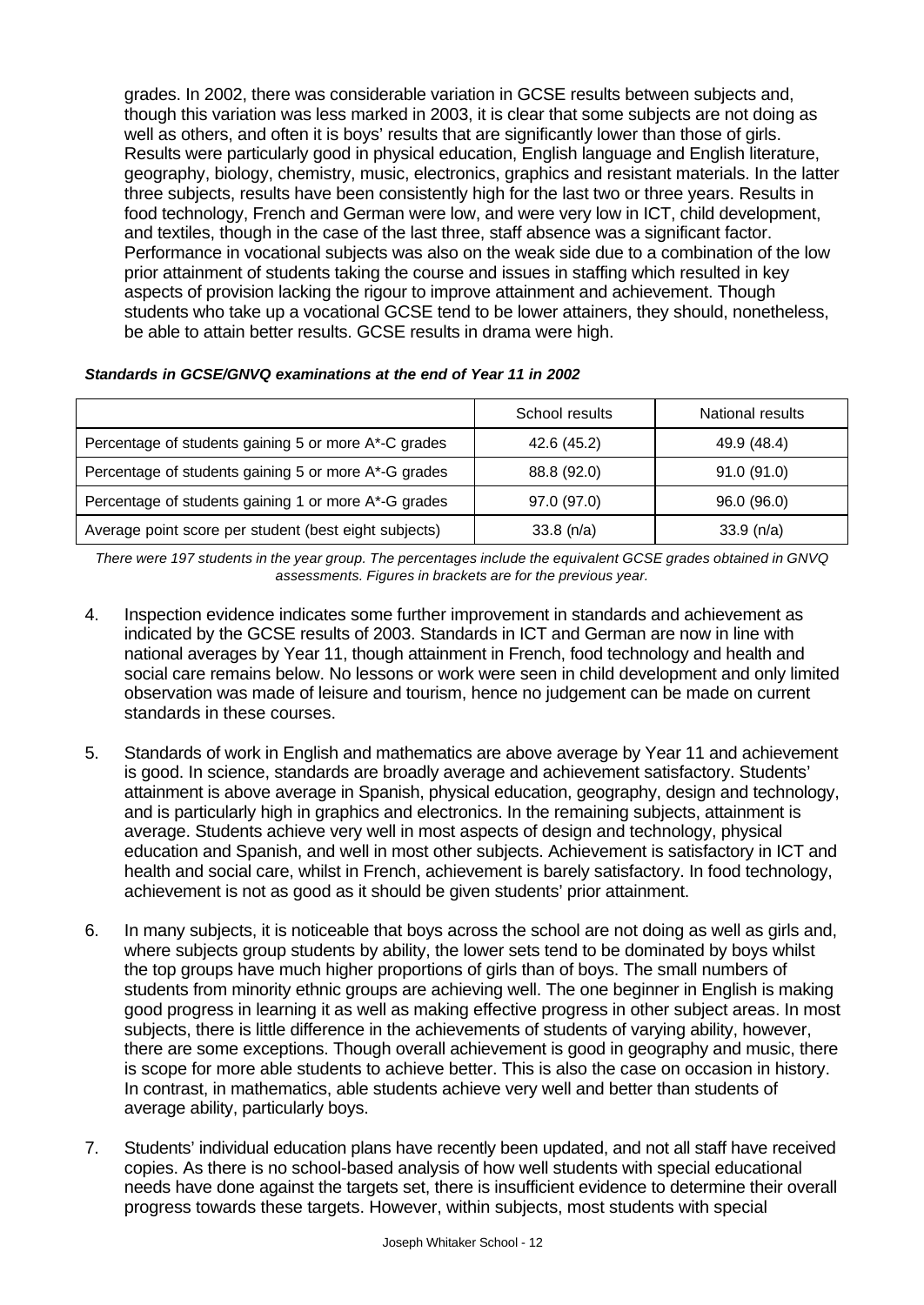grades. In 2002, there was considerable variation in GCSE results between subjects and, though this variation was less marked in 2003, it is clear that some subjects are not doing as well as others, and often it is boys' results that are significantly lower than those of girls. Results were particularly good in physical education, English language and English literature, geography, biology, chemistry, music, electronics, graphics and resistant materials. In the latter three subjects, results have been consistently high for the last two or three years. Results in food technology, French and German were low, and were very low in ICT, child development, and textiles, though in the case of the last three, staff absence was a significant factor. Performance in vocational subjects was also on the weak side due to a combination of the low prior attainment of students taking the course and issues in staffing which resulted in key aspects of provision lacking the rigour to improve attainment and achievement. Though students who take up a vocational GCSE tend to be lower attainers, they should, nonetheless, be able to attain better results. GCSE results in drama were high.

***Standards in GCSE/GNVQ examinations at the end of Year 11 in 2002***

| | School results | National results |
|---|---|---|
| Percentage of students gaining 5 or more A*-C grades | 42.6 (45.2) | 49.9 (48.4) |
| Percentage of students gaining 5 or more A*-G grades | 88.8 (92.0) | 91.0 (91.0) |
| Percentage of students gaining 1 or more A*-G grades | 97.0 (97.0) | 96.0 (96.0) |
| Average point score per student (best eight subjects) | 33.8 (n/a) | 33.9 (n/a) |

*There were 197 students in the year group. The percentages include the equivalent GCSE grades obtained in GNVQ assessments. Figures in brackets are for the previous year.*

4. Inspection evidence indicates some further improvement in standards and achievement as indicated by the GCSE results of 2003. Standards in ICT and German are now in line with national averages by Year 11, though attainment in French, food technology and health and social care remains below. No lessons or work were seen in child development and only limited observation was made of leisure and tourism, hence no judgement can be made on current standards in these courses.

5. Standards of work in English and mathematics are above average by Year 11 and achievement is good. In science, standards are broadly average and achievement satisfactory. Students' attainment is above average in Spanish, physical education, geography, design and technology, and is particularly high in graphics and electronics. In the remaining subjects, attainment is average. Students achieve very well in most aspects of design and technology, physical education and Spanish, and well in most other subjects. Achievement is satisfactory in ICT and health and social care, whilst in French, achievement is barely satisfactory. In food technology, achievement is not as good as it should be given students' prior attainment.

6. In many subjects, it is noticeable that boys across the school are not doing as well as girls and, where subjects group students by ability, the lower sets tend to be dominated by boys whilst the top groups have much higher proportions of girls than of boys. The small numbers of students from minority ethnic groups are achieving well. The one beginner in English is making good progress in learning it as well as making effective progress in other subject areas. In most subjects, there is little difference in the achievements of students of varying ability, however, there are some exceptions. Though overall achievement is good in geography and music, there is scope for more able students to achieve better. This is also the case on occasion in history. In contrast, in mathematics, able students achieve very well and better than students of average ability, particularly boys.

7. Students' individual education plans have recently been updated, and not all staff have received copies. As there is no school-based analysis of how well students with special educational needs have done against the targets set, there is insufficient evidence to determine their overall progress towards these targets. However, within subjects, most students with special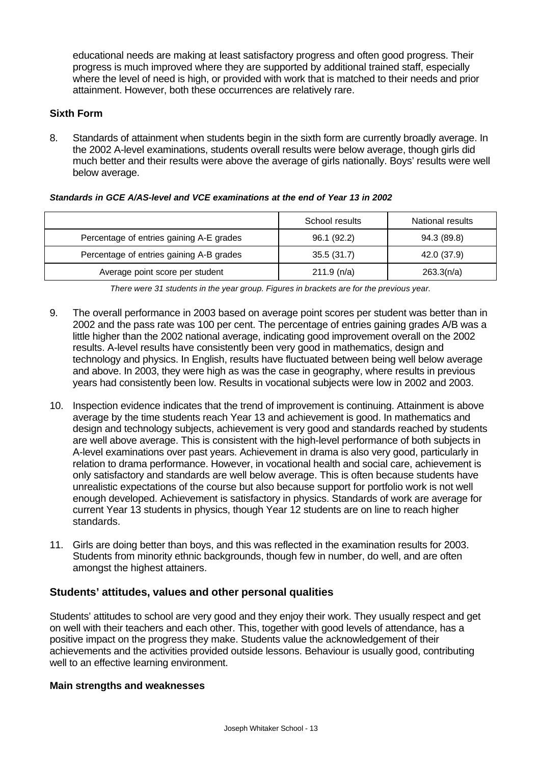educational needs are making at least satisfactory progress and often good progress. Their progress is much improved where they are supported by additional trained staff, especially where the level of need is high, or provided with work that is matched to their needs and prior attainment. However, both these occurrences are relatively rare.

**Sixth Form**

8. Standards of attainment when students begin in the sixth form are currently broadly average. In the 2002 A-level examinations, students overall results were below average, though girls did much better and their results were above the average of girls nationally. Boys' results were well below average.

***Standards in GCE A/AS-level and VCE examinations at the end of Year 13 in 2002***

| | School results | National results |
|---|---|---|
| Percentage of entries gaining A-E grades | 96.1 (92.2) | 94.3 (89.8) |
| Percentage of entries gaining A-B grades | 35.5 (31.7) | 42.0 (37.9) |
| Average point score per student | 211.9 (n/a) | 263.3(n/a) |

*There were 31 students in the year group. Figures in brackets are for the previous year.*

9. The overall performance in 2003 based on average point scores per student was better than in 2002 and the pass rate was 100 per cent. The percentage of entries gaining grades A/B was a little higher than the 2002 national average, indicating good improvement overall on the 2002 results. A-level results have consistently been very good in mathematics, design and technology and physics. In English, results have fluctuated between being well below average and above. In 2003, they were high as was the case in geography, where results in previous years had consistently been low. Results in vocational subjects were low in 2002 and 2003.

10. Inspection evidence indicates that the trend of improvement is continuing. Attainment is above average by the time students reach Year 13 and achievement is good. In mathematics and design and technology subjects, achievement is very good and standards reached by students are well above average. This is consistent with the high-level performance of both subjects in A-level examinations over past years. Achievement in drama is also very good, particularly in relation to drama performance. However, in vocational health and social care, achievement is only satisfactory and standards are well below average. This is often because students have unrealistic expectations of the course but also because support for portfolio work is not well enough developed. Achievement is satisfactory in physics. Standards of work are average for current Year 13 students in physics, though Year 12 students are on line to reach higher standards.

11. Girls are doing better than boys, and this was reflected in the examination results for 2003. Students from minority ethnic backgrounds, though few in number, do well, and are often amongst the highest attainers.

## Students' attitudes, values and other personal qualities

Students' attitudes to school are very good and they enjoy their work. They usually respect and get on well with their teachers and each other. This, together with good levels of attendance, has a positive impact on the progress they make. Students value the acknowledgement of their achievements and the activities provided outside lessons. Behaviour is usually good, contributing well to an effective learning environment.

**Main strengths and weaknesses**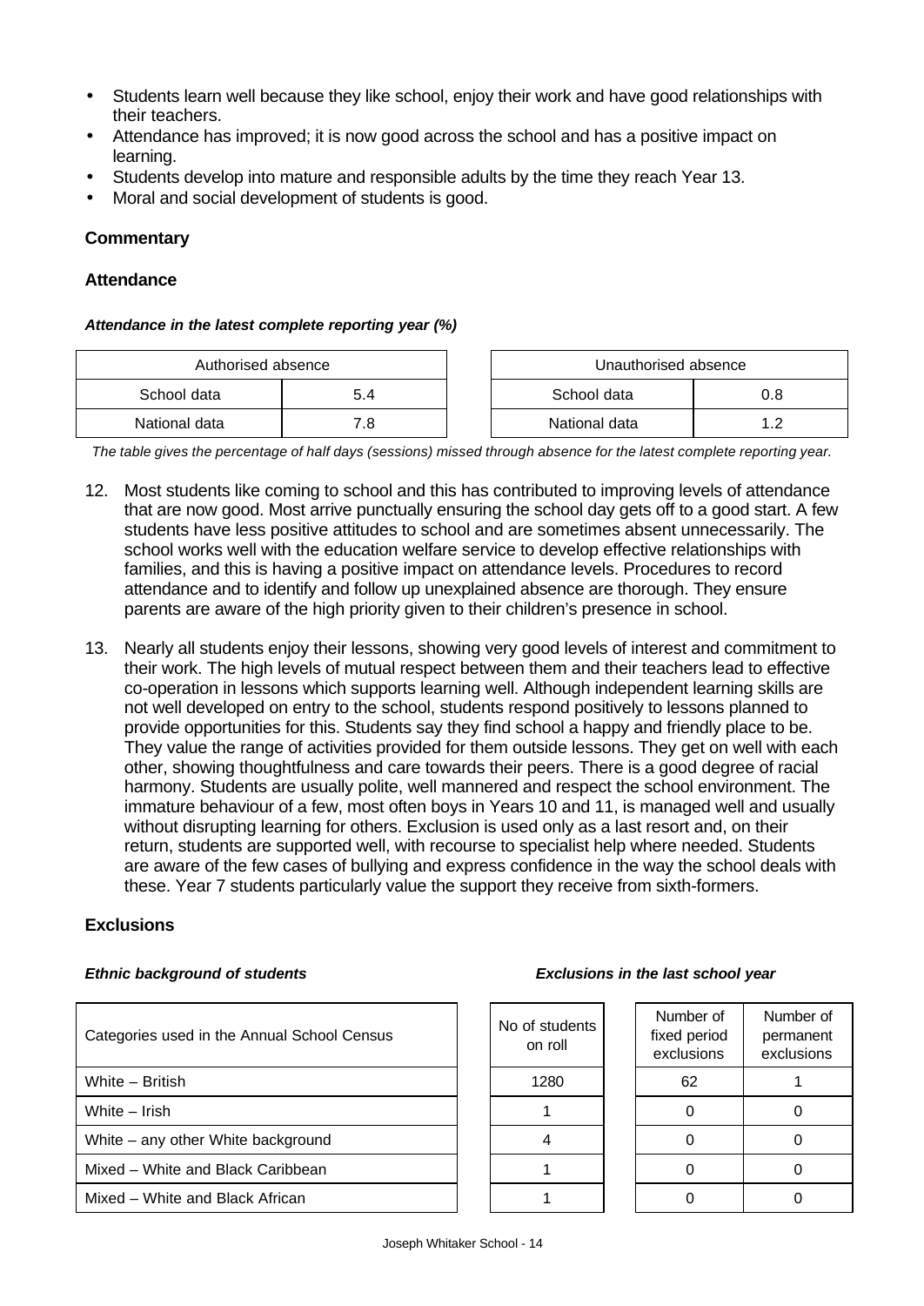- Students learn well because they like school, enjoy their work and have good relationships with their teachers.
- Attendance has improved; it is now good across the school and has a positive impact on learning.
- Students develop into mature and responsible adults by the time they reach Year 13.
- Moral and social development of students is good.

### Commentary

### Attendance

***Attendance in the latest complete reporting year (%)***

| Authorised absence | |
|---|---|
| School data | 5.4 |
| National data | 7.8 |

| Unauthorised absence | |
|---|---|
| School data | 0.8 |
| National data | 1.2 |

*The table gives the percentage of half days (sessions) missed through absence for the latest complete reporting year.*

12. Most students like coming to school and this has contributed to improving levels of attendance that are now good. Most arrive punctually ensuring the school day gets off to a good start. A few students have less positive attitudes to school and are sometimes absent unnecessarily. The school works well with the education welfare service to develop effective relationships with families, and this is having a positive impact on attendance levels. Procedures to record attendance and to identify and follow up unexplained absence are thorough. They ensure parents are aware of the high priority given to their children's presence in school.

13. Nearly all students enjoy their lessons, showing very good levels of interest and commitment to their work. The high levels of mutual respect between them and their teachers lead to effective co-operation in lessons which supports learning well. Although independent learning skills are not well developed on entry to the school, students respond positively to lessons planned to provide opportunities for this. Students say they find school a happy and friendly place to be. They value the range of activities provided for them outside lessons. They get on well with each other, showing thoughtfulness and care towards their peers. There is a good degree of racial harmony. Students are usually polite, well mannered and respect the school environment. The immature behaviour of a few, most often boys in Years 10 and 11, is managed well and usually without disrupting learning for others. Exclusion is used only as a last resort and, on their return, students are supported well, with recourse to specialist help where needed. Students are aware of the few cases of bullying and express confidence in the way the school deals with these. Year 7 students particularly value the support they receive from sixth-formers.

### Exclusions

***Ethnic background of students*** / ***Exclusions in the last school year***

| Categories used in the Annual School Census | No of students on roll | Number of fixed period exclusions | Number of permanent exclusions |
|---|---|---|---|
| White – British | 1280 | 62 | 1 |
| White – Irish | 1 | 0 | 0 |
| White – any other White background | 4 | 0 | 0 |
| Mixed – White and Black Caribbean | 1 | 0 | 0 |
| Mixed – White and Black African | 1 | 0 | 0 |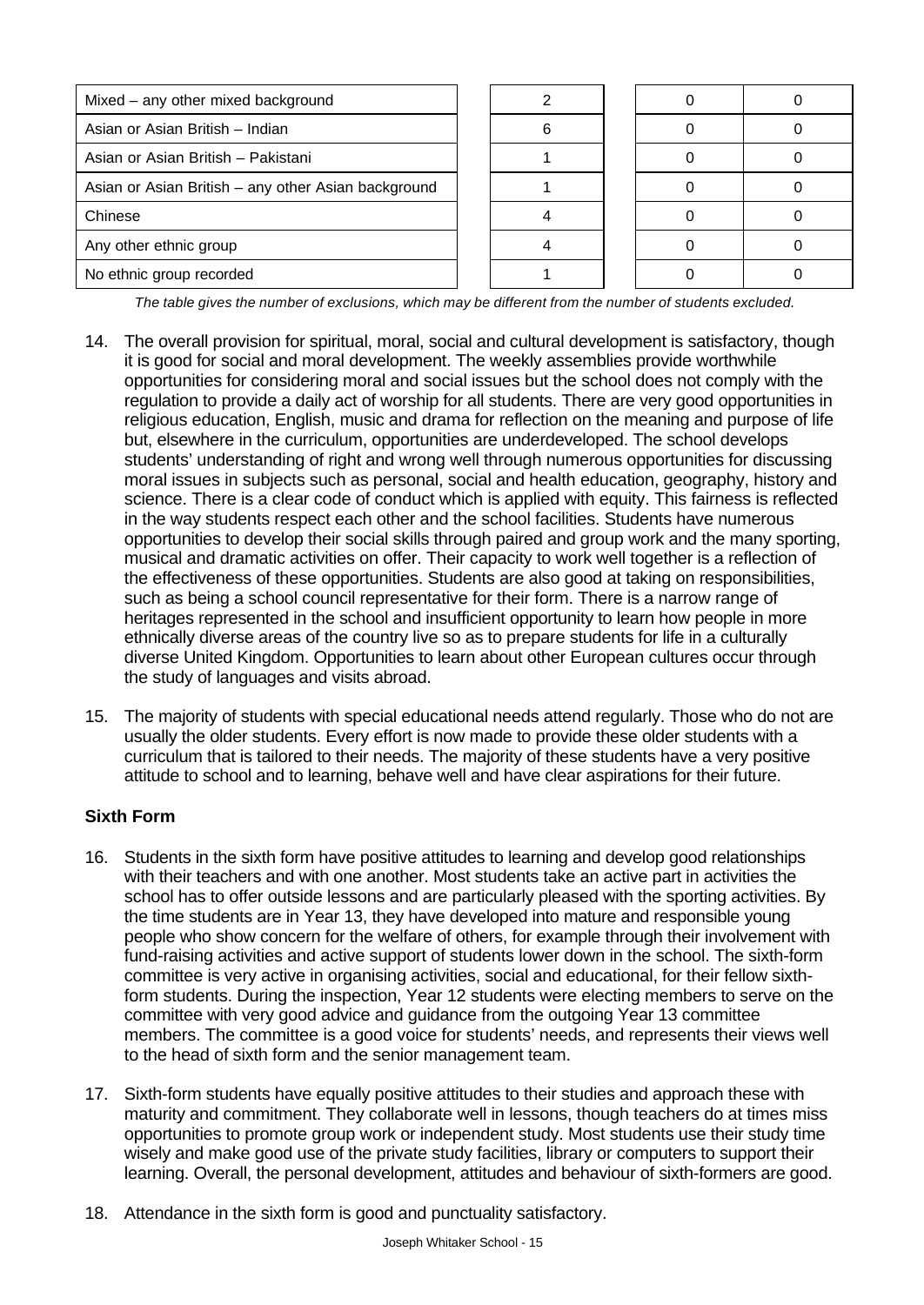| | | | |
|---|---|---|---|
| Mixed – any other mixed background | 2 | 0 | 0 |
| Asian or Asian British – Indian | 6 | 0 | 0 |
| Asian or Asian British – Pakistani | 1 | 0 | 0 |
| Asian or Asian British – any other Asian background | 1 | 0 | 0 |
| Chinese | 4 | 0 | 0 |
| Any other ethnic group | 4 | 0 | 0 |
| No ethnic group recorded | 1 | 0 | 0 |

*The table gives the number of exclusions, which may be different from the number of students excluded.*

14. The overall provision for spiritual, moral, social and cultural development is satisfactory, though it is good for social and moral development. The weekly assemblies provide worthwhile opportunities for considering moral and social issues but the school does not comply with the regulation to provide a daily act of worship for all students. There are very good opportunities in religious education, English, music and drama for reflection on the meaning and purpose of life but, elsewhere in the curriculum, opportunities are underdeveloped. The school develops students' understanding of right and wrong well through numerous opportunities for discussing moral issues in subjects such as personal, social and health education, geography, history and science. There is a clear code of conduct which is applied with equity. This fairness is reflected in the way students respect each other and the school facilities. Students have numerous opportunities to develop their social skills through paired and group work and the many sporting, musical and dramatic activities on offer. Their capacity to work well together is a reflection of the effectiveness of these opportunities. Students are also good at taking on responsibilities, such as being a school council representative for their form. There is a narrow range of heritages represented in the school and insufficient opportunity to learn how people in more ethnically diverse areas of the country live so as to prepare students for life in a culturally diverse United Kingdom. Opportunities to learn about other European cultures occur through the study of languages and visits abroad.

15. The majority of students with special educational needs attend regularly. Those who do not are usually the older students. Every effort is now made to provide these older students with a curriculum that is tailored to their needs. The majority of these students have a very positive attitude to school and to learning, behave well and have clear aspirations for their future.

### Sixth Form

16. Students in the sixth form have positive attitudes to learning and develop good relationships with their teachers and with one another. Most students take an active part in activities the school has to offer outside lessons and are particularly pleased with the sporting activities. By the time students are in Year 13, they have developed into mature and responsible young people who show concern for the welfare of others, for example through their involvement with fund-raising activities and active support of students lower down in the school. The sixth-form committee is very active in organising activities, social and educational, for their fellow sixth-form students. During the inspection, Year 12 students were electing members to serve on the committee with very good advice and guidance from the outgoing Year 13 committee members. The committee is a good voice for students' needs, and represents their views well to the head of sixth form and the senior management team.

17. Sixth-form students have equally positive attitudes to their studies and approach these with maturity and commitment. They collaborate well in lessons, though teachers do at times miss opportunities to promote group work or independent study. Most students use their study time wisely and make good use of the private study facilities, library or computers to support their learning. Overall, the personal development, attitudes and behaviour of sixth-formers are good.

18. Attendance in the sixth form is good and punctuality satisfactory.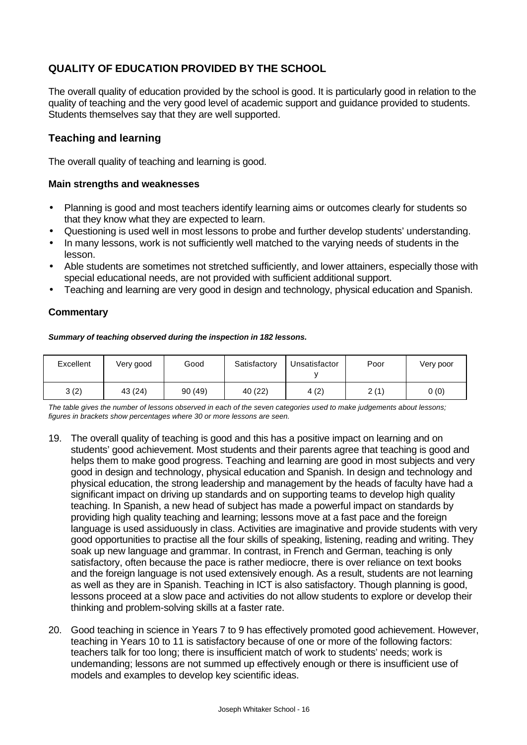## QUALITY OF EDUCATION PROVIDED BY THE SCHOOL

The overall quality of education provided by the school is good. It is particularly good in relation to the quality of teaching and the very good level of academic support and guidance provided to students. Students themselves say that they are well supported.

### Teaching and learning

The overall quality of teaching and learning is good.

#### Main strengths and weaknesses

- Planning is good and most teachers identify learning aims or outcomes clearly for students so that they know what they are expected to learn.
- Questioning is used well in most lessons to probe and further develop students' understanding.
- In many lessons, work is not sufficiently well matched to the varying needs of students in the lesson.
- Able students are sometimes not stretched sufficiently, and lower attainers, especially those with special educational needs, are not provided with sufficient additional support.
- Teaching and learning are very good in design and technology, physical education and Spanish.

#### Commentary

***Summary of teaching observed during the inspection in 182 lessons.***

| Excellent | Very good | Good | Satisfactory | Unsatisfactory | Poor | Very poor |
|---|---|---|---|---|---|---|
| 3 (2) | 43 (24) | 90 (49) | 40 (22) | 4 (2) | 2 (1) | 0 (0) |

*The table gives the number of lessons observed in each of the seven categories used to make judgements about lessons; figures in brackets show percentages where 30 or more lessons are seen.*

19. The overall quality of teaching is good and this has a positive impact on learning and on students' good achievement. Most students and their parents agree that teaching is good and helps them to make good progress. Teaching and learning are good in most subjects and very good in design and technology, physical education and Spanish. In design and technology and physical education, the strong leadership and management by the heads of faculty have had a significant impact on driving up standards and on supporting teams to develop high quality teaching. In Spanish, a new head of subject has made a powerful impact on standards by providing high quality teaching and learning; lessons move at a fast pace and the foreign language is used assiduously in class. Activities are imaginative and provide students with very good opportunities to practise all the four skills of speaking, listening, reading and writing. They soak up new language and grammar. In contrast, in French and German, teaching is only satisfactory, often because the pace is rather mediocre, there is over reliance on text books and the foreign language is not used extensively enough. As a result, students are not learning as well as they are in Spanish. Teaching in ICT is also satisfactory. Though planning is good, lessons proceed at a slow pace and activities do not allow students to explore or develop their thinking and problem-solving skills at a faster rate.

20. Good teaching in science in Years 7 to 9 has effectively promoted good achievement. However, teaching in Years 10 to 11 is satisfactory because of one or more of the following factors: teachers talk for too long; there is insufficient match of work to students' needs; work is undemanding; lessons are not summed up effectively enough or there is insufficient use of models and examples to develop key scientific ideas.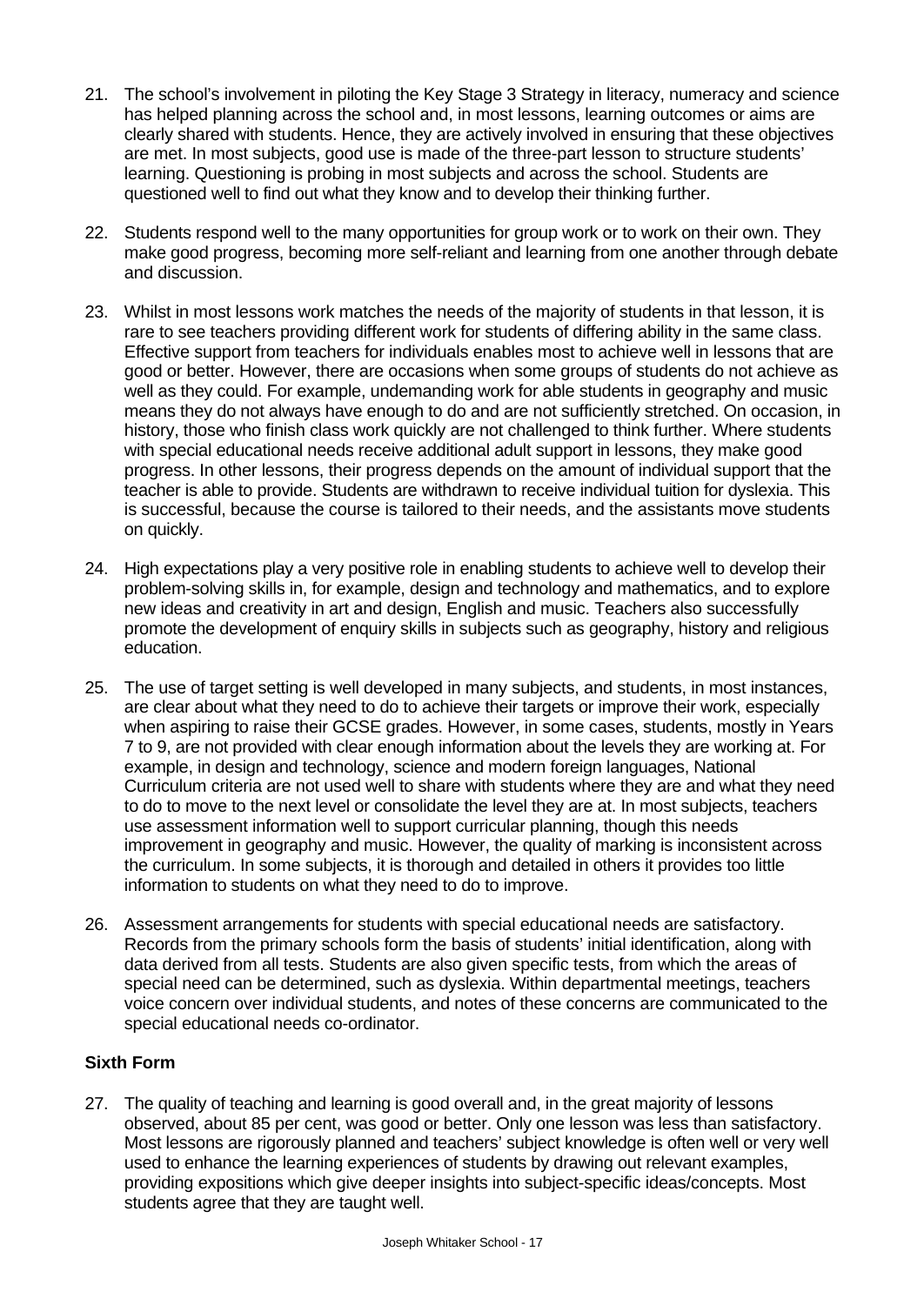21. The school's involvement in piloting the Key Stage 3 Strategy in literacy, numeracy and science has helped planning across the school and, in most lessons, learning outcomes or aims are clearly shared with students. Hence, they are actively involved in ensuring that these objectives are met. In most subjects, good use is made of the three-part lesson to structure students' learning. Questioning is probing in most subjects and across the school. Students are questioned well to find out what they know and to develop their thinking further.

22. Students respond well to the many opportunities for group work or to work on their own. They make good progress, becoming more self-reliant and learning from one another through debate and discussion.

23. Whilst in most lessons work matches the needs of the majority of students in that lesson, it is rare to see teachers providing different work for students of differing ability in the same class. Effective support from teachers for individuals enables most to achieve well in lessons that are good or better. However, there are occasions when some groups of students do not achieve as well as they could. For example, undemanding work for able students in geography and music means they do not always have enough to do and are not sufficiently stretched. On occasion, in history, those who finish class work quickly are not challenged to think further. Where students with special educational needs receive additional adult support in lessons, they make good progress. In other lessons, their progress depends on the amount of individual support that the teacher is able to provide. Students are withdrawn to receive individual tuition for dyslexia. This is successful, because the course is tailored to their needs, and the assistants move students on quickly.

24. High expectations play a very positive role in enabling students to achieve well to develop their problem-solving skills in, for example, design and technology and mathematics, and to explore new ideas and creativity in art and design, English and music. Teachers also successfully promote the development of enquiry skills in subjects such as geography, history and religious education.

25. The use of target setting is well developed in many subjects, and students, in most instances, are clear about what they need to do to achieve their targets or improve their work, especially when aspiring to raise their GCSE grades. However, in some cases, students, mostly in Years 7 to 9, are not provided with clear enough information about the levels they are working at. For example, in design and technology, science and modern foreign languages, National Curriculum criteria are not used well to share with students where they are and what they need to do to move to the next level or consolidate the level they are at. In most subjects, teachers use assessment information well to support curricular planning, though this needs improvement in geography and music. However, the quality of marking is inconsistent across the curriculum. In some subjects, it is thorough and detailed in others it provides too little information to students on what they need to do to improve.

26. Assessment arrangements for students with special educational needs are satisfactory. Records from the primary schools form the basis of students' initial identification, along with data derived from all tests. Students are also given specific tests, from which the areas of special need can be determined, such as dyslexia. Within departmental meetings, teachers voice concern over individual students, and notes of these concerns are communicated to the special educational needs co-ordinator.

**Sixth Form**

27. The quality of teaching and learning is good overall and, in the great majority of lessons observed, about 85 per cent, was good or better. Only one lesson was less than satisfactory. Most lessons are rigorously planned and teachers' subject knowledge is often well or very well used to enhance the learning experiences of students by drawing out relevant examples, providing expositions which give deeper insights into subject-specific ideas/concepts. Most students agree that they are taught well.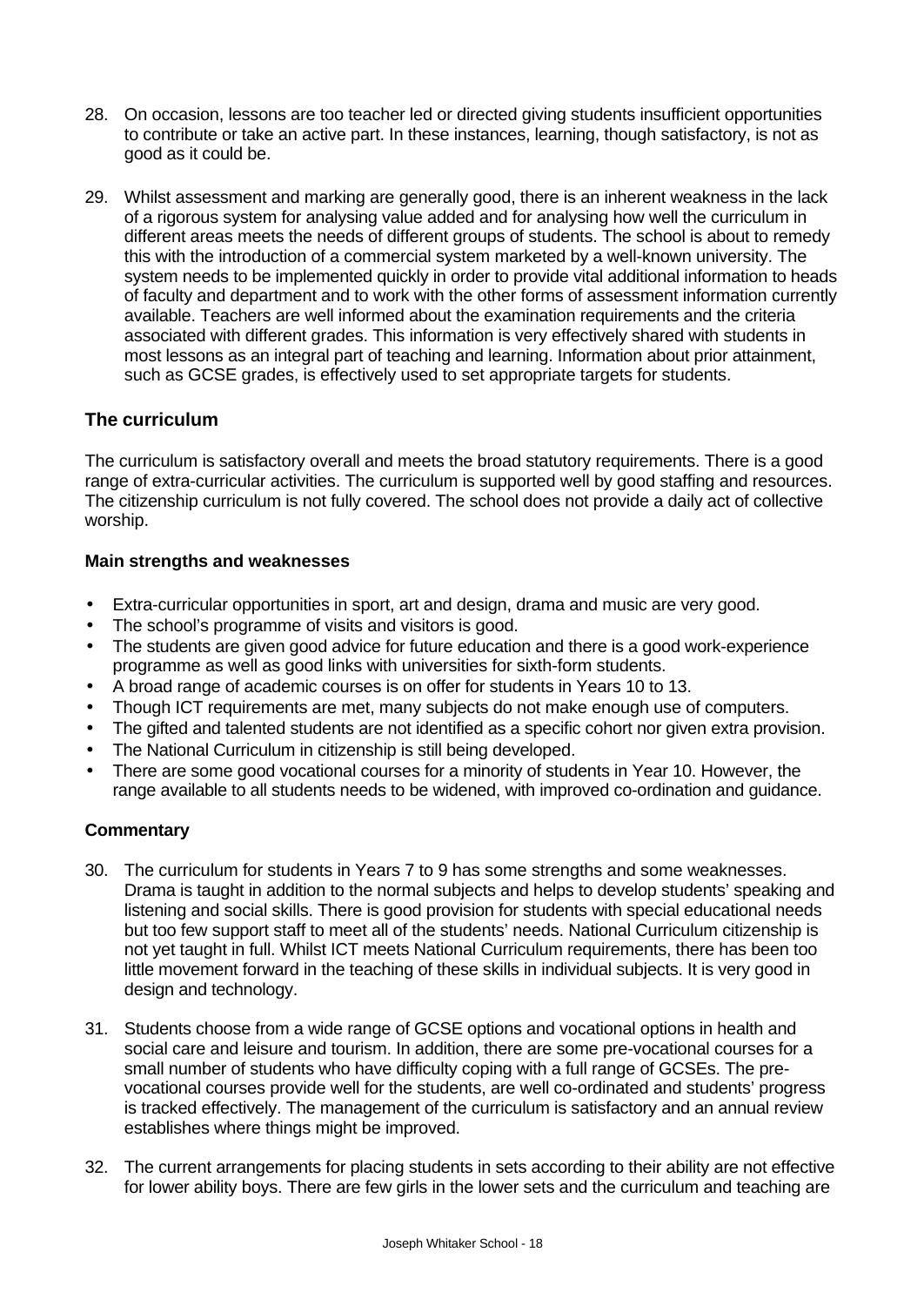28. On occasion, lessons are too teacher led or directed giving students insufficient opportunities to contribute or take an active part. In these instances, learning, though satisfactory, is not as good as it could be.

29. Whilst assessment and marking are generally good, there is an inherent weakness in the lack of a rigorous system for analysing value added and for analysing how well the curriculum in different areas meets the needs of different groups of students. The school is about to remedy this with the introduction of a commercial system marketed by a well-known university. The system needs to be implemented quickly in order to provide vital additional information to heads of faculty and department and to work with the other forms of assessment information currently available. Teachers are well informed about the examination requirements and the criteria associated with different grades. This information is very effectively shared with students in most lessons as an integral part of teaching and learning. Information about prior attainment, such as GCSE grades, is effectively used to set appropriate targets for students.

## The curriculum

The curriculum is satisfactory overall and meets the broad statutory requirements. There is a good range of extra-curricular activities. The curriculum is supported well by good staffing and resources. The citizenship curriculum is not fully covered. The school does not provide a daily act of collective worship.

### Main strengths and weaknesses

- Extra-curricular opportunities in sport, art and design, drama and music are very good.
- The school's programme of visits and visitors is good.
- The students are given good advice for future education and there is a good work-experience programme as well as good links with universities for sixth-form students.
- A broad range of academic courses is on offer for students in Years 10 to 13.
- Though ICT requirements are met, many subjects do not make enough use of computers.
- The gifted and talented students are not identified as a specific cohort nor given extra provision.
- The National Curriculum in citizenship is still being developed.
- There are some good vocational courses for a minority of students in Year 10. However, the range available to all students needs to be widened, with improved co-ordination and guidance.

### Commentary

30. The curriculum for students in Years 7 to 9 has some strengths and some weaknesses. Drama is taught in addition to the normal subjects and helps to develop students' speaking and listening and social skills. There is good provision for students with special educational needs but too few support staff to meet all of the students' needs. National Curriculum citizenship is not yet taught in full. Whilst ICT meets National Curriculum requirements, there has been too little movement forward in the teaching of these skills in individual subjects. It is very good in design and technology.

31. Students choose from a wide range of GCSE options and vocational options in health and social care and leisure and tourism. In addition, there are some pre-vocational courses for a small number of students who have difficulty coping with a full range of GCSEs. The pre-vocational courses provide well for the students, are well co-ordinated and students' progress is tracked effectively. The management of the curriculum is satisfactory and an annual review establishes where things might be improved.

32. The current arrangements for placing students in sets according to their ability are not effective for lower ability boys. There are few girls in the lower sets and the curriculum and teaching are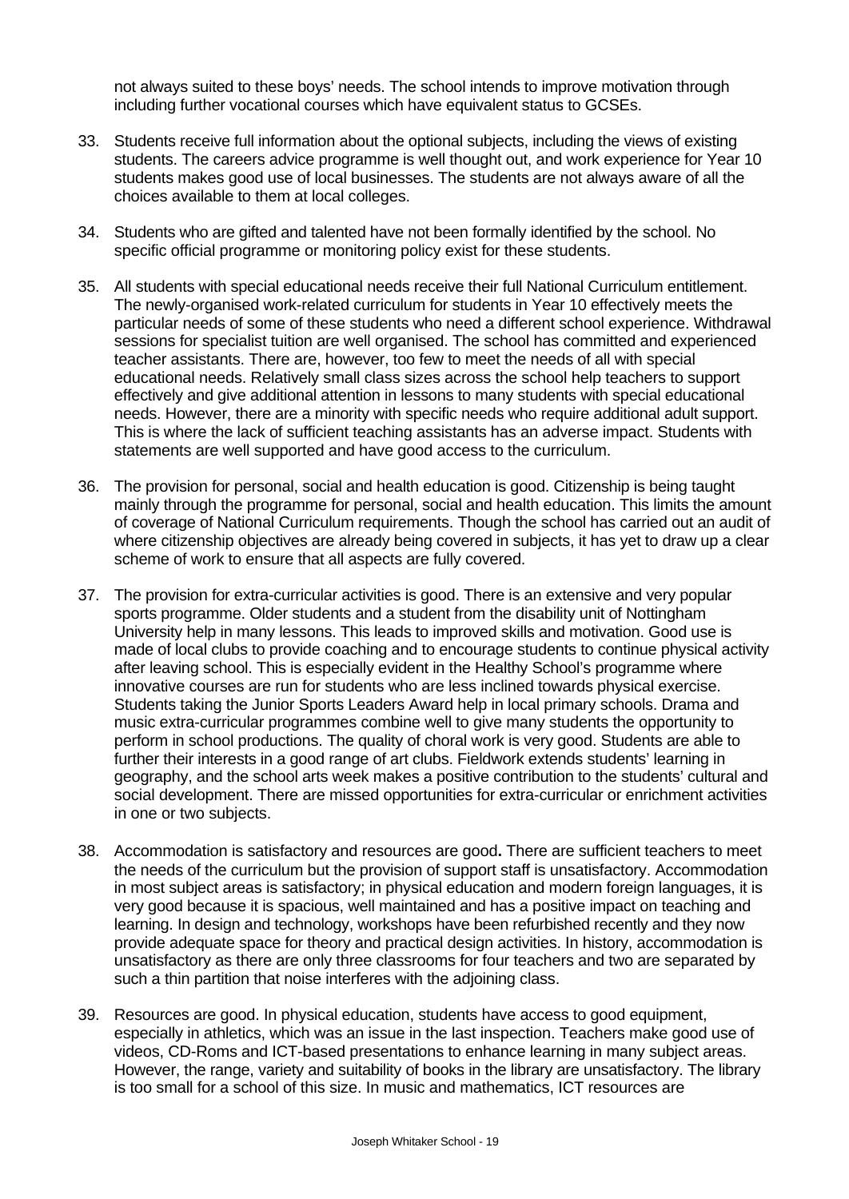not always suited to these boys' needs. The school intends to improve motivation through including further vocational courses which have equivalent status to GCSEs.

33. Students receive full information about the optional subjects, including the views of existing students. The careers advice programme is well thought out, and work experience for Year 10 students makes good use of local businesses. The students are not always aware of all the choices available to them at local colleges.

34. Students who are gifted and talented have not been formally identified by the school. No specific official programme or monitoring policy exist for these students.

35. All students with special educational needs receive their full National Curriculum entitlement. The newly-organised work-related curriculum for students in Year 10 effectively meets the particular needs of some of these students who need a different school experience. Withdrawal sessions for specialist tuition are well organised. The school has committed and experienced teacher assistants. There are, however, too few to meet the needs of all with special educational needs. Relatively small class sizes across the school help teachers to support effectively and give additional attention in lessons to many students with special educational needs. However, there are a minority with specific needs who require additional adult support. This is where the lack of sufficient teaching assistants has an adverse impact. Students with statements are well supported and have good access to the curriculum.

36. The provision for personal, social and health education is good. Citizenship is being taught mainly through the programme for personal, social and health education. This limits the amount of coverage of National Curriculum requirements. Though the school has carried out an audit of where citizenship objectives are already being covered in subjects, it has yet to draw up a clear scheme of work to ensure that all aspects are fully covered.

37. The provision for extra-curricular activities is good. There is an extensive and very popular sports programme. Older students and a student from the disability unit of Nottingham University help in many lessons. This leads to improved skills and motivation. Good use is made of local clubs to provide coaching and to encourage students to continue physical activity after leaving school. This is especially evident in the Healthy School's programme where innovative courses are run for students who are less inclined towards physical exercise. Students taking the Junior Sports Leaders Award help in local primary schools. Drama and music extra-curricular programmes combine well to give many students the opportunity to perform in school productions. The quality of choral work is very good. Students are able to further their interests in a good range of art clubs. Fieldwork extends students' learning in geography, and the school arts week makes a positive contribution to the students' cultural and social development. There are missed opportunities for extra-curricular or enrichment activities in one or two subjects.

38. Accommodation is satisfactory and resources are good**.** There are sufficient teachers to meet the needs of the curriculum but the provision of support staff is unsatisfactory. Accommodation in most subject areas is satisfactory; in physical education and modern foreign languages, it is very good because it is spacious, well maintained and has a positive impact on teaching and learning. In design and technology, workshops have been refurbished recently and they now provide adequate space for theory and practical design activities. In history, accommodation is unsatisfactory as there are only three classrooms for four teachers and two are separated by such a thin partition that noise interferes with the adjoining class.

39. Resources are good. In physical education, students have access to good equipment, especially in athletics, which was an issue in the last inspection. Teachers make good use of videos, CD-Roms and ICT-based presentations to enhance learning in many subject areas. However, the range, variety and suitability of books in the library are unsatisfactory. The library is too small for a school of this size. In music and mathematics, ICT resources are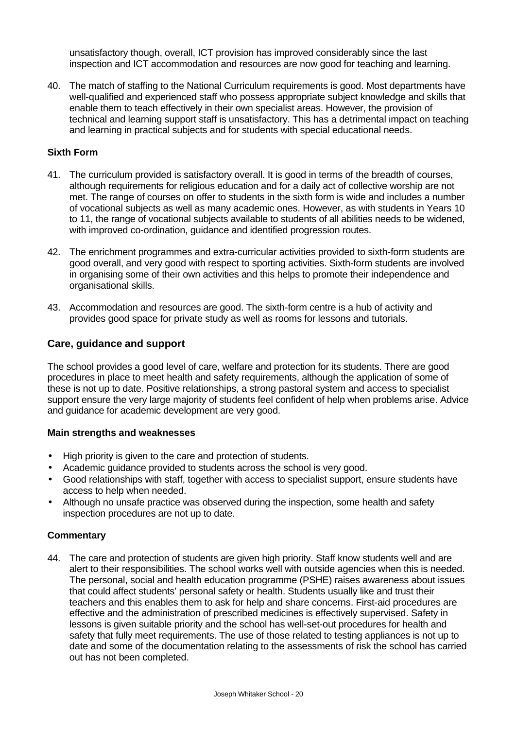unsatisfactory though, overall, ICT provision has improved considerably since the last inspection and ICT accommodation and resources are now good for teaching and learning.

40. The match of staffing to the National Curriculum requirements is good. Most departments have well-qualified and experienced staff who possess appropriate subject knowledge and skills that enable them to teach effectively in their own specialist areas. However, the provision of technical and learning support staff is unsatisfactory. This has a detrimental impact on teaching and learning in practical subjects and for students with special educational needs.

**Sixth Form**

41. The curriculum provided is satisfactory overall. It is good in terms of the breadth of courses, although requirements for religious education and for a daily act of collective worship are not met. The range of courses on offer to students in the sixth form is wide and includes a number of vocational subjects as well as many academic ones. However, as with students in Years 10 to 11, the range of vocational subjects available to students of all abilities needs to be widened, with improved co-ordination, guidance and identified progression routes.

42. The enrichment programmes and extra-curricular activities provided to sixth-form students are good overall, and very good with respect to sporting activities. Sixth-form students are involved in organising some of their own activities and this helps to promote their independence and organisational skills.

43. Accommodation and resources are good. The sixth-form centre is a hub of activity and provides good space for private study as well as rooms for lessons and tutorials.

## Care, guidance and support

The school provides a good level of care, welfare and protection for its students. There are good procedures in place to meet health and safety requirements, although the application of some of these is not up to date. Positive relationships, a strong pastoral system and access to specialist support ensure the very large majority of students feel confident of help when problems arise. Advice and guidance for academic development are very good.

**Main strengths and weaknesses**

- High priority is given to the care and protection of students.
- Academic guidance provided to students across the school is very good.
- Good relationships with staff, together with access to specialist support, ensure students have access to help when needed.
- Although no unsafe practice was observed during the inspection, some health and safety inspection procedures are not up to date.

**Commentary**

44. The care and protection of students are given high priority. Staff know students well and are alert to their responsibilities. The school works well with outside agencies when this is needed. The personal, social and health education programme (PSHE) raises awareness about issues that could affect students' personal safety or health. Students usually like and trust their teachers and this enables them to ask for help and share concerns. First-aid procedures are effective and the administration of prescribed medicines is effectively supervised. Safety in lessons is given suitable priority and the school has well-set-out procedures for health and safety that fully meet requirements. The use of those related to testing appliances is not up to date and some of the documentation relating to the assessments of risk the school has carried out has not been completed.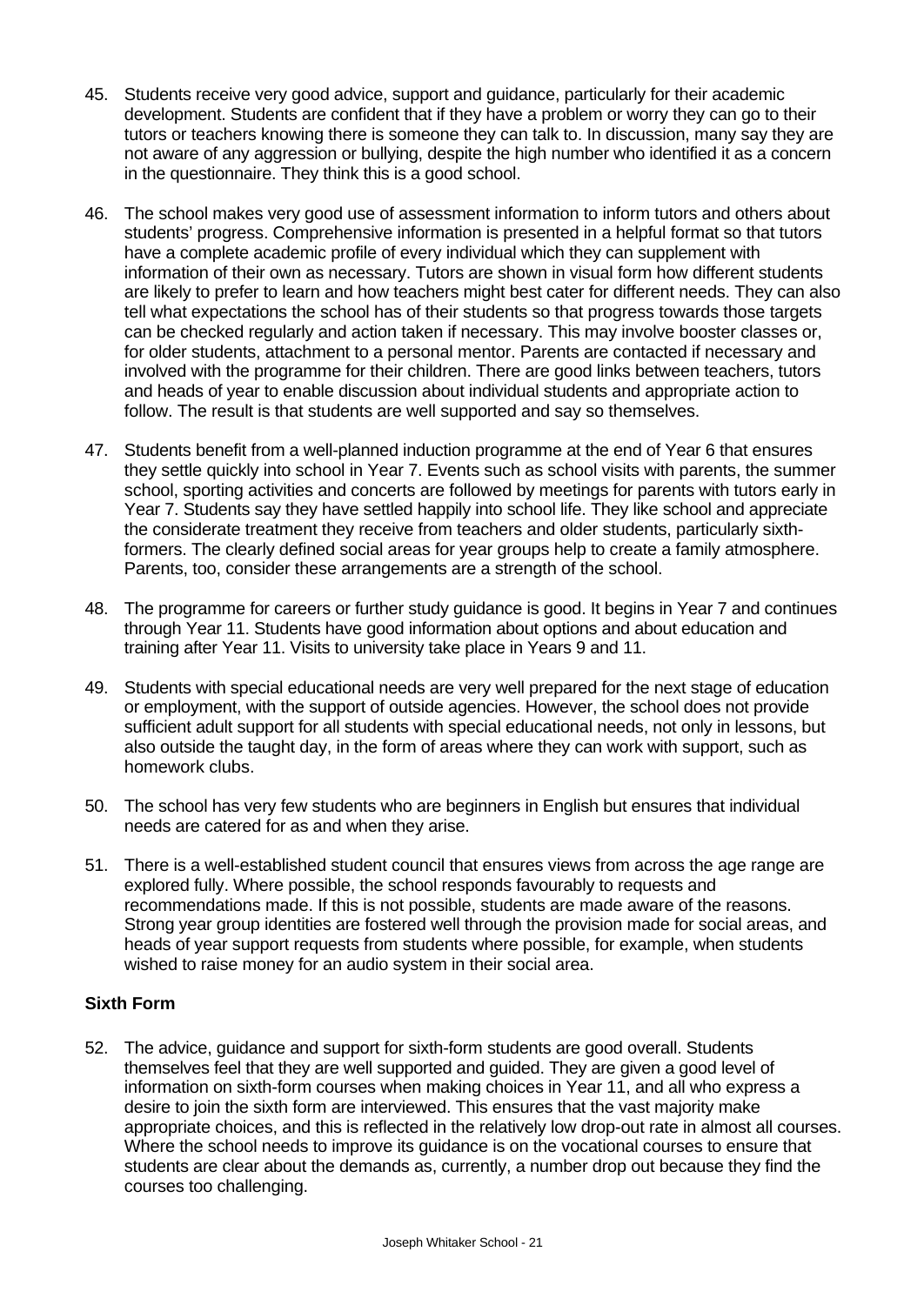45. Students receive very good advice, support and guidance, particularly for their academic development. Students are confident that if they have a problem or worry they can go to their tutors or teachers knowing there is someone they can talk to. In discussion, many say they are not aware of any aggression or bullying, despite the high number who identified it as a concern in the questionnaire. They think this is a good school.

46. The school makes very good use of assessment information to inform tutors and others about students' progress. Comprehensive information is presented in a helpful format so that tutors have a complete academic profile of every individual which they can supplement with information of their own as necessary. Tutors are shown in visual form how different students are likely to prefer to learn and how teachers might best cater for different needs. They can also tell what expectations the school has of their students so that progress towards those targets can be checked regularly and action taken if necessary. This may involve booster classes or, for older students, attachment to a personal mentor. Parents are contacted if necessary and involved with the programme for their children. There are good links between teachers, tutors and heads of year to enable discussion about individual students and appropriate action to follow. The result is that students are well supported and say so themselves.

47. Students benefit from a well-planned induction programme at the end of Year 6 that ensures they settle quickly into school in Year 7. Events such as school visits with parents, the summer school, sporting activities and concerts are followed by meetings for parents with tutors early in Year 7. Students say they have settled happily into school life. They like school and appreciate the considerate treatment they receive from teachers and older students, particularly sixth-formers. The clearly defined social areas for year groups help to create a family atmosphere. Parents, too, consider these arrangements are a strength of the school.

48. The programme for careers or further study guidance is good. It begins in Year 7 and continues through Year 11. Students have good information about options and about education and training after Year 11. Visits to university take place in Years 9 and 11.

49. Students with special educational needs are very well prepared for the next stage of education or employment, with the support of outside agencies. However, the school does not provide sufficient adult support for all students with special educational needs, not only in lessons, but also outside the taught day, in the form of areas where they can work with support, such as homework clubs.

50. The school has very few students who are beginners in English but ensures that individual needs are catered for as and when they arise.

51. There is a well-established student council that ensures views from across the age range are explored fully. Where possible, the school responds favourably to requests and recommendations made. If this is not possible, students are made aware of the reasons. Strong year group identities are fostered well through the provision made for social areas, and heads of year support requests from students where possible, for example, when students wished to raise money for an audio system in their social area.

### Sixth Form

52. The advice, guidance and support for sixth-form students are good overall. Students themselves feel that they are well supported and guided. They are given a good level of information on sixth-form courses when making choices in Year 11, and all who express a desire to join the sixth form are interviewed. This ensures that the vast majority make appropriate choices, and this is reflected in the relatively low drop-out rate in almost all courses. Where the school needs to improve its guidance is on the vocational courses to ensure that students are clear about the demands as, currently, a number drop out because they find the courses too challenging.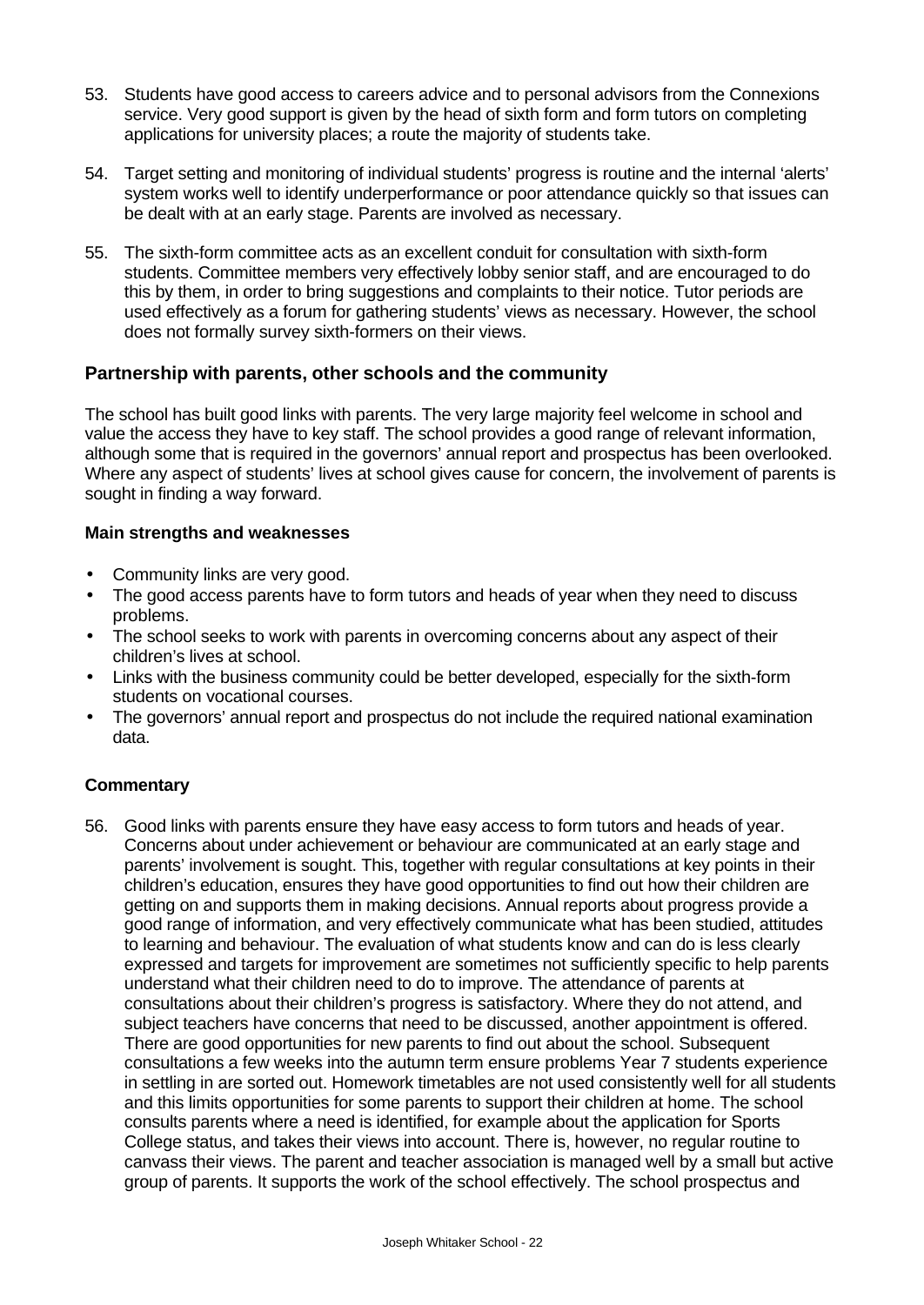53. Students have good access to careers advice and to personal advisors from the Connexions service. Very good support is given by the head of sixth form and form tutors on completing applications for university places; a route the majority of students take.

54. Target setting and monitoring of individual students' progress is routine and the internal 'alerts' system works well to identify underperformance or poor attendance quickly so that issues can be dealt with at an early stage. Parents are involved as necessary.

55. The sixth-form committee acts as an excellent conduit for consultation with sixth-form students. Committee members very effectively lobby senior staff, and are encouraged to do this by them, in order to bring suggestions and complaints to their notice. Tutor periods are used effectively as a forum for gathering students' views as necessary. However, the school does not formally survey sixth-formers on their views.

### Partnership with parents, other schools and the community

The school has built good links with parents. The very large majority feel welcome in school and value the access they have to key staff. The school provides a good range of relevant information, although some that is required in the governors' annual report and prospectus has been overlooked. Where any aspect of students' lives at school gives cause for concern, the involvement of parents is sought in finding a way forward.

**Main strengths and weaknesses**

- Community links are very good.
- The good access parents have to form tutors and heads of year when they need to discuss problems.
- The school seeks to work with parents in overcoming concerns about any aspect of their children's lives at school.
- Links with the business community could be better developed, especially for the sixth-form students on vocational courses.
- The governors' annual report and prospectus do not include the required national examination data.

**Commentary**

56. Good links with parents ensure they have easy access to form tutors and heads of year. Concerns about under achievement or behaviour are communicated at an early stage and parents' involvement is sought. This, together with regular consultations at key points in their children's education, ensures they have good opportunities to find out how their children are getting on and supports them in making decisions. Annual reports about progress provide a good range of information, and very effectively communicate what has been studied, attitudes to learning and behaviour. The evaluation of what students know and can do is less clearly expressed and targets for improvement are sometimes not sufficiently specific to help parents understand what their children need to do to improve. The attendance of parents at consultations about their children's progress is satisfactory. Where they do not attend, and subject teachers have concerns that need to be discussed, another appointment is offered. There are good opportunities for new parents to find out about the school. Subsequent consultations a few weeks into the autumn term ensure problems Year 7 students experience in settling in are sorted out. Homework timetables are not used consistently well for all students and this limits opportunities for some parents to support their children at home. The school consults parents where a need is identified, for example about the application for Sports College status, and takes their views into account. There is, however, no regular routine to canvass their views. The parent and teacher association is managed well by a small but active group of parents. It supports the work of the school effectively. The school prospectus and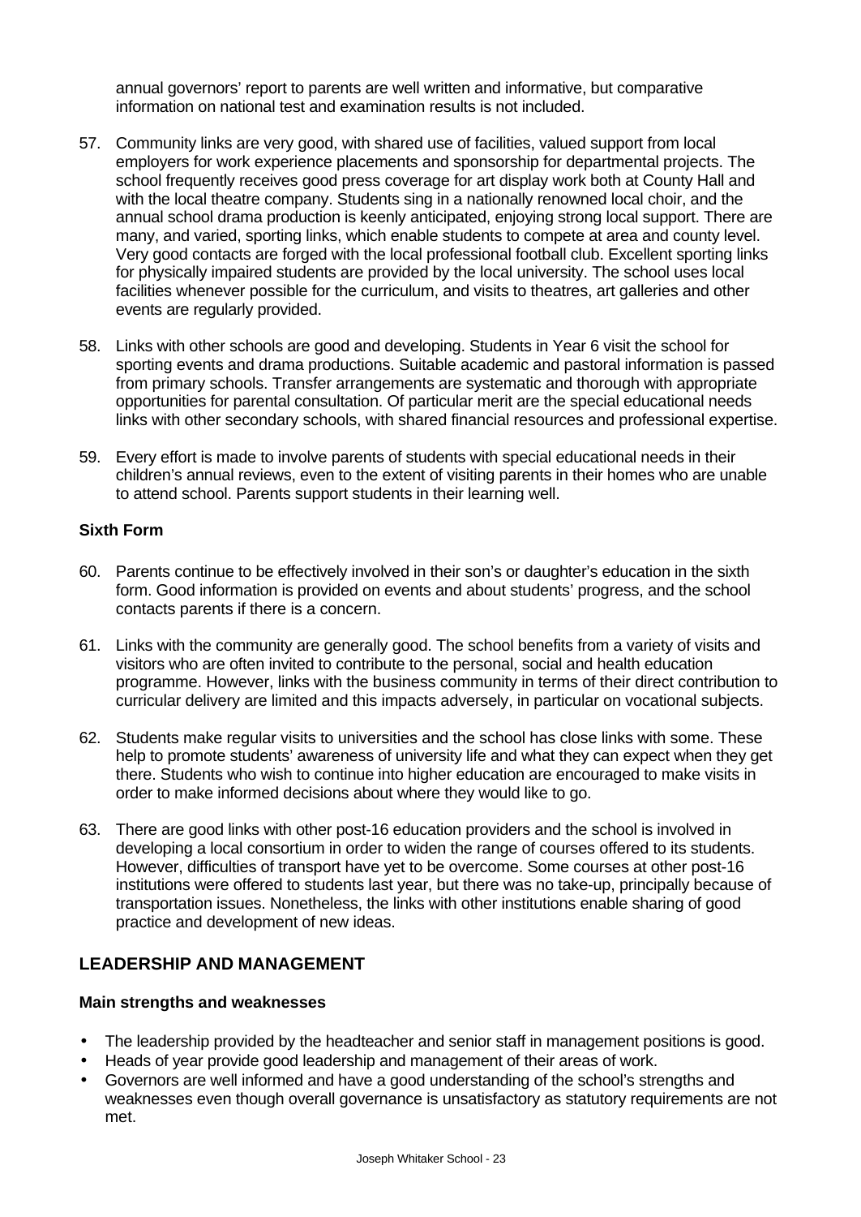annual governors' report to parents are well written and informative, but comparative information on national test and examination results is not included.

57. Community links are very good, with shared use of facilities, valued support from local employers for work experience placements and sponsorship for departmental projects. The school frequently receives good press coverage for art display work both at County Hall and with the local theatre company. Students sing in a nationally renowned local choir, and the annual school drama production is keenly anticipated, enjoying strong local support. There are many, and varied, sporting links, which enable students to compete at area and county level. Very good contacts are forged with the local professional football club. Excellent sporting links for physically impaired students are provided by the local university. The school uses local facilities whenever possible for the curriculum, and visits to theatres, art galleries and other events are regularly provided.

58. Links with other schools are good and developing. Students in Year 6 visit the school for sporting events and drama productions. Suitable academic and pastoral information is passed from primary schools. Transfer arrangements are systematic and thorough with appropriate opportunities for parental consultation. Of particular merit are the special educational needs links with other secondary schools, with shared financial resources and professional expertise.

59. Every effort is made to involve parents of students with special educational needs in their children's annual reviews, even to the extent of visiting parents in their homes who are unable to attend school. Parents support students in their learning well.

**Sixth Form**

60. Parents continue to be effectively involved in their son's or daughter's education in the sixth form. Good information is provided on events and about students' progress, and the school contacts parents if there is a concern.

61. Links with the community are generally good. The school benefits from a variety of visits and visitors who are often invited to contribute to the personal, social and health education programme. However, links with the business community in terms of their direct contribution to curricular delivery are limited and this impacts adversely, in particular on vocational subjects.

62. Students make regular visits to universities and the school has close links with some. These help to promote students' awareness of university life and what they can expect when they get there. Students who wish to continue into higher education are encouraged to make visits in order to make informed decisions about where they would like to go.

63. There are good links with other post-16 education providers and the school is involved in developing a local consortium in order to widen the range of courses offered to its students. However, difficulties of transport have yet to be overcome. Some courses at other post-16 institutions were offered to students last year, but there was no take-up, principally because of transportation issues. Nonetheless, the links with other institutions enable sharing of good practice and development of new ideas.

## LEADERSHIP AND MANAGEMENT

**Main strengths and weaknesses**

- The leadership provided by the headteacher and senior staff in management positions is good.
- Heads of year provide good leadership and management of their areas of work.
- Governors are well informed and have a good understanding of the school's strengths and weaknesses even though overall governance is unsatisfactory as statutory requirements are not met.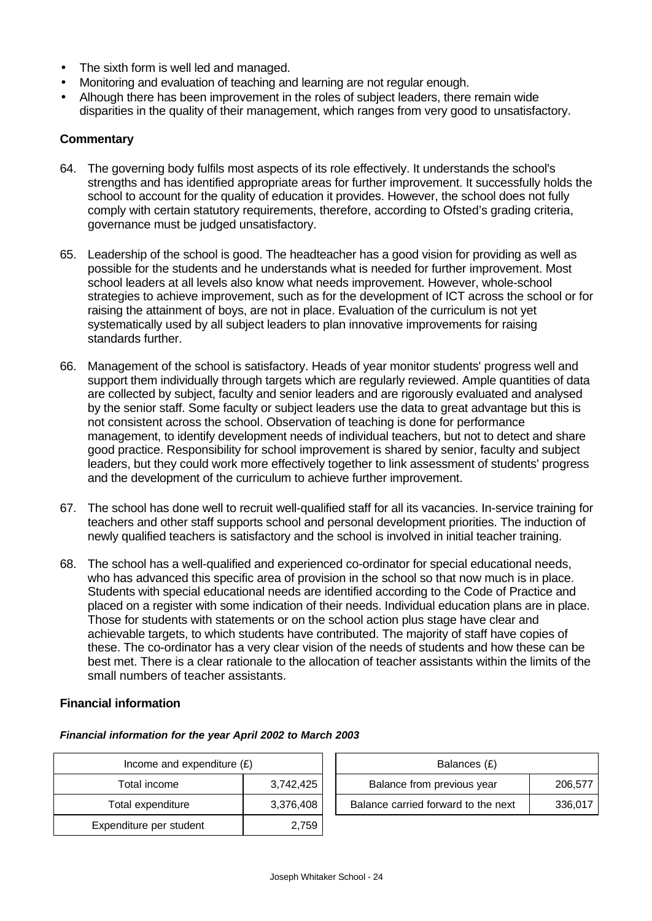- The sixth form is well led and managed.
- Monitoring and evaluation of teaching and learning are not regular enough.
- Alhough there has been improvement in the roles of subject leaders, there remain wide disparities in the quality of their management, which ranges from very good to unsatisfactory.

### Commentary

64. The governing body fulfils most aspects of its role effectively. It understands the school's strengths and has identified appropriate areas for further improvement. It successfully holds the school to account for the quality of education it provides. However, the school does not fully comply with certain statutory requirements, therefore, according to Ofsted's grading criteria, governance must be judged unsatisfactory.

65. Leadership of the school is good. The headteacher has a good vision for providing as well as possible for the students and he understands what is needed for further improvement. Most school leaders at all levels also know what needs improvement. However, whole-school strategies to achieve improvement, such as for the development of ICT across the school or for raising the attainment of boys, are not in place. Evaluation of the curriculum is not yet systematically used by all subject leaders to plan innovative improvements for raising standards further.

66. Management of the school is satisfactory. Heads of year monitor students' progress well and support them individually through targets which are regularly reviewed. Ample quantities of data are collected by subject, faculty and senior leaders and are rigorously evaluated and analysed by the senior staff. Some faculty or subject leaders use the data to great advantage but this is not consistent across the school. Observation of teaching is done for performance management, to identify development needs of individual teachers, but not to detect and share good practice. Responsibility for school improvement is shared by senior, faculty and subject leaders, but they could work more effectively together to link assessment of students' progress and the development of the curriculum to achieve further improvement.

67. The school has done well to recruit well-qualified staff for all its vacancies. In-service training for teachers and other staff supports school and personal development priorities. The induction of newly qualified teachers is satisfactory and the school is involved in initial teacher training.

68. The school has a well-qualified and experienced co-ordinator for special educational needs, who has advanced this specific area of provision in the school so that now much is in place. Students with special educational needs are identified according to the Code of Practice and placed on a register with some indication of their needs. Individual education plans are in place. Those for students with statements or on the school action plus stage have clear and achievable targets, to which students have contributed. The majority of staff have copies of these. The co-ordinator has a very clear vision of the needs of students and how these can be best met. There is a clear rationale to the allocation of teacher assistants within the limits of the small numbers of teacher assistants.

### Financial information

***Financial information for the year April 2002 to March 2003***

| Income and expenditure (£) | |
|---|---|
| Total income | 3,742,425 |
| Total expenditure | 3,376,408 |
| Expenditure per student | 2,759 |

| Balances (£) | |
|---|---|
| Balance from previous year | 206,577 |
| Balance carried forward to the next | 336,017 |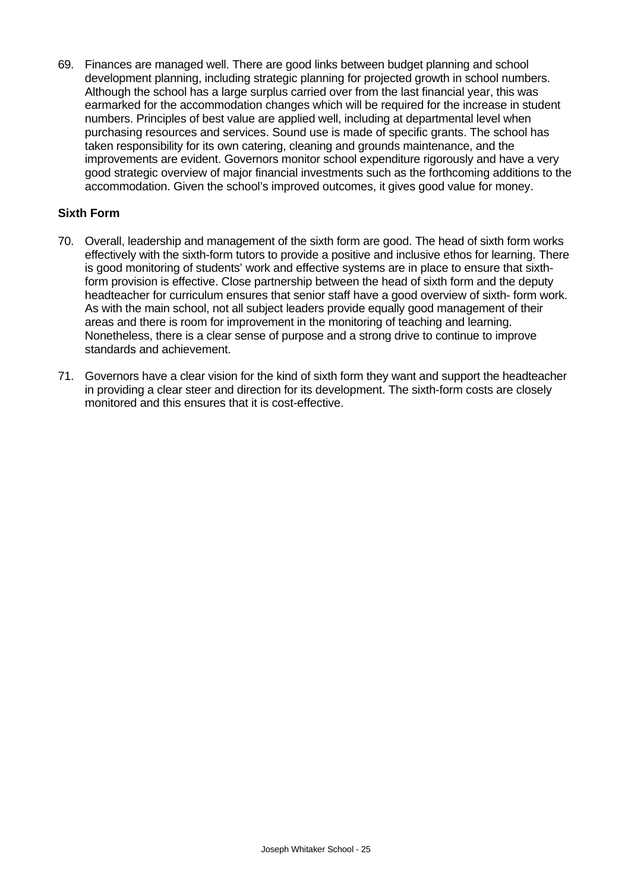69. Finances are managed well. There are good links between budget planning and school development planning, including strategic planning for projected growth in school numbers. Although the school has a large surplus carried over from the last financial year, this was earmarked for the accommodation changes which will be required for the increase in student numbers. Principles of best value are applied well, including at departmental level when purchasing resources and services. Sound use is made of specific grants. The school has taken responsibility for its own catering, cleaning and grounds maintenance, and the improvements are evident. Governors monitor school expenditure rigorously and have a very good strategic overview of major financial investments such as the forthcoming additions to the accommodation. Given the school's improved outcomes, it gives good value for money.

**Sixth Form**

70. Overall, leadership and management of the sixth form are good. The head of sixth form works effectively with the sixth-form tutors to provide a positive and inclusive ethos for learning. There is good monitoring of students' work and effective systems are in place to ensure that sixth-form provision is effective. Close partnership between the head of sixth form and the deputy headteacher for curriculum ensures that senior staff have a good overview of sixth- form work. As with the main school, not all subject leaders provide equally good management of their areas and there is room for improvement in the monitoring of teaching and learning. Nonetheless, there is a clear sense of purpose and a strong drive to continue to improve standards and achievement.

71. Governors have a clear vision for the kind of sixth form they want and support the headteacher in providing a clear steer and direction for its development. The sixth-form costs are closely monitored and this ensures that it is cost-effective.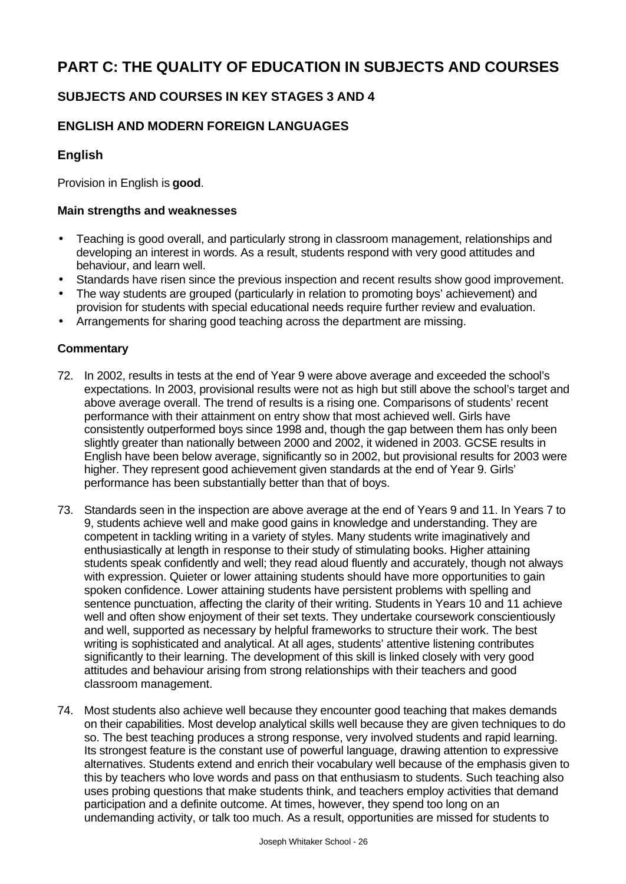# PART C: THE QUALITY OF EDUCATION IN SUBJECTS AND COURSES

## SUBJECTS AND COURSES IN KEY STAGES 3 AND 4

## ENGLISH AND MODERN FOREIGN LANGUAGES

### English

Provision in English is **good**.

#### Main strengths and weaknesses

- Teaching is good overall, and particularly strong in classroom management, relationships and developing an interest in words. As a result, students respond with very good attitudes and behaviour, and learn well.
- Standards have risen since the previous inspection and recent results show good improvement.
- The way students are grouped (particularly in relation to promoting boys' achievement) and provision for students with special educational needs require further review and evaluation.
- Arrangements for sharing good teaching across the department are missing.

#### Commentary

72. In 2002, results in tests at the end of Year 9 were above average and exceeded the school's expectations. In 2003, provisional results were not as high but still above the school's target and above average overall. The trend of results is a rising one. Comparisons of students' recent performance with their attainment on entry show that most achieved well. Girls have consistently outperformed boys since 1998 and, though the gap between them has only been slightly greater than nationally between 2000 and 2002, it widened in 2003. GCSE results in English have been below average, significantly so in 2002, but provisional results for 2003 were higher. They represent good achievement given standards at the end of Year 9. Girls' performance has been substantially better than that of boys.

73. Standards seen in the inspection are above average at the end of Years 9 and 11. In Years 7 to 9, students achieve well and make good gains in knowledge and understanding. They are competent in tackling writing in a variety of styles. Many students write imaginatively and enthusiastically at length in response to their study of stimulating books. Higher attaining students speak confidently and well; they read aloud fluently and accurately, though not always with expression. Quieter or lower attaining students should have more opportunities to gain spoken confidence. Lower attaining students have persistent problems with spelling and sentence punctuation, affecting the clarity of their writing. Students in Years 10 and 11 achieve well and often show enjoyment of their set texts. They undertake coursework conscientiously and well, supported as necessary by helpful frameworks to structure their work. The best writing is sophisticated and analytical. At all ages, students' attentive listening contributes significantly to their learning. The development of this skill is linked closely with very good attitudes and behaviour arising from strong relationships with their teachers and good classroom management.

74. Most students also achieve well because they encounter good teaching that makes demands on their capabilities. Most develop analytical skills well because they are given techniques to do so. The best teaching produces a strong response, very involved students and rapid learning. Its strongest feature is the constant use of powerful language, drawing attention to expressive alternatives. Students extend and enrich their vocabulary well because of the emphasis given to this by teachers who love words and pass on that enthusiasm to students. Such teaching also uses probing questions that make students think, and teachers employ activities that demand participation and a definite outcome. At times, however, they spend too long on an undemanding activity, or talk too much. As a result, opportunities are missed for students to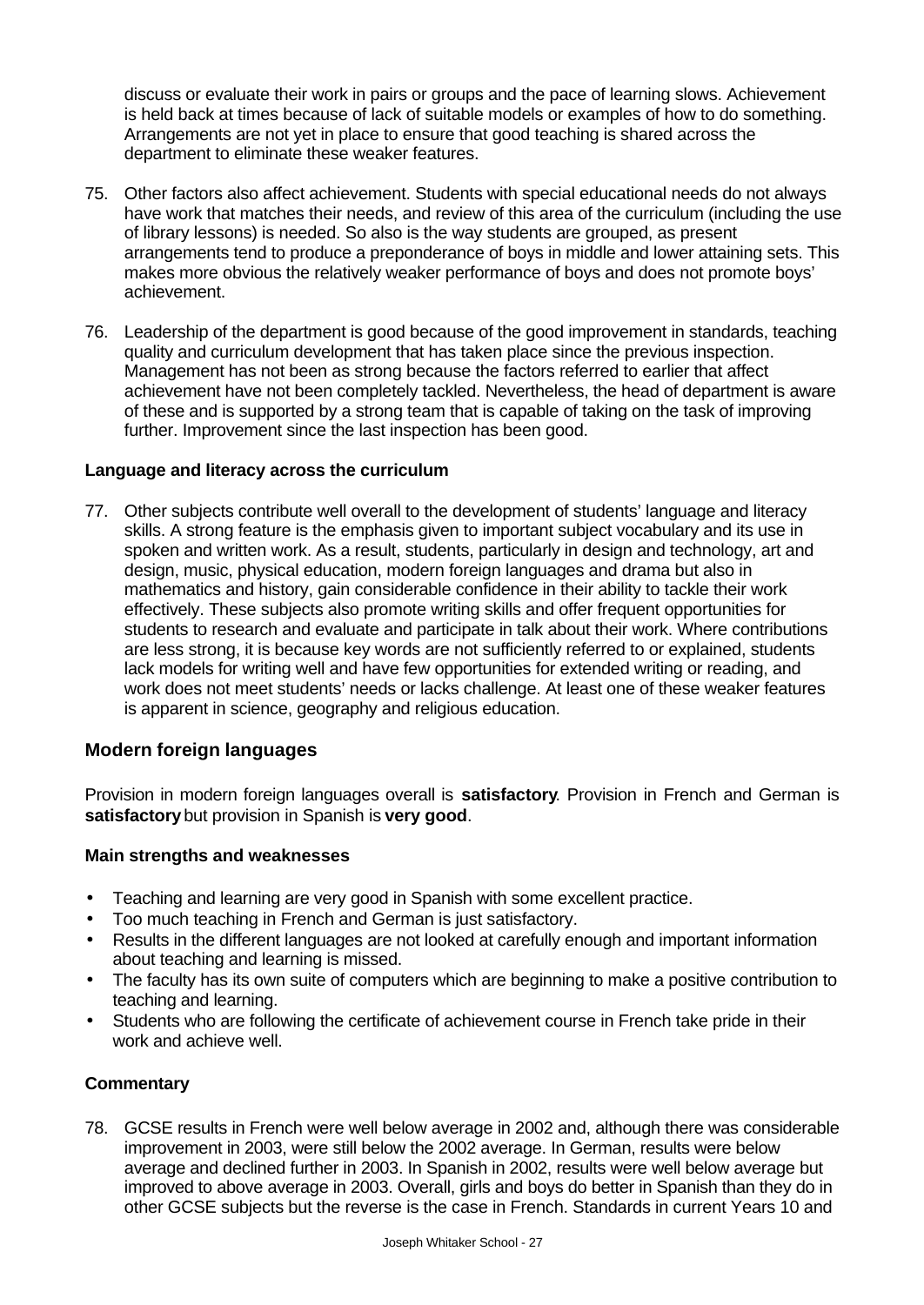discuss or evaluate their work in pairs or groups and the pace of learning slows. Achievement is held back at times because of lack of suitable models or examples of how to do something. Arrangements are not yet in place to ensure that good teaching is shared across the department to eliminate these weaker features.

75. Other factors also affect achievement. Students with special educational needs do not always have work that matches their needs, and review of this area of the curriculum (including the use of library lessons) is needed. So also is the way students are grouped, as present arrangements tend to produce a preponderance of boys in middle and lower attaining sets. This makes more obvious the relatively weaker performance of boys and does not promote boys' achievement.

76. Leadership of the department is good because of the good improvement in standards, teaching quality and curriculum development that has taken place since the previous inspection. Management has not been as strong because the factors referred to earlier that affect achievement have not been completely tackled. Nevertheless, the head of department is aware of these and is supported by a strong team that is capable of taking on the task of improving further. Improvement since the last inspection has been good.

#### Language and literacy across the curriculum

77. Other subjects contribute well overall to the development of students' language and literacy skills. A strong feature is the emphasis given to important subject vocabulary and its use in spoken and written work. As a result, students, particularly in design and technology, art and design, music, physical education, modern foreign languages and drama but also in mathematics and history, gain considerable confidence in their ability to tackle their work effectively. These subjects also promote writing skills and offer frequent opportunities for students to research and evaluate and participate in talk about their work. Where contributions are less strong, it is because key words are not sufficiently referred to or explained, students lack models for writing well and have few opportunities for extended writing or reading, and work does not meet students' needs or lacks challenge. At least one of these weaker features is apparent in science, geography and religious education.

### Modern foreign languages

Provision in modern foreign languages overall is **satisfactory**. Provision in French and German is **satisfactory** but provision in Spanish is **very good**.

#### Main strengths and weaknesses

- Teaching and learning are very good in Spanish with some excellent practice.
- Too much teaching in French and German is just satisfactory.
- Results in the different languages are not looked at carefully enough and important information about teaching and learning is missed.
- The faculty has its own suite of computers which are beginning to make a positive contribution to teaching and learning.
- Students who are following the certificate of achievement course in French take pride in their work and achieve well.

#### Commentary

78. GCSE results in French were well below average in 2002 and, although there was considerable improvement in 2003, were still below the 2002 average. In German, results were below average and declined further in 2003. In Spanish in 2002, results were well below average but improved to above average in 2003. Overall, girls and boys do better in Spanish than they do in other GCSE subjects but the reverse is the case in French. Standards in current Years 10 and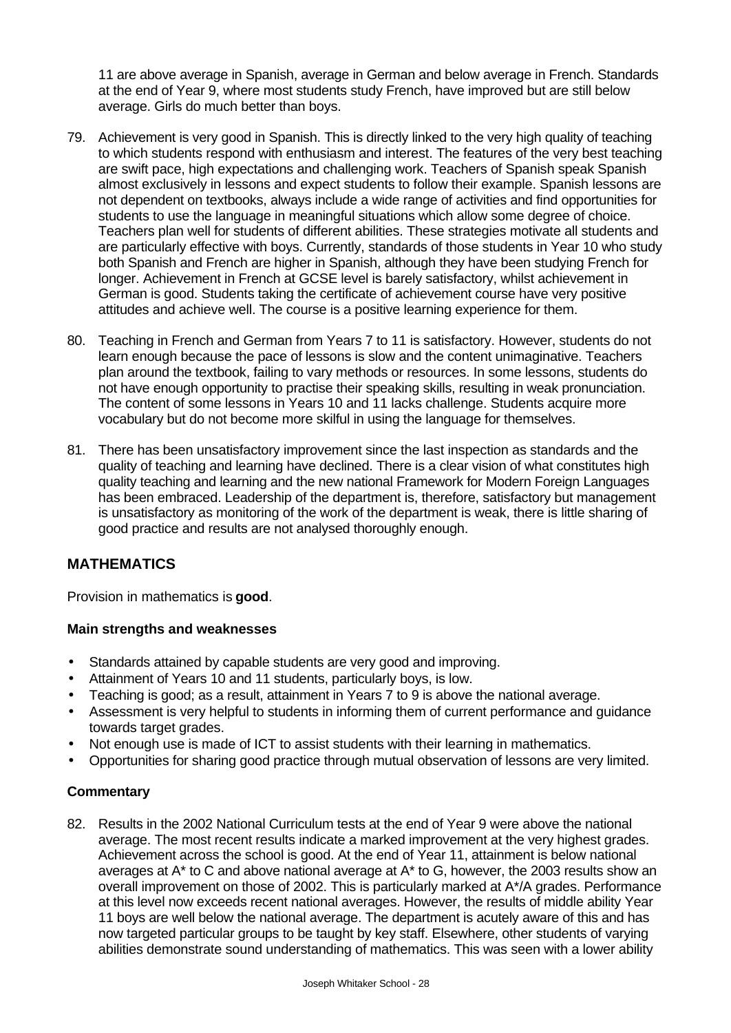11 are above average in Spanish, average in German and below average in French. Standards at the end of Year 9, where most students study French, have improved but are still below average. Girls do much better than boys.

79. Achievement is very good in Spanish. This is directly linked to the very high quality of teaching to which students respond with enthusiasm and interest. The features of the very best teaching are swift pace, high expectations and challenging work. Teachers of Spanish speak Spanish almost exclusively in lessons and expect students to follow their example. Spanish lessons are not dependent on textbooks, always include a wide range of activities and find opportunities for students to use the language in meaningful situations which allow some degree of choice. Teachers plan well for students of different abilities. These strategies motivate all students and are particularly effective with boys. Currently, standards of those students in Year 10 who study both Spanish and French are higher in Spanish, although they have been studying French for longer. Achievement in French at GCSE level is barely satisfactory, whilst achievement in German is good. Students taking the certificate of achievement course have very positive attitudes and achieve well. The course is a positive learning experience for them.

80. Teaching in French and German from Years 7 to 11 is satisfactory. However, students do not learn enough because the pace of lessons is slow and the content unimaginative. Teachers plan around the textbook, failing to vary methods or resources. In some lessons, students do not have enough opportunity to practise their speaking skills, resulting in weak pronunciation. The content of some lessons in Years 10 and 11 lacks challenge. Students acquire more vocabulary but do not become more skilful in using the language for themselves.

81. There has been unsatisfactory improvement since the last inspection as standards and the quality of teaching and learning have declined. There is a clear vision of what constitutes high quality teaching and learning and the new national Framework for Modern Foreign Languages has been embraced. Leadership of the department is, therefore, satisfactory but management is unsatisfactory as monitoring of the work of the department is weak, there is little sharing of good practice and results are not analysed thoroughly enough.

## MATHEMATICS

Provision in mathematics is **good**.

### Main strengths and weaknesses

- Standards attained by capable students are very good and improving.
- Attainment of Years 10 and 11 students, particularly boys, is low.
- Teaching is good; as a result, attainment in Years 7 to 9 is above the national average.
- Assessment is very helpful to students in informing them of current performance and guidance towards target grades.
- Not enough use is made of ICT to assist students with their learning in mathematics.
- Opportunities for sharing good practice through mutual observation of lessons are very limited.

### Commentary

82. Results in the 2002 National Curriculum tests at the end of Year 9 were above the national average. The most recent results indicate a marked improvement at the very highest grades. Achievement across the school is good. At the end of Year 11, attainment is below national averages at A* to C and above national average at A* to G, however, the 2003 results show an overall improvement on those of 2002. This is particularly marked at A*/A grades. Performance at this level now exceeds recent national averages. However, the results of middle ability Year 11 boys are well below the national average. The department is acutely aware of this and has now targeted particular groups to be taught by key staff. Elsewhere, other students of varying abilities demonstrate sound understanding of mathematics. This was seen with a lower ability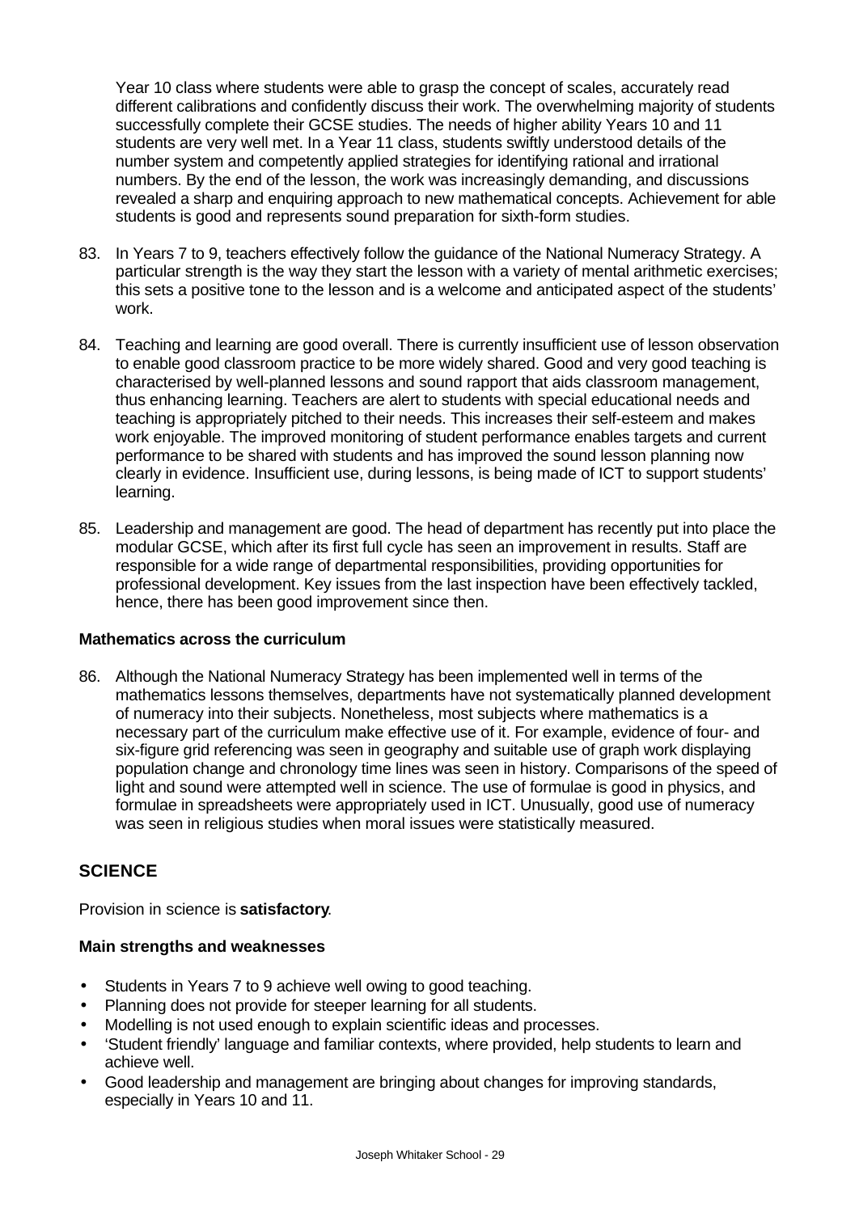Year 10 class where students were able to grasp the concept of scales, accurately read different calibrations and confidently discuss their work. The overwhelming majority of students successfully complete their GCSE studies. The needs of higher ability Years 10 and 11 students are very well met. In a Year 11 class, students swiftly understood details of the number system and competently applied strategies for identifying rational and irrational numbers. By the end of the lesson, the work was increasingly demanding, and discussions revealed a sharp and enquiring approach to new mathematical concepts. Achievement for able students is good and represents sound preparation for sixth-form studies.

83. In Years 7 to 9, teachers effectively follow the guidance of the National Numeracy Strategy. A particular strength is the way they start the lesson with a variety of mental arithmetic exercises; this sets a positive tone to the lesson and is a welcome and anticipated aspect of the students' work.

84. Teaching and learning are good overall. There is currently insufficient use of lesson observation to enable good classroom practice to be more widely shared. Good and very good teaching is characterised by well-planned lessons and sound rapport that aids classroom management, thus enhancing learning. Teachers are alert to students with special educational needs and teaching is appropriately pitched to their needs. This increases their self-esteem and makes work enjoyable. The improved monitoring of student performance enables targets and current performance to be shared with students and has improved the sound lesson planning now clearly in evidence. Insufficient use, during lessons, is being made of ICT to support students' learning.

85. Leadership and management are good. The head of department has recently put into place the modular GCSE, which after its first full cycle has seen an improvement in results. Staff are responsible for a wide range of departmental responsibilities, providing opportunities for professional development. Key issues from the last inspection have been effectively tackled, hence, there has been good improvement since then.

### Mathematics across the curriculum

86. Although the National Numeracy Strategy has been implemented well in terms of the mathematics lessons themselves, departments have not systematically planned development of numeracy into their subjects. Nonetheless, most subjects where mathematics is a necessary part of the curriculum make effective use of it. For example, evidence of four- and six-figure grid referencing was seen in geography and suitable use of graph work displaying population change and chronology time lines was seen in history. Comparisons of the speed of light and sound were attempted well in science. The use of formulae is good in physics, and formulae in spreadsheets were appropriately used in ICT. Unusually, good use of numeracy was seen in religious studies when moral issues were statistically measured.

## SCIENCE

Provision in science is **satisfactory**.

### Main strengths and weaknesses

- Students in Years 7 to 9 achieve well owing to good teaching.
- Planning does not provide for steeper learning for all students.
- Modelling is not used enough to explain scientific ideas and processes.
- 'Student friendly' language and familiar contexts, where provided, help students to learn and achieve well.
- Good leadership and management are bringing about changes for improving standards, especially in Years 10 and 11.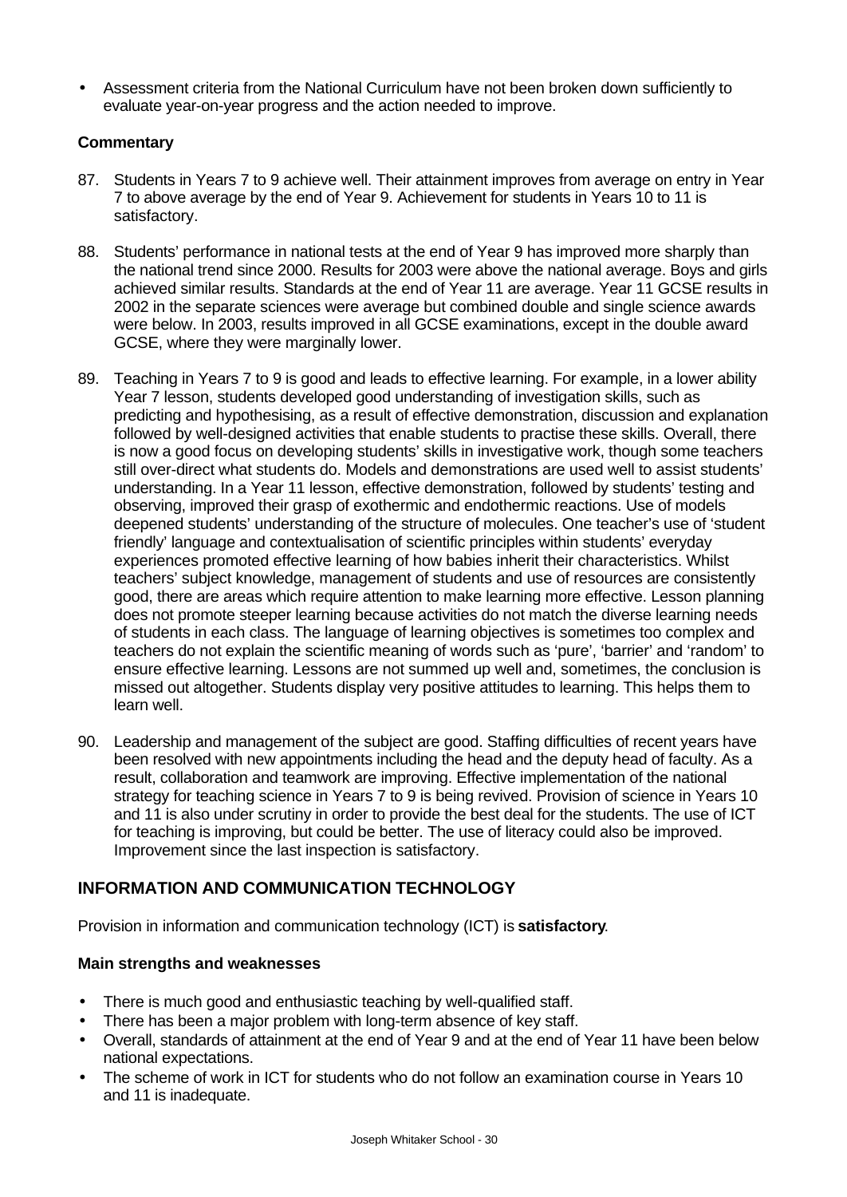- Assessment criteria from the National Curriculum have not been broken down sufficiently to evaluate year-on-year progress and the action needed to improve.

### Commentary

87. Students in Years 7 to 9 achieve well. Their attainment improves from average on entry in Year 7 to above average by the end of Year 9. Achievement for students in Years 10 to 11 is satisfactory.

88. Students' performance in national tests at the end of Year 9 has improved more sharply than the national trend since 2000. Results for 2003 were above the national average. Boys and girls achieved similar results. Standards at the end of Year 11 are average. Year 11 GCSE results in 2002 in the separate sciences were average but combined double and single science awards were below. In 2003, results improved in all GCSE examinations, except in the double award GCSE, where they were marginally lower.

89. Teaching in Years 7 to 9 is good and leads to effective learning. For example, in a lower ability Year 7 lesson, students developed good understanding of investigation skills, such as predicting and hypothesising, as a result of effective demonstration, discussion and explanation followed by well-designed activities that enable students to practise these skills. Overall, there is now a good focus on developing students' skills in investigative work, though some teachers still over-direct what students do. Models and demonstrations are used well to assist students' understanding. In a Year 11 lesson, effective demonstration, followed by students' testing and observing, improved their grasp of exothermic and endothermic reactions. Use of models deepened students' understanding of the structure of molecules. One teacher's use of 'student friendly' language and contextualisation of scientific principles within students' everyday experiences promoted effective learning of how babies inherit their characteristics. Whilst teachers' subject knowledge, management of students and use of resources are consistently good, there are areas which require attention to make learning more effective. Lesson planning does not promote steeper learning because activities do not match the diverse learning needs of students in each class. The language of learning objectives is sometimes too complex and teachers do not explain the scientific meaning of words such as 'pure', 'barrier' and 'random' to ensure effective learning. Lessons are not summed up well and, sometimes, the conclusion is missed out altogether. Students display very positive attitudes to learning. This helps them to learn well.

90. Leadership and management of the subject are good. Staffing difficulties of recent years have been resolved with new appointments including the head and the deputy head of faculty. As a result, collaboration and teamwork are improving. Effective implementation of the national strategy for teaching science in Years 7 to 9 is being revived. Provision of science in Years 10 and 11 is also under scrutiny in order to provide the best deal for the students. The use of ICT for teaching is improving, but could be better. The use of literacy could also be improved. Improvement since the last inspection is satisfactory.

## INFORMATION AND COMMUNICATION TECHNOLOGY

Provision in information and communication technology (ICT) is **satisfactory**.

### Main strengths and weaknesses

- There is much good and enthusiastic teaching by well-qualified staff.
- There has been a major problem with long-term absence of key staff.
- Overall, standards of attainment at the end of Year 9 and at the end of Year 11 have been below national expectations.
- The scheme of work in ICT for students who do not follow an examination course in Years 10 and 11 is inadequate.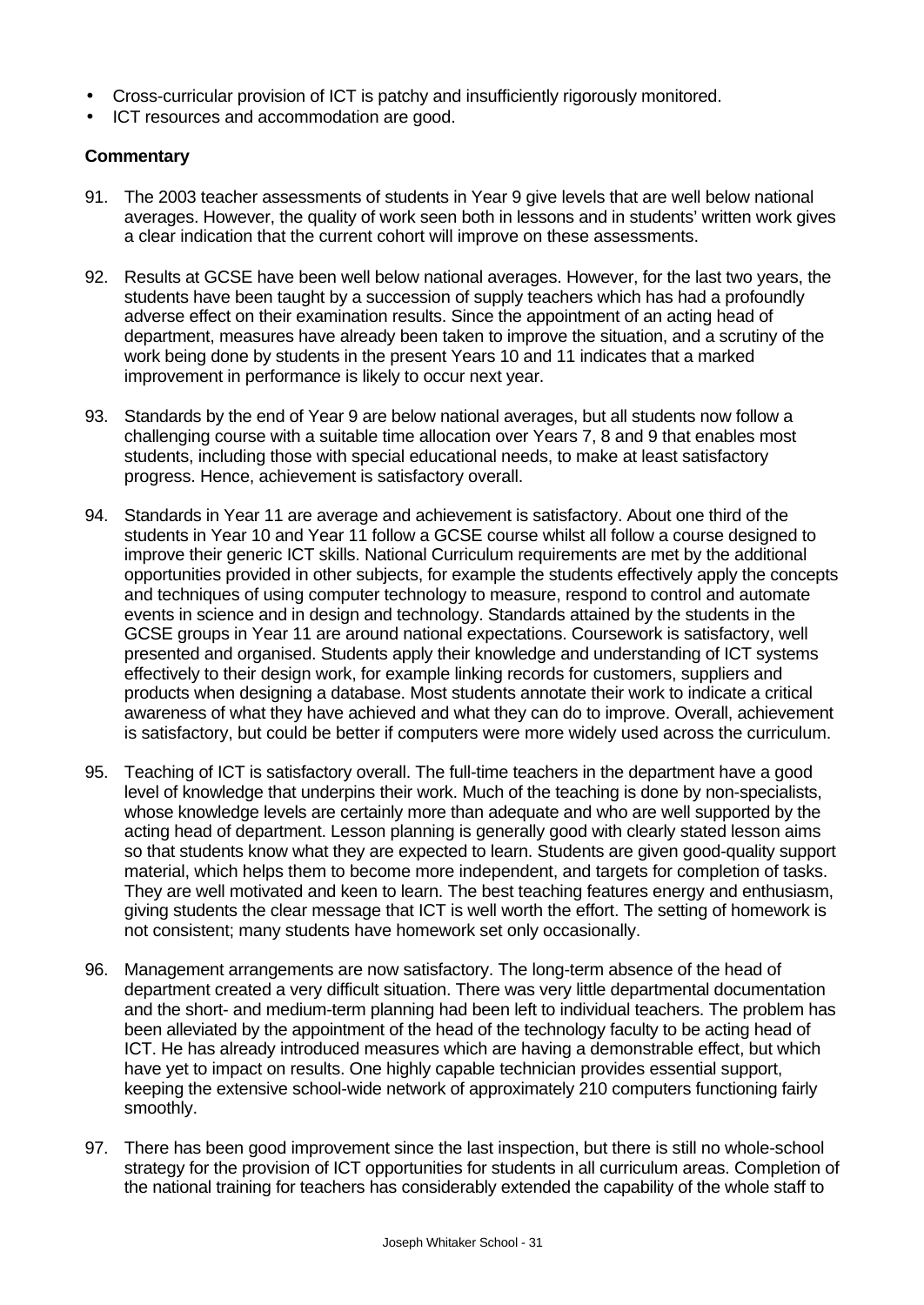- Cross-curricular provision of ICT is patchy and insufficiently rigorously monitored.
- ICT resources and accommodation are good.

**Commentary**

91. The 2003 teacher assessments of students in Year 9 give levels that are well below national averages. However, the quality of work seen both in lessons and in students' written work gives a clear indication that the current cohort will improve on these assessments.

92. Results at GCSE have been well below national averages. However, for the last two years, the students have been taught by a succession of supply teachers which has had a profoundly adverse effect on their examination results. Since the appointment of an acting head of department, measures have already been taken to improve the situation, and a scrutiny of the work being done by students in the present Years 10 and 11 indicates that a marked improvement in performance is likely to occur next year.

93. Standards by the end of Year 9 are below national averages, but all students now follow a challenging course with a suitable time allocation over Years 7, 8 and 9 that enables most students, including those with special educational needs, to make at least satisfactory progress. Hence, achievement is satisfactory overall.

94. Standards in Year 11 are average and achievement is satisfactory. About one third of the students in Year 10 and Year 11 follow a GCSE course whilst all follow a course designed to improve their generic ICT skills. National Curriculum requirements are met by the additional opportunities provided in other subjects, for example the students effectively apply the concepts and techniques of using computer technology to measure, respond to control and automate events in science and in design and technology. Standards attained by the students in the GCSE groups in Year 11 are around national expectations. Coursework is satisfactory, well presented and organised. Students apply their knowledge and understanding of ICT systems effectively to their design work, for example linking records for customers, suppliers and products when designing a database. Most students annotate their work to indicate a critical awareness of what they have achieved and what they can do to improve. Overall, achievement is satisfactory, but could be better if computers were more widely used across the curriculum.

95. Teaching of ICT is satisfactory overall. The full-time teachers in the department have a good level of knowledge that underpins their work. Much of the teaching is done by non-specialists, whose knowledge levels are certainly more than adequate and who are well supported by the acting head of department. Lesson planning is generally good with clearly stated lesson aims so that students know what they are expected to learn. Students are given good-quality support material, which helps them to become more independent, and targets for completion of tasks. They are well motivated and keen to learn. The best teaching features energy and enthusiasm, giving students the clear message that ICT is well worth the effort. The setting of homework is not consistent; many students have homework set only occasionally.

96. Management arrangements are now satisfactory. The long-term absence of the head of department created a very difficult situation. There was very little departmental documentation and the short- and medium-term planning had been left to individual teachers. The problem has been alleviated by the appointment of the head of the technology faculty to be acting head of ICT. He has already introduced measures which are having a demonstrable effect, but which have yet to impact on results. One highly capable technician provides essential support, keeping the extensive school-wide network of approximately 210 computers functioning fairly smoothly.

97. There has been good improvement since the last inspection, but there is still no whole-school strategy for the provision of ICT opportunities for students in all curriculum areas. Completion of the national training for teachers has considerably extended the capability of the whole staff to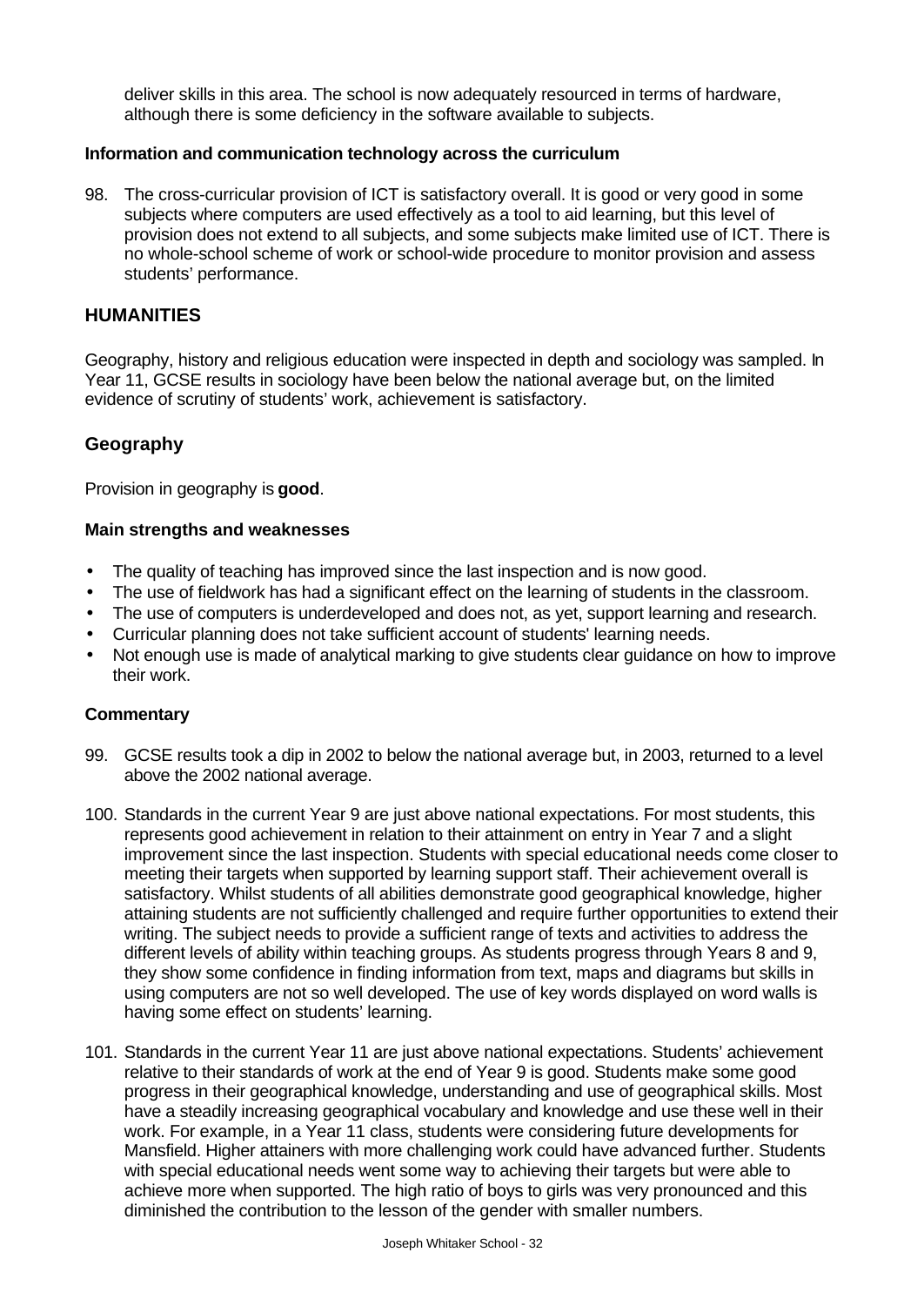deliver skills in this area. The school is now adequately resourced in terms of hardware, although there is some deficiency in the software available to subjects.

**Information and communication technology across the curriculum**

98. The cross-curricular provision of ICT is satisfactory overall. It is good or very good in some subjects where computers are used effectively as a tool to aid learning, but this level of provision does not extend to all subjects, and some subjects make limited use of ICT. There is no whole-school scheme of work or school-wide procedure to monitor provision and assess students' performance.

## HUMANITIES

Geography, history and religious education were inspected in depth and sociology was sampled. In Year 11, GCSE results in sociology have been below the national average but, on the limited evidence of scrutiny of students' work, achievement is satisfactory.

### Geography

Provision in geography is **good**.

**Main strengths and weaknesses**

- The quality of teaching has improved since the last inspection and is now good.
- The use of fieldwork has had a significant effect on the learning of students in the classroom.
- The use of computers is underdeveloped and does not, as yet, support learning and research.
- Curricular planning does not take sufficient account of students' learning needs.
- Not enough use is made of analytical marking to give students clear guidance on how to improve their work.

**Commentary**

99. GCSE results took a dip in 2002 to below the national average but, in 2003, returned to a level above the 2002 national average.

100. Standards in the current Year 9 are just above national expectations. For most students, this represents good achievement in relation to their attainment on entry in Year 7 and a slight improvement since the last inspection. Students with special educational needs come closer to meeting their targets when supported by learning support staff. Their achievement overall is satisfactory. Whilst students of all abilities demonstrate good geographical knowledge, higher attaining students are not sufficiently challenged and require further opportunities to extend their writing. The subject needs to provide a sufficient range of texts and activities to address the different levels of ability within teaching groups. As students progress through Years 8 and 9, they show some confidence in finding information from text, maps and diagrams but skills in using computers are not so well developed. The use of key words displayed on word walls is having some effect on students' learning.

101. Standards in the current Year 11 are just above national expectations. Students' achievement relative to their standards of work at the end of Year 9 is good. Students make some good progress in their geographical knowledge, understanding and use of geographical skills. Most have a steadily increasing geographical vocabulary and knowledge and use these well in their work. For example, in a Year 11 class, students were considering future developments for Mansfield. Higher attainers with more challenging work could have advanced further. Students with special educational needs went some way to achieving their targets but were able to achieve more when supported. The high ratio of boys to girls was very pronounced and this diminished the contribution to the lesson of the gender with smaller numbers.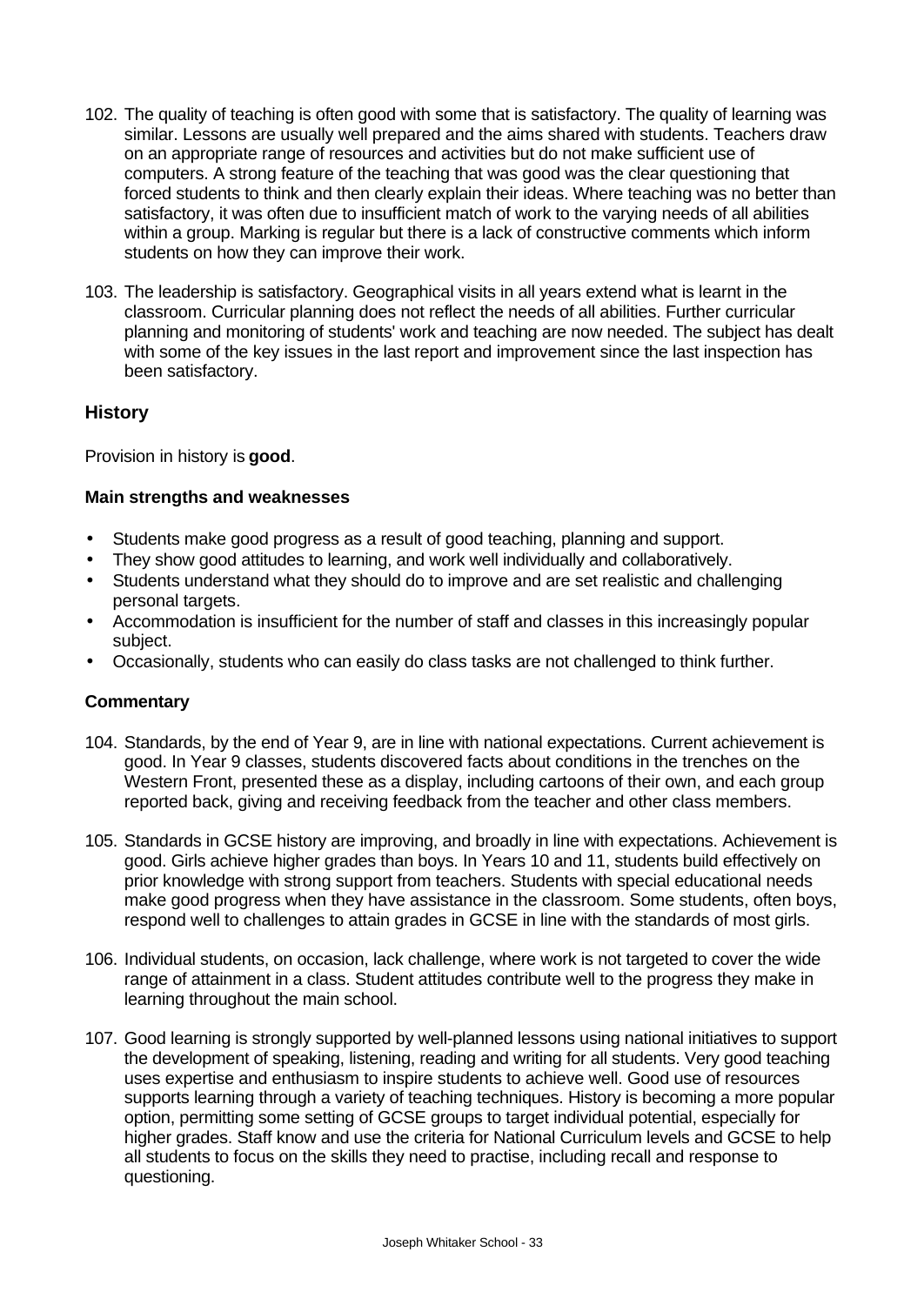102. The quality of teaching is often good with some that is satisfactory. The quality of learning was similar. Lessons are usually well prepared and the aims shared with students. Teachers draw on an appropriate range of resources and activities but do not make sufficient use of computers. A strong feature of the teaching that was good was the clear questioning that forced students to think and then clearly explain their ideas. Where teaching was no better than satisfactory, it was often due to insufficient match of work to the varying needs of all abilities within a group. Marking is regular but there is a lack of constructive comments which inform students on how they can improve their work.

103. The leadership is satisfactory. Geographical visits in all years extend what is learnt in the classroom. Curricular planning does not reflect the needs of all abilities. Further curricular planning and monitoring of students' work and teaching are now needed. The subject has dealt with some of the key issues in the last report and improvement since the last inspection has been satisfactory.

## History

Provision in history is **good**.

### Main strengths and weaknesses

- Students make good progress as a result of good teaching, planning and support.
- They show good attitudes to learning, and work well individually and collaboratively.
- Students understand what they should do to improve and are set realistic and challenging personal targets.
- Accommodation is insufficient for the number of staff and classes in this increasingly popular subject.
- Occasionally, students who can easily do class tasks are not challenged to think further.

### Commentary

104. Standards, by the end of Year 9, are in line with national expectations. Current achievement is good. In Year 9 classes, students discovered facts about conditions in the trenches on the Western Front, presented these as a display, including cartoons of their own, and each group reported back, giving and receiving feedback from the teacher and other class members.

105. Standards in GCSE history are improving, and broadly in line with expectations. Achievement is good. Girls achieve higher grades than boys. In Years 10 and 11, students build effectively on prior knowledge with strong support from teachers. Students with special educational needs make good progress when they have assistance in the classroom. Some students, often boys, respond well to challenges to attain grades in GCSE in line with the standards of most girls.

106. Individual students, on occasion, lack challenge, where work is not targeted to cover the wide range of attainment in a class. Student attitudes contribute well to the progress they make in learning throughout the main school.

107. Good learning is strongly supported by well-planned lessons using national initiatives to support the development of speaking, listening, reading and writing for all students. Very good teaching uses expertise and enthusiasm to inspire students to achieve well. Good use of resources supports learning through a variety of teaching techniques. History is becoming a more popular option, permitting some setting of GCSE groups to target individual potential, especially for higher grades. Staff know and use the criteria for National Curriculum levels and GCSE to help all students to focus on the skills they need to practise, including recall and response to questioning.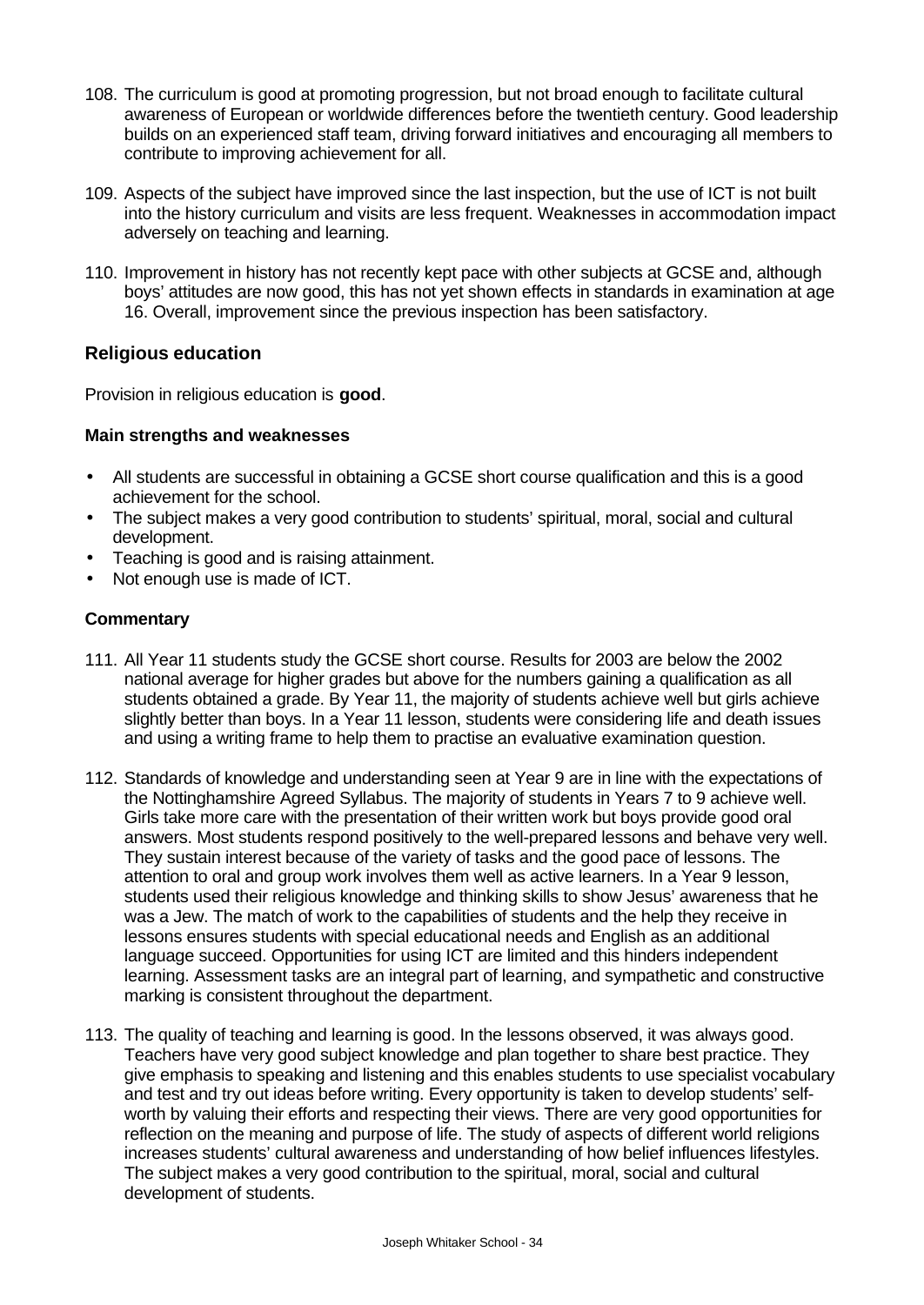108. The curriculum is good at promoting progression, but not broad enough to facilitate cultural awareness of European or worldwide differences before the twentieth century. Good leadership builds on an experienced staff team, driving forward initiatives and encouraging all members to contribute to improving achievement for all.

109. Aspects of the subject have improved since the last inspection, but the use of ICT is not built into the history curriculum and visits are less frequent. Weaknesses in accommodation impact adversely on teaching and learning.

110. Improvement in history has not recently kept pace with other subjects at GCSE and, although boys' attitudes are now good, this has not yet shown effects in standards in examination at age 16. Overall, improvement since the previous inspection has been satisfactory.

## Religious education

Provision in religious education is **good**.

### Main strengths and weaknesses

- All students are successful in obtaining a GCSE short course qualification and this is a good achievement for the school.
- The subject makes a very good contribution to students' spiritual, moral, social and cultural development.
- Teaching is good and is raising attainment.
- Not enough use is made of ICT.

### Commentary

111. All Year 11 students study the GCSE short course. Results for 2003 are below the 2002 national average for higher grades but above for the numbers gaining a qualification as all students obtained a grade. By Year 11, the majority of students achieve well but girls achieve slightly better than boys. In a Year 11 lesson, students were considering life and death issues and using a writing frame to help them to practise an evaluative examination question.

112. Standards of knowledge and understanding seen at Year 9 are in line with the expectations of the Nottinghamshire Agreed Syllabus. The majority of students in Years 7 to 9 achieve well. Girls take more care with the presentation of their written work but boys provide good oral answers. Most students respond positively to the well-prepared lessons and behave very well. They sustain interest because of the variety of tasks and the good pace of lessons. The attention to oral and group work involves them well as active learners. In a Year 9 lesson, students used their religious knowledge and thinking skills to show Jesus' awareness that he was a Jew. The match of work to the capabilities of students and the help they receive in lessons ensures students with special educational needs and English as an additional language succeed. Opportunities for using ICT are limited and this hinders independent learning. Assessment tasks are an integral part of learning, and sympathetic and constructive marking is consistent throughout the department.

113. The quality of teaching and learning is good. In the lessons observed, it was always good. Teachers have very good subject knowledge and plan together to share best practice. They give emphasis to speaking and listening and this enables students to use specialist vocabulary and test and try out ideas before writing. Every opportunity is taken to develop students' self-worth by valuing their efforts and respecting their views. There are very good opportunities for reflection on the meaning and purpose of life. The study of aspects of different world religions increases students' cultural awareness and understanding of how belief influences lifestyles. The subject makes a very good contribution to the spiritual, moral, social and cultural development of students.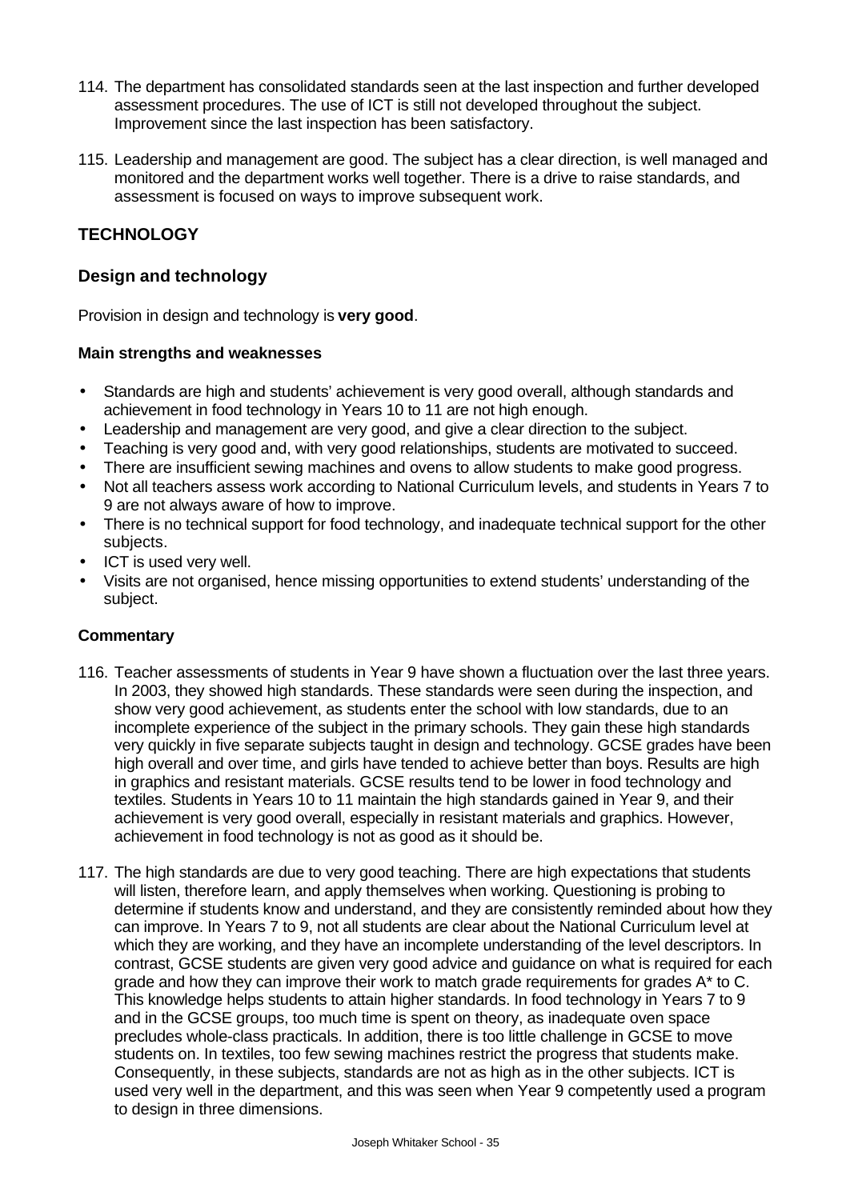114. The department has consolidated standards seen at the last inspection and further developed assessment procedures. The use of ICT is still not developed throughout the subject. Improvement since the last inspection has been satisfactory.

115. Leadership and management are good. The subject has a clear direction, is well managed and monitored and the department works well together. There is a drive to raise standards, and assessment is focused on ways to improve subsequent work.

## TECHNOLOGY

### Design and technology

Provision in design and technology is **very good**.

#### Main strengths and weaknesses

- Standards are high and students' achievement is very good overall, although standards and achievement in food technology in Years 10 to 11 are not high enough.
- Leadership and management are very good, and give a clear direction to the subject.
- Teaching is very good and, with very good relationships, students are motivated to succeed.
- There are insufficient sewing machines and ovens to allow students to make good progress.
- Not all teachers assess work according to National Curriculum levels, and students in Years 7 to 9 are not always aware of how to improve.
- There is no technical support for food technology, and inadequate technical support for the other subjects.
- ICT is used very well.
- Visits are not organised, hence missing opportunities to extend students' understanding of the subject.

#### Commentary

116. Teacher assessments of students in Year 9 have shown a fluctuation over the last three years. In 2003, they showed high standards. These standards were seen during the inspection, and show very good achievement, as students enter the school with low standards, due to an incomplete experience of the subject in the primary schools. They gain these high standards very quickly in five separate subjects taught in design and technology. GCSE grades have been high overall and over time, and girls have tended to achieve better than boys. Results are high in graphics and resistant materials. GCSE results tend to be lower in food technology and textiles. Students in Years 10 to 11 maintain the high standards gained in Year 9, and their achievement is very good overall, especially in resistant materials and graphics. However, achievement in food technology is not as good as it should be.

117. The high standards are due to very good teaching. There are high expectations that students will listen, therefore learn, and apply themselves when working. Questioning is probing to determine if students know and understand, and they are consistently reminded about how they can improve. In Years 7 to 9, not all students are clear about the National Curriculum level at which they are working, and they have an incomplete understanding of the level descriptors. In contrast, GCSE students are given very good advice and guidance on what is required for each grade and how they can improve their work to match grade requirements for grades A* to C. This knowledge helps students to attain higher standards. In food technology in Years 7 to 9 and in the GCSE groups, too much time is spent on theory, as inadequate oven space precludes whole-class practicals. In addition, there is too little challenge in GCSE to move students on. In textiles, too few sewing machines restrict the progress that students make. Consequently, in these subjects, standards are not as high as in the other subjects. ICT is used very well in the department, and this was seen when Year 9 competently used a program to design in three dimensions.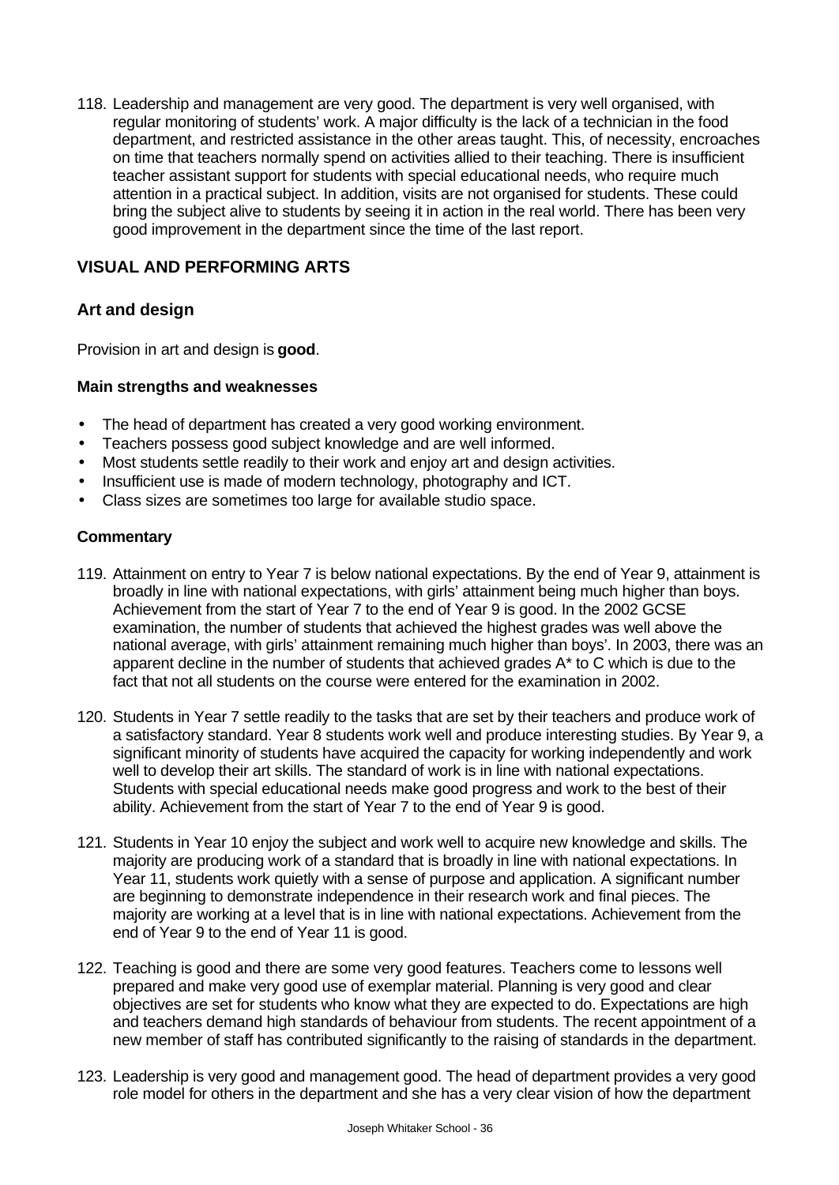118. Leadership and management are very good. The department is very well organised, with regular monitoring of students' work. A major difficulty is the lack of a technician in the food department, and restricted assistance in the other areas taught. This, of necessity, encroaches on time that teachers normally spend on activities allied to their teaching. There is insufficient teacher assistant support for students with special educational needs, who require much attention in a practical subject. In addition, visits are not organised for students. These could bring the subject alive to students by seeing it in action in the real world. There has been very good improvement in the department since the time of the last report.

## VISUAL AND PERFORMING ARTS

### Art and design

Provision in art and design is **good**.

#### Main strengths and weaknesses

- The head of department has created a very good working environment.
- Teachers possess good subject knowledge and are well informed.
- Most students settle readily to their work and enjoy art and design activities.
- Insufficient use is made of modern technology, photography and ICT.
- Class sizes are sometimes too large for available studio space.

#### Commentary

119. Attainment on entry to Year 7 is below national expectations. By the end of Year 9, attainment is broadly in line with national expectations, with girls' attainment being much higher than boys. Achievement from the start of Year 7 to the end of Year 9 is good. In the 2002 GCSE examination, the number of students that achieved the highest grades was well above the national average, with girls' attainment remaining much higher than boys'. In 2003, there was an apparent decline in the number of students that achieved grades A* to C which is due to the fact that not all students on the course were entered for the examination in 2002.

120. Students in Year 7 settle readily to the tasks that are set by their teachers and produce work of a satisfactory standard. Year 8 students work well and produce interesting studies. By Year 9, a significant minority of students have acquired the capacity for working independently and work well to develop their art skills. The standard of work is in line with national expectations. Students with special educational needs make good progress and work to the best of their ability. Achievement from the start of Year 7 to the end of Year 9 is good.

121. Students in Year 10 enjoy the subject and work well to acquire new knowledge and skills. The majority are producing work of a standard that is broadly in line with national expectations. In Year 11, students work quietly with a sense of purpose and application. A significant number are beginning to demonstrate independence in their research work and final pieces. The majority are working at a level that is in line with national expectations. Achievement from the end of Year 9 to the end of Year 11 is good.

122. Teaching is good and there are some very good features. Teachers come to lessons well prepared and make very good use of exemplar material. Planning is very good and clear objectives are set for students who know what they are expected to do. Expectations are high and teachers demand high standards of behaviour from students. The recent appointment of a new member of staff has contributed significantly to the raising of standards in the department.

123. Leadership is very good and management good. The head of department provides a very good role model for others in the department and she has a very clear vision of how the department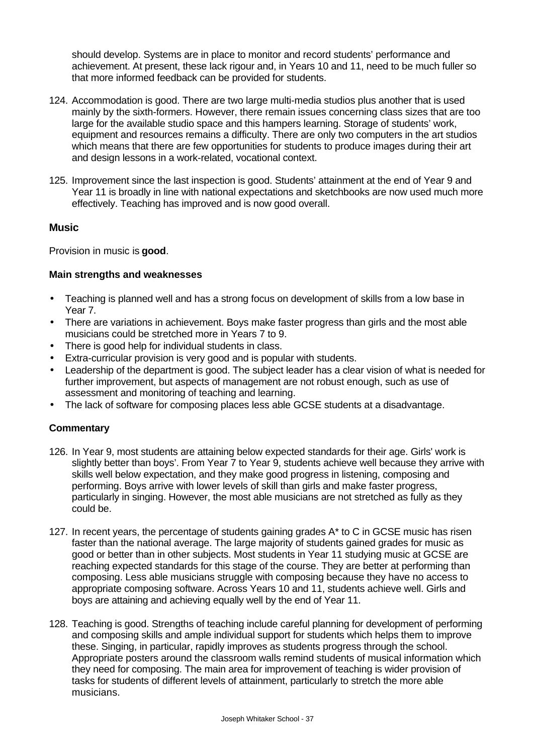should develop. Systems are in place to monitor and record students' performance and achievement. At present, these lack rigour and, in Years 10 and 11, need to be much fuller so that more informed feedback can be provided for students.

124. Accommodation is good. There are two large multi-media studios plus another that is used mainly by the sixth-formers. However, there remain issues concerning class sizes that are too large for the available studio space and this hampers learning. Storage of students' work, equipment and resources remains a difficulty. There are only two computers in the art studios which means that there are few opportunities for students to produce images during their art and design lessons in a work-related, vocational context.

125. Improvement since the last inspection is good. Students' attainment at the end of Year 9 and Year 11 is broadly in line with national expectations and sketchbooks are now used much more effectively. Teaching has improved and is now good overall.

### Music

Provision in music is **good**.

#### Main strengths and weaknesses

- Teaching is planned well and has a strong focus on development of skills from a low base in Year 7.
- There are variations in achievement. Boys make faster progress than girls and the most able musicians could be stretched more in Years 7 to 9.
- There is good help for individual students in class.
- Extra-curricular provision is very good and is popular with students.
- Leadership of the department is good. The subject leader has a clear vision of what is needed for further improvement, but aspects of management are not robust enough, such as use of assessment and monitoring of teaching and learning.
- The lack of software for composing places less able GCSE students at a disadvantage.

#### Commentary

126. In Year 9, most students are attaining below expected standards for their age. Girls' work is slightly better than boys'. From Year 7 to Year 9, students achieve well because they arrive with skills well below expectation, and they make good progress in listening, composing and performing. Boys arrive with lower levels of skill than girls and make faster progress, particularly in singing. However, the most able musicians are not stretched as fully as they could be.

127. In recent years, the percentage of students gaining grades A* to C in GCSE music has risen faster than the national average. The large majority of students gained grades for music as good or better than in other subjects. Most students in Year 11 studying music at GCSE are reaching expected standards for this stage of the course. They are better at performing than composing. Less able musicians struggle with composing because they have no access to appropriate composing software. Across Years 10 and 11, students achieve well. Girls and boys are attaining and achieving equally well by the end of Year 11.

128. Teaching is good. Strengths of teaching include careful planning for development of performing and composing skills and ample individual support for students which helps them to improve these. Singing, in particular, rapidly improves as students progress through the school. Appropriate posters around the classroom walls remind students of musical information which they need for composing. The main area for improvement of teaching is wider provision of tasks for students of different levels of attainment, particularly to stretch the more able musicians.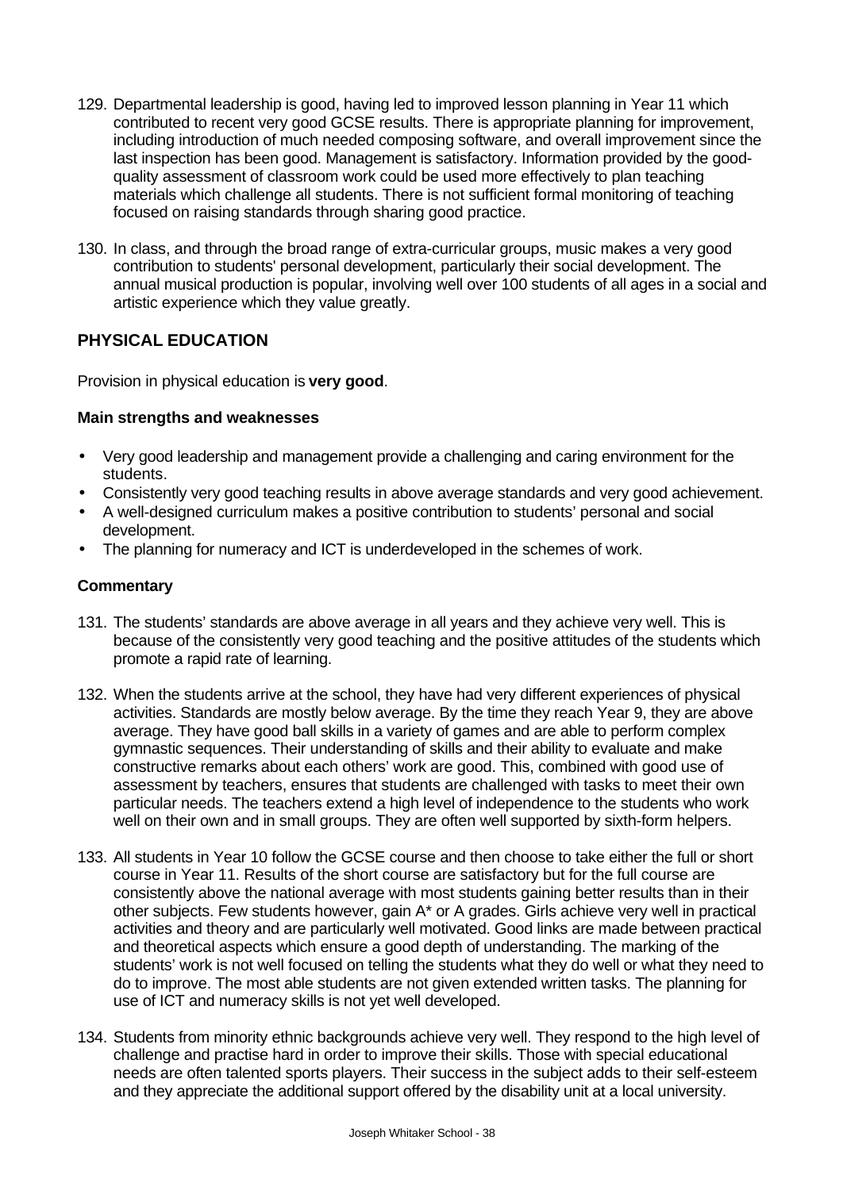129. Departmental leadership is good, having led to improved lesson planning in Year 11 which contributed to recent very good GCSE results. There is appropriate planning for improvement, including introduction of much needed composing software, and overall improvement since the last inspection has been good. Management is satisfactory. Information provided by the good-quality assessment of classroom work could be used more effectively to plan teaching materials which challenge all students. There is not sufficient formal monitoring of teaching focused on raising standards through sharing good practice.

130. In class, and through the broad range of extra-curricular groups, music makes a very good contribution to students' personal development, particularly their social development. The annual musical production is popular, involving well over 100 students of all ages in a social and artistic experience which they value greatly.

## PHYSICAL EDUCATION

Provision in physical education is **very good**.

### Main strengths and weaknesses

- Very good leadership and management provide a challenging and caring environment for the students.
- Consistently very good teaching results in above average standards and very good achievement.
- A well-designed curriculum makes a positive contribution to students' personal and social development.
- The planning for numeracy and ICT is underdeveloped in the schemes of work.

### Commentary

131. The students' standards are above average in all years and they achieve very well. This is because of the consistently very good teaching and the positive attitudes of the students which promote a rapid rate of learning.

132. When the students arrive at the school, they have had very different experiences of physical activities. Standards are mostly below average. By the time they reach Year 9, they are above average. They have good ball skills in a variety of games and are able to perform complex gymnastic sequences. Their understanding of skills and their ability to evaluate and make constructive remarks about each others' work are good. This, combined with good use of assessment by teachers, ensures that students are challenged with tasks to meet their own particular needs. The teachers extend a high level of independence to the students who work well on their own and in small groups. They are often well supported by sixth-form helpers.

133. All students in Year 10 follow the GCSE course and then choose to take either the full or short course in Year 11. Results of the short course are satisfactory but for the full course are consistently above the national average with most students gaining better results than in their other subjects. Few students however, gain A* or A grades. Girls achieve very well in practical activities and theory and are particularly well motivated. Good links are made between practical and theoretical aspects which ensure a good depth of understanding. The marking of the students' work is not well focused on telling the students what they do well or what they need to do to improve. The most able students are not given extended written tasks. The planning for use of ICT and numeracy skills is not yet well developed.

134. Students from minority ethnic backgrounds achieve very well. They respond to the high level of challenge and practise hard in order to improve their skills. Those with special educational needs are often talented sports players. Their success in the subject adds to their self-esteem and they appreciate the additional support offered by the disability unit at a local university.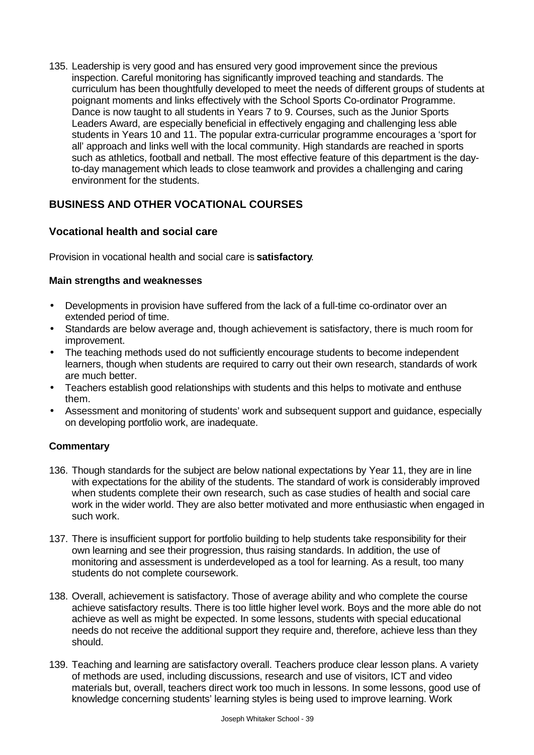135. Leadership is very good and has ensured very good improvement since the previous inspection. Careful monitoring has significantly improved teaching and standards. The curriculum has been thoughtfully developed to meet the needs of different groups of students at poignant moments and links effectively with the School Sports Co-ordinator Programme. Dance is now taught to all students in Years 7 to 9. Courses, such as the Junior Sports Leaders Award, are especially beneficial in effectively engaging and challenging less able students in Years 10 and 11. The popular extra-curricular programme encourages a 'sport for all' approach and links well with the local community. High standards are reached in sports such as athletics, football and netball. The most effective feature of this department is the day-to-day management which leads to close teamwork and provides a challenging and caring environment for the students.

## BUSINESS AND OTHER VOCATIONAL COURSES

### Vocational health and social care

Provision in vocational health and social care is **satisfactory**.

#### Main strengths and weaknesses

- Developments in provision have suffered from the lack of a full-time co-ordinator over an extended period of time.
- Standards are below average and, though achievement is satisfactory, there is much room for improvement.
- The teaching methods used do not sufficiently encourage students to become independent learners, though when students are required to carry out their own research, standards of work are much better.
- Teachers establish good relationships with students and this helps to motivate and enthuse them.
- Assessment and monitoring of students' work and subsequent support and guidance, especially on developing portfolio work, are inadequate.

#### Commentary

136. Though standards for the subject are below national expectations by Year 11, they are in line with expectations for the ability of the students. The standard of work is considerably improved when students complete their own research, such as case studies of health and social care work in the wider world. They are also better motivated and more enthusiastic when engaged in such work.

137. There is insufficient support for portfolio building to help students take responsibility for their own learning and see their progression, thus raising standards. In addition, the use of monitoring and assessment is underdeveloped as a tool for learning. As a result, too many students do not complete coursework.

138. Overall, achievement is satisfactory. Those of average ability and who complete the course achieve satisfactory results. There is too little higher level work. Boys and the more able do not achieve as well as might be expected. In some lessons, students with special educational needs do not receive the additional support they require and, therefore, achieve less than they should.

139. Teaching and learning are satisfactory overall. Teachers produce clear lesson plans. A variety of methods are used, including discussions, research and use of visitors, ICT and video materials but, overall, teachers direct work too much in lessons. In some lessons, good use of knowledge concerning students' learning styles is being used to improve learning. Work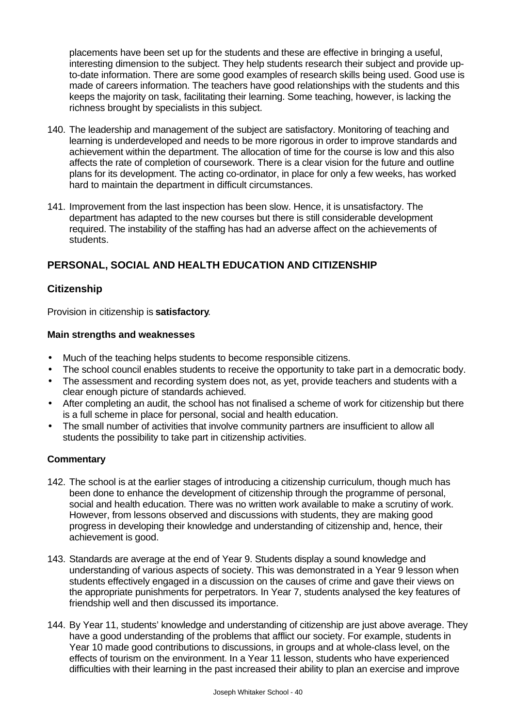placements have been set up for the students and these are effective in bringing a useful, interesting dimension to the subject. They help students research their subject and provide up-to-date information. There are some good examples of research skills being used. Good use is made of careers information. The teachers have good relationships with the students and this keeps the majority on task, facilitating their learning. Some teaching, however, is lacking the richness brought by specialists in this subject.

140. The leadership and management of the subject are satisfactory. Monitoring of teaching and learning is underdeveloped and needs to be more rigorous in order to improve standards and achievement within the department. The allocation of time for the course is low and this also affects the rate of completion of coursework. There is a clear vision for the future and outline plans for its development. The acting co-ordinator, in place for only a few weeks, has worked hard to maintain the department in difficult circumstances.

141. Improvement from the last inspection has been slow. Hence, it is unsatisfactory. The department has adapted to the new courses but there is still considerable development required. The instability of the staffing has had an adverse affect on the achievements of students.

## PERSONAL, SOCIAL AND HEALTH EDUCATION AND CITIZENSHIP

### Citizenship

Provision in citizenship is **satisfactory**.

#### Main strengths and weaknesses

- Much of the teaching helps students to become responsible citizens.
- The school council enables students to receive the opportunity to take part in a democratic body.
- The assessment and recording system does not, as yet, provide teachers and students with a clear enough picture of standards achieved.
- After completing an audit, the school has not finalised a scheme of work for citizenship but there is a full scheme in place for personal, social and health education.
- The small number of activities that involve community partners are insufficient to allow all students the possibility to take part in citizenship activities.

#### Commentary

142. The school is at the earlier stages of introducing a citizenship curriculum, though much has been done to enhance the development of citizenship through the programme of personal, social and health education. There was no written work available to make a scrutiny of work. However, from lessons observed and discussions with students, they are making good progress in developing their knowledge and understanding of citizenship and, hence, their achievement is good.

143. Standards are average at the end of Year 9. Students display a sound knowledge and understanding of various aspects of society. This was demonstrated in a Year 9 lesson when students effectively engaged in a discussion on the causes of crime and gave their views on the appropriate punishments for perpetrators. In Year 7, students analysed the key features of friendship well and then discussed its importance.

144. By Year 11, students' knowledge and understanding of citizenship are just above average. They have a good understanding of the problems that afflict our society. For example, students in Year 10 made good contributions to discussions, in groups and at whole-class level, on the effects of tourism on the environment. In a Year 11 lesson, students who have experienced difficulties with their learning in the past increased their ability to plan an exercise and improve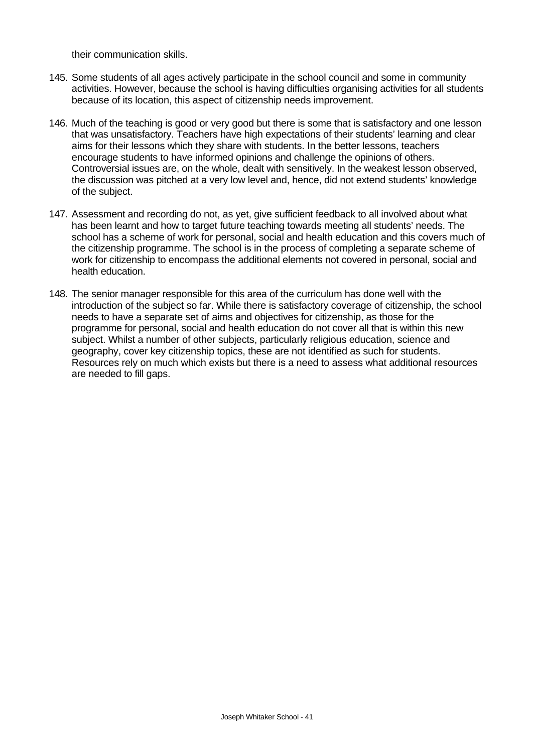their communication skills.

145. Some students of all ages actively participate in the school council and some in community activities. However, because the school is having difficulties organising activities for all students because of its location, this aspect of citizenship needs improvement.

146. Much of the teaching is good or very good but there is some that is satisfactory and one lesson that was unsatisfactory. Teachers have high expectations of their students' learning and clear aims for their lessons which they share with students. In the better lessons, teachers encourage students to have informed opinions and challenge the opinions of others. Controversial issues are, on the whole, dealt with sensitively. In the weakest lesson observed, the discussion was pitched at a very low level and, hence, did not extend students' knowledge of the subject.

147. Assessment and recording do not, as yet, give sufficient feedback to all involved about what has been learnt and how to target future teaching towards meeting all students' needs. The school has a scheme of work for personal, social and health education and this covers much of the citizenship programme. The school is in the process of completing a separate scheme of work for citizenship to encompass the additional elements not covered in personal, social and health education.

148. The senior manager responsible for this area of the curriculum has done well with the introduction of the subject so far. While there is satisfactory coverage of citizenship, the school needs to have a separate set of aims and objectives for citizenship, as those for the programme for personal, social and health education do not cover all that is within this new subject. Whilst a number of other subjects, particularly religious education, science and geography, cover key citizenship topics, these are not identified as such for students. Resources rely on much which exists but there is a need to assess what additional resources are needed to fill gaps.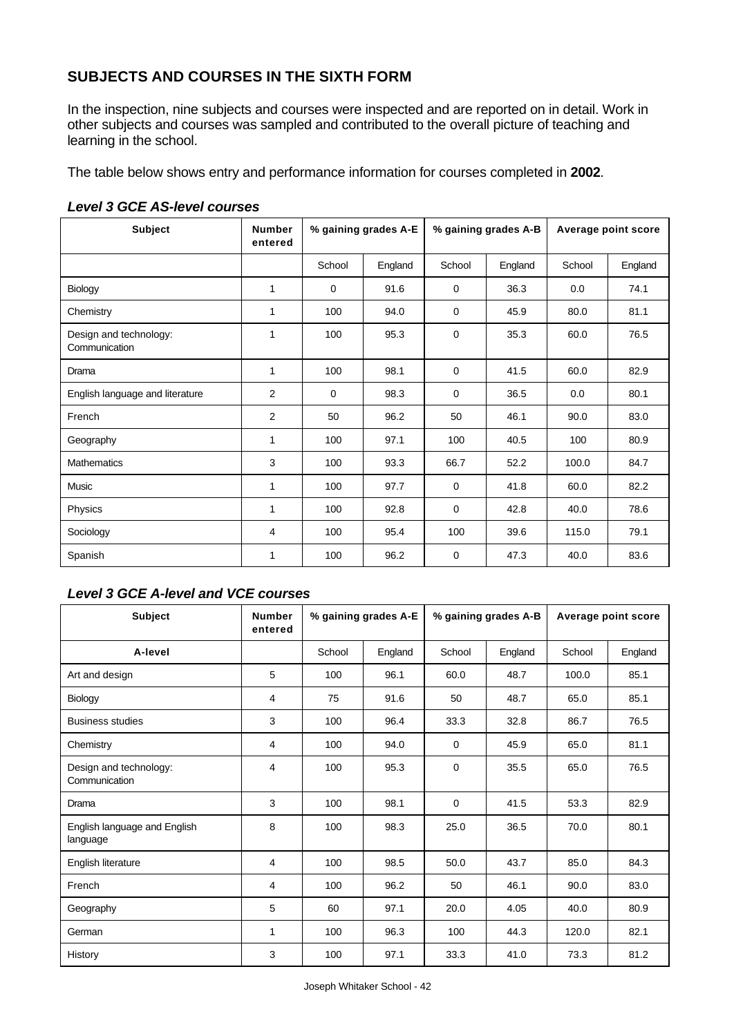## SUBJECTS AND COURSES IN THE SIXTH FORM

In the inspection, nine subjects and courses were inspected and are reported on in detail. Work in other subjects and courses was sampled and contributed to the overall picture of teaching and learning in the school.

The table below shows entry and performance information for courses completed in **2002**.

### *Level 3 GCE AS-level courses*

| Subject | Number entered | % gaining grades A-E | | % gaining grades A-B | | Average point score | |
|---|---|---|---|---|---|---|---|
| | | School | England | School | England | School | England |
| Biology | 1 | 0 | 91.6 | 0 | 36.3 | 0.0 | 74.1 |
| Chemistry | 1 | 100 | 94.0 | 0 | 45.9 | 80.0 | 81.1 |
| Design and technology: Communication | 1 | 100 | 95.3 | 0 | 35.3 | 60.0 | 76.5 |
| Drama | 1 | 100 | 98.1 | 0 | 41.5 | 60.0 | 82.9 |
| English language and literature | 2 | 0 | 98.3 | 0 | 36.5 | 0.0 | 80.1 |
| French | 2 | 50 | 96.2 | 50 | 46.1 | 90.0 | 83.0 |
| Geography | 1 | 100 | 97.1 | 100 | 40.5 | 100 | 80.9 |
| Mathematics | 3 | 100 | 93.3 | 66.7 | 52.2 | 100.0 | 84.7 |
| Music | 1 | 100 | 97.7 | 0 | 41.8 | 60.0 | 82.2 |
| Physics | 1 | 100 | 92.8 | 0 | 42.8 | 40.0 | 78.6 |
| Sociology | 4 | 100 | 95.4 | 100 | 39.6 | 115.0 | 79.1 |
| Spanish | 1 | 100 | 96.2 | 0 | 47.3 | 40.0 | 83.6 |

### *Level 3 GCE A-level and VCE courses*

| Subject | Number entered | % gaining grades A-E | | % gaining grades A-B | | Average point score | |
|---|---|---|---|---|---|---|---|
| A-level | | School | England | School | England | School | England |
| Art and design | 5 | 100 | 96.1 | 60.0 | 48.7 | 100.0 | 85.1 |
| Biology | 4 | 75 | 91.6 | 50 | 48.7 | 65.0 | 85.1 |
| Business studies | 3 | 100 | 96.4 | 33.3 | 32.8 | 86.7 | 76.5 |
| Chemistry | 4 | 100 | 94.0 | 0 | 45.9 | 65.0 | 81.1 |
| Design and technology: Communication | 4 | 100 | 95.3 | 0 | 35.5 | 65.0 | 76.5 |
| Drama | 3 | 100 | 98.1 | 0 | 41.5 | 53.3 | 82.9 |
| English language and English language | 8 | 100 | 98.3 | 25.0 | 36.5 | 70.0 | 80.1 |
| English literature | 4 | 100 | 98.5 | 50.0 | 43.7 | 85.0 | 84.3 |
| French | 4 | 100 | 96.2 | 50 | 46.1 | 90.0 | 83.0 |
| Geography | 5 | 60 | 97.1 | 20.0 | 4.05 | 40.0 | 80.9 |
| German | 1 | 100 | 96.3 | 100 | 44.3 | 120.0 | 82.1 |
| History | 3 | 100 | 97.1 | 33.3 | 41.0 | 73.3 | 81.2 |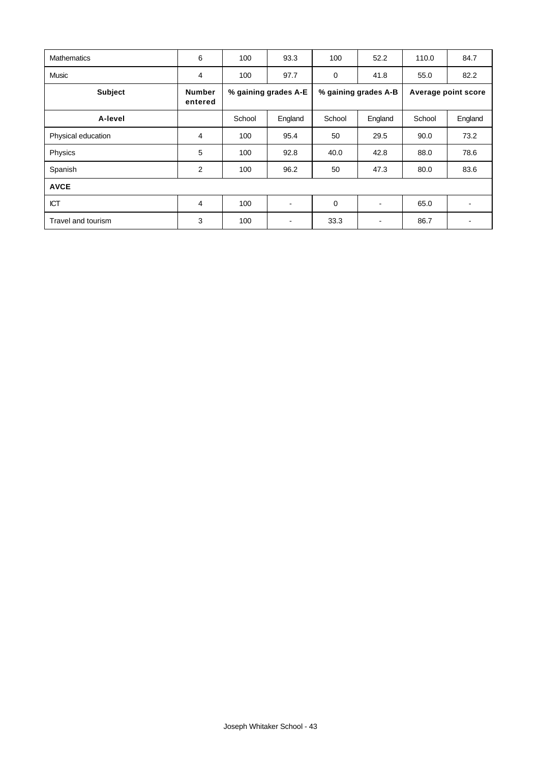| Mathematics | 6 | 100 | 93.3 | 100 | 52.2 | 110.0 | 84.7 |
|---|---|---|---|---|---|---|---|
| Music | 4 | 100 | 97.7 | 0 | 41.8 | 55.0 | 82.2 |
| **Subject** | **Number entered** | **% gaining grades A-E** | | **% gaining grades A-B** | | **Average point score** | |
| **A-level** | | School | England | School | England | School | England |
| Physical education | 4 | 100 | 95.4 | 50 | 29.5 | 90.0 | 73.2 |
| Physics | 5 | 100 | 92.8 | 40.0 | 42.8 | 88.0 | 78.6 |
| Spanish | 2 | 100 | 96.2 | 50 | 47.3 | 80.0 | 83.6 |
| **AVCE** | | | | | | | |
| ICT | 4 | 100 | - | 0 | - | 65.0 | - |
| Travel and tourism | 3 | 100 | - | 33.3 | - | 86.7 | - |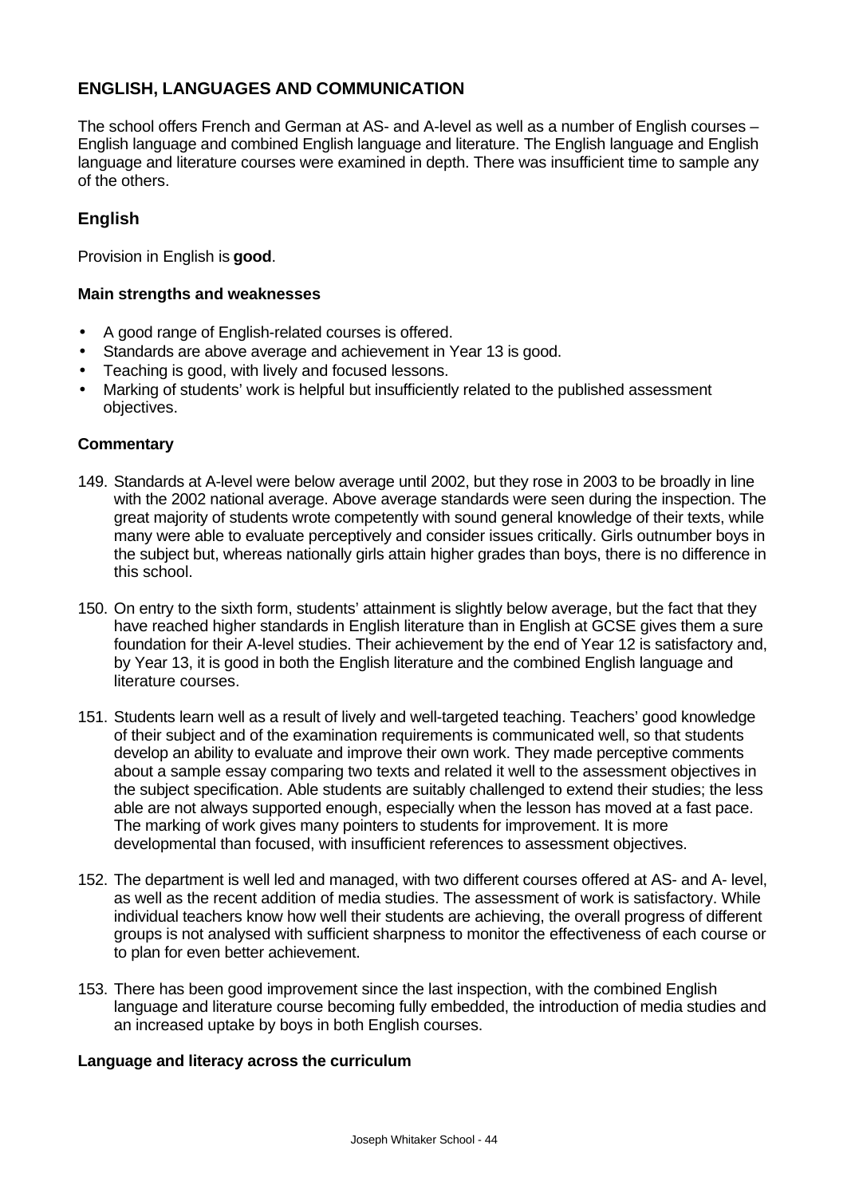## ENGLISH, LANGUAGES AND COMMUNICATION

The school offers French and German at AS- and A-level as well as a number of English courses – English language and combined English language and literature. The English language and English language and literature courses were examined in depth. There was insufficient time to sample any of the others.

### English

Provision in English is **good**.

#### Main strengths and weaknesses

- A good range of English-related courses is offered.
- Standards are above average and achievement in Year 13 is good.
- Teaching is good, with lively and focused lessons.
- Marking of students' work is helpful but insufficiently related to the published assessment objectives.

#### Commentary

149. Standards at A-level were below average until 2002, but they rose in 2003 to be broadly in line with the 2002 national average. Above average standards were seen during the inspection. The great majority of students wrote competently with sound general knowledge of their texts, while many were able to evaluate perceptively and consider issues critically. Girls outnumber boys in the subject but, whereas nationally girls attain higher grades than boys, there is no difference in this school.

150. On entry to the sixth form, students' attainment is slightly below average, but the fact that they have reached higher standards in English literature than in English at GCSE gives them a sure foundation for their A-level studies. Their achievement by the end of Year 12 is satisfactory and, by Year 13, it is good in both the English literature and the combined English language and literature courses.

151. Students learn well as a result of lively and well-targeted teaching. Teachers' good knowledge of their subject and of the examination requirements is communicated well, so that students develop an ability to evaluate and improve their own work. They made perceptive comments about a sample essay comparing two texts and related it well to the assessment objectives in the subject specification. Able students are suitably challenged to extend their studies; the less able are not always supported enough, especially when the lesson has moved at a fast pace. The marking of work gives many pointers to students for improvement. It is more developmental than focused, with insufficient references to assessment objectives.

152. The department is well led and managed, with two different courses offered at AS- and A- level, as well as the recent addition of media studies. The assessment of work is satisfactory. While individual teachers know how well their students are achieving, the overall progress of different groups is not analysed with sufficient sharpness to monitor the effectiveness of each course or to plan for even better achievement.

153. There has been good improvement since the last inspection, with the combined English language and literature course becoming fully embedded, the introduction of media studies and an increased uptake by boys in both English courses.

#### Language and literacy across the curriculum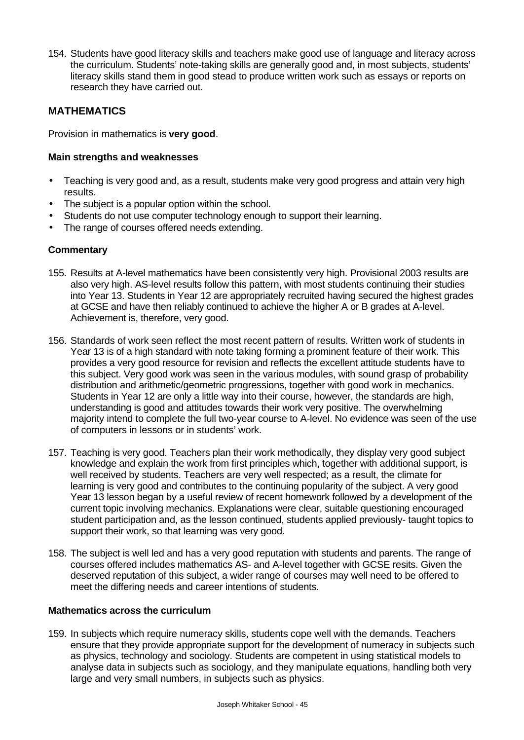154. Students have good literacy skills and teachers make good use of language and literacy across the curriculum. Students' note-taking skills are generally good and, in most subjects, students' literacy skills stand them in good stead to produce written work such as essays or reports on research they have carried out.

## MATHEMATICS

Provision in mathematics is **very good**.

### Main strengths and weaknesses

- Teaching is very good and, as a result, students make very good progress and attain very high results.
- The subject is a popular option within the school.
- Students do not use computer technology enough to support their learning.
- The range of courses offered needs extending.

### Commentary

155. Results at A-level mathematics have been consistently very high. Provisional 2003 results are also very high. AS-level results follow this pattern, with most students continuing their studies into Year 13. Students in Year 12 are appropriately recruited having secured the highest grades at GCSE and have then reliably continued to achieve the higher A or B grades at A-level. Achievement is, therefore, very good.

156. Standards of work seen reflect the most recent pattern of results. Written work of students in Year 13 is of a high standard with note taking forming a prominent feature of their work. This provides a very good resource for revision and reflects the excellent attitude students have to this subject. Very good work was seen in the various modules, with sound grasp of probability distribution and arithmetic/geometric progressions, together with good work in mechanics. Students in Year 12 are only a little way into their course, however, the standards are high, understanding is good and attitudes towards their work very positive. The overwhelming majority intend to complete the full two-year course to A-level. No evidence was seen of the use of computers in lessons or in students' work.

157. Teaching is very good. Teachers plan their work methodically, they display very good subject knowledge and explain the work from first principles which, together with additional support, is well received by students. Teachers are very well respected; as a result, the climate for learning is very good and contributes to the continuing popularity of the subject. A very good Year 13 lesson began by a useful review of recent homework followed by a development of the current topic involving mechanics. Explanations were clear, suitable questioning encouraged student participation and, as the lesson continued, students applied previously- taught topics to support their work, so that learning was very good.

158. The subject is well led and has a very good reputation with students and parents. The range of courses offered includes mathematics AS- and A-level together with GCSE resits. Given the deserved reputation of this subject, a wider range of courses may well need to be offered to meet the differing needs and career intentions of students.

### Mathematics across the curriculum

159. In subjects which require numeracy skills, students cope well with the demands. Teachers ensure that they provide appropriate support for the development of numeracy in subjects such as physics, technology and sociology. Students are competent in using statistical models to analyse data in subjects such as sociology, and they manipulate equations, handling both very large and very small numbers, in subjects such as physics.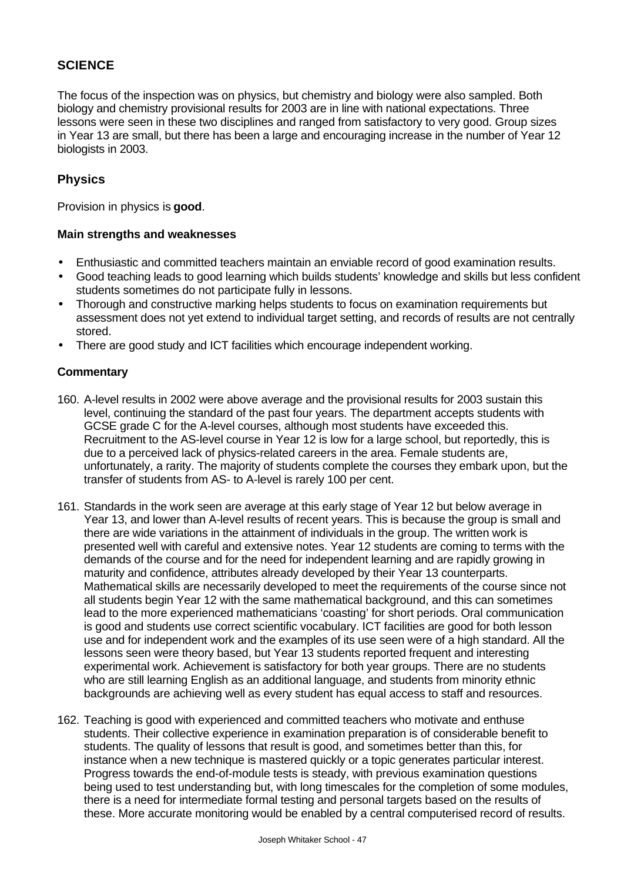## SCIENCE

The focus of the inspection was on physics, but chemistry and biology were also sampled. Both biology and chemistry provisional results for 2003 are in line with national expectations. Three lessons were seen in these two disciplines and ranged from satisfactory to very good. Group sizes in Year 13 are small, but there has been a large and encouraging increase in the number of Year 12 biologists in 2003.

### Physics

Provision in physics is **good**.

#### Main strengths and weaknesses

- Enthusiastic and committed teachers maintain an enviable record of good examination results.
- Good teaching leads to good learning which builds students' knowledge and skills but less confident students sometimes do not participate fully in lessons.
- Thorough and constructive marking helps students to focus on examination requirements but assessment does not yet extend to individual target setting, and records of results are not centrally stored.
- There are good study and ICT facilities which encourage independent working.

#### Commentary

160. A-level results in 2002 were above average and the provisional results for 2003 sustain this level, continuing the standard of the past four years. The department accepts students with GCSE grade C for the A-level courses, although most students have exceeded this. Recruitment to the AS-level course in Year 12 is low for a large school, but reportedly, this is due to a perceived lack of physics-related careers in the area. Female students are, unfortunately, a rarity. The majority of students complete the courses they embark upon, but the transfer of students from AS- to A-level is rarely 100 per cent.

161. Standards in the work seen are average at this early stage of Year 12 but below average in Year 13, and lower than A-level results of recent years. This is because the group is small and there are wide variations in the attainment of individuals in the group. The written work is presented well with careful and extensive notes. Year 12 students are coming to terms with the demands of the course and for the need for independent learning and are rapidly growing in maturity and confidence, attributes already developed by their Year 13 counterparts. Mathematical skills are necessarily developed to meet the requirements of the course since not all students begin Year 12 with the same mathematical background, and this can sometimes lead to the more experienced mathematicians 'coasting' for short periods. Oral communication is good and students use correct scientific vocabulary. ICT facilities are good for both lesson use and for independent work and the examples of its use seen were of a high standard. All the lessons seen were theory based, but Year 13 students reported frequent and interesting experimental work. Achievement is satisfactory for both year groups. There are no students who are still learning English as an additional language, and students from minority ethnic backgrounds are achieving well as every student has equal access to staff and resources.

162. Teaching is good with experienced and committed teachers who motivate and enthuse students. Their collective experience in examination preparation is of considerable benefit to students. The quality of lessons that result is good, and sometimes better than this, for instance when a new technique is mastered quickly or a topic generates particular interest. Progress towards the end-of-module tests is steady, with previous examination questions being used to test understanding but, with long timescales for the completion of some modules, there is a need for intermediate formal testing and personal targets based on the results of these. More accurate monitoring would be enabled by a central computerised record of results.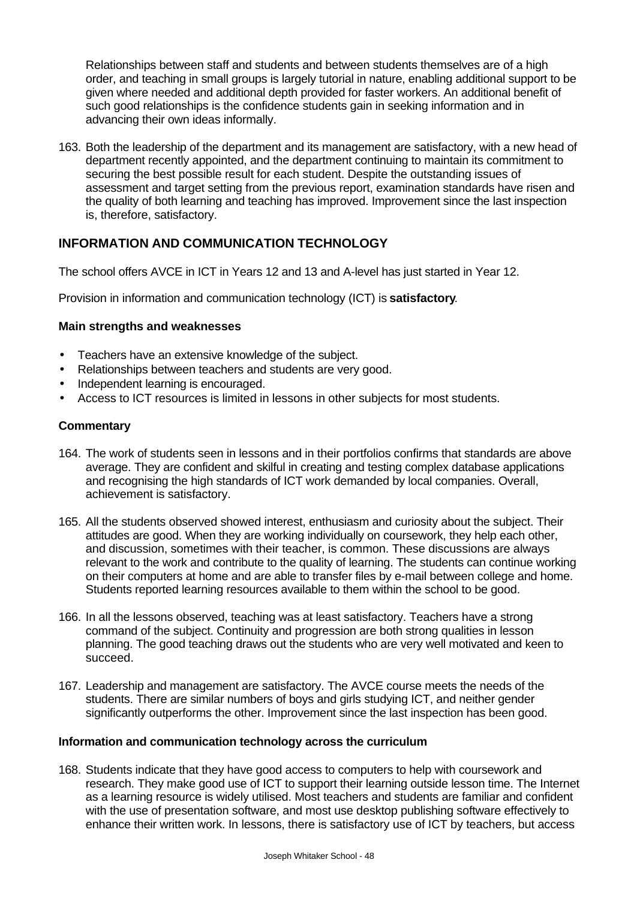Relationships between staff and students and between students themselves are of a high order, and teaching in small groups is largely tutorial in nature, enabling additional support to be given where needed and additional depth provided for faster workers. An additional benefit of such good relationships is the confidence students gain in seeking information and in advancing their own ideas informally.

163. Both the leadership of the department and its management are satisfactory, with a new head of department recently appointed, and the department continuing to maintain its commitment to securing the best possible result for each student. Despite the outstanding issues of assessment and target setting from the previous report, examination standards have risen and the quality of both learning and teaching has improved. Improvement since the last inspection is, therefore, satisfactory.

## INFORMATION AND COMMUNICATION TECHNOLOGY

The school offers AVCE in ICT in Years 12 and 13 and A-level has just started in Year 12.

Provision in information and communication technology (ICT) is **satisfactory**.

### Main strengths and weaknesses

- Teachers have an extensive knowledge of the subject.
- Relationships between teachers and students are very good.
- Independent learning is encouraged.
- Access to ICT resources is limited in lessons in other subjects for most students.

### Commentary

164. The work of students seen in lessons and in their portfolios confirms that standards are above average. They are confident and skilful in creating and testing complex database applications and recognising the high standards of ICT work demanded by local companies. Overall, achievement is satisfactory.

165. All the students observed showed interest, enthusiasm and curiosity about the subject. Their attitudes are good. When they are working individually on coursework, they help each other, and discussion, sometimes with their teacher, is common. These discussions are always relevant to the work and contribute to the quality of learning. The students can continue working on their computers at home and are able to transfer files by e-mail between college and home. Students reported learning resources available to them within the school to be good.

166. In all the lessons observed, teaching was at least satisfactory. Teachers have a strong command of the subject. Continuity and progression are both strong qualities in lesson planning. The good teaching draws out the students who are very well motivated and keen to succeed.

167. Leadership and management are satisfactory. The AVCE course meets the needs of the students. There are similar numbers of boys and girls studying ICT, and neither gender significantly outperforms the other. Improvement since the last inspection has been good.

### Information and communication technology across the curriculum

168. Students indicate that they have good access to computers to help with coursework and research. They make good use of ICT to support their learning outside lesson time. The Internet as a learning resource is widely utilised. Most teachers and students are familiar and confident with the use of presentation software, and most use desktop publishing software effectively to enhance their written work. In lessons, there is satisfactory use of ICT by teachers, but access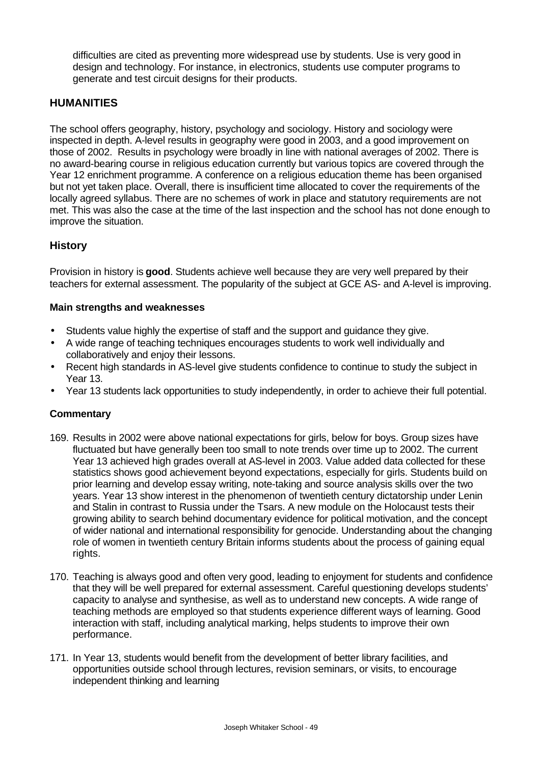difficulties are cited as preventing more widespread use by students. Use is very good in design and technology. For instance, in electronics, students use computer programs to generate and test circuit designs for their products.

## HUMANITIES

The school offers geography, history, psychology and sociology. History and sociology were inspected in depth. A-level results in geography were good in 2003, and a good improvement on those of 2002. Results in psychology were broadly in line with national averages of 2002. There is no award-bearing course in religious education currently but various topics are covered through the Year 12 enrichment programme. A conference on a religious education theme has been organised but not yet taken place. Overall, there is insufficient time allocated to cover the requirements of the locally agreed syllabus. There are no schemes of work in place and statutory requirements are not met. This was also the case at the time of the last inspection and the school has not done enough to improve the situation.

### History

Provision in history is **good**. Students achieve well because they are very well prepared by their teachers for external assessment. The popularity of the subject at GCE AS- and A-level is improving.

#### Main strengths and weaknesses

- Students value highly the expertise of staff and the support and guidance they give.
- A wide range of teaching techniques encourages students to work well individually and collaboratively and enjoy their lessons.
- Recent high standards in AS-level give students confidence to continue to study the subject in Year 13.
- Year 13 students lack opportunities to study independently, in order to achieve their full potential.

#### Commentary

169. Results in 2002 were above national expectations for girls, below for boys. Group sizes have fluctuated but have generally been too small to note trends over time up to 2002. The current Year 13 achieved high grades overall at AS-level in 2003. Value added data collected for these statistics shows good achievement beyond expectations, especially for girls. Students build on prior learning and develop essay writing, note-taking and source analysis skills over the two years. Year 13 show interest in the phenomenon of twentieth century dictatorship under Lenin and Stalin in contrast to Russia under the Tsars. A new module on the Holocaust tests their growing ability to search behind documentary evidence for political motivation, and the concept of wider national and international responsibility for genocide. Understanding about the changing role of women in twentieth century Britain informs students about the process of gaining equal rights.

170. Teaching is always good and often very good, leading to enjoyment for students and confidence that they will be well prepared for external assessment. Careful questioning develops students' capacity to analyse and synthesise, as well as to understand new concepts. A wide range of teaching methods are employed so that students experience different ways of learning. Good interaction with staff, including analytical marking, helps students to improve their own performance.

171. In Year 13, students would benefit from the development of better library facilities, and opportunities outside school through lectures, revision seminars, or visits, to encourage independent thinking and learning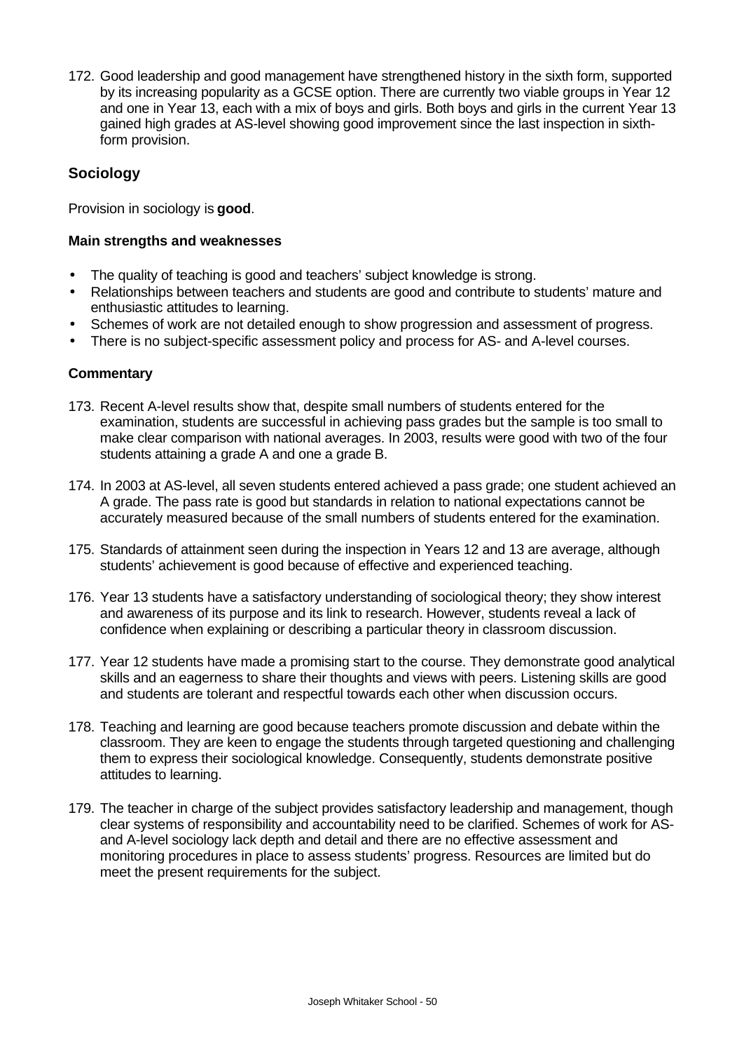172. Good leadership and good management have strengthened history in the sixth form, supported by its increasing popularity as a GCSE option. There are currently two viable groups in Year 12 and one in Year 13, each with a mix of boys and girls. Both boys and girls in the current Year 13 gained high grades at AS-level showing good improvement since the last inspection in sixth-form provision.

## Sociology

Provision in sociology is **good**.

### Main strengths and weaknesses

- The quality of teaching is good and teachers' subject knowledge is strong.
- Relationships between teachers and students are good and contribute to students' mature and enthusiastic attitudes to learning.
- Schemes of work are not detailed enough to show progression and assessment of progress.
- There is no subject-specific assessment policy and process for AS- and A-level courses.

### Commentary

173. Recent A-level results show that, despite small numbers of students entered for the examination, students are successful in achieving pass grades but the sample is too small to make clear comparison with national averages. In 2003, results were good with two of the four students attaining a grade A and one a grade B.

174. In 2003 at AS-level, all seven students entered achieved a pass grade; one student achieved an A grade. The pass rate is good but standards in relation to national expectations cannot be accurately measured because of the small numbers of students entered for the examination.

175. Standards of attainment seen during the inspection in Years 12 and 13 are average, although students' achievement is good because of effective and experienced teaching.

176. Year 13 students have a satisfactory understanding of sociological theory; they show interest and awareness of its purpose and its link to research. However, students reveal a lack of confidence when explaining or describing a particular theory in classroom discussion.

177. Year 12 students have made a promising start to the course. They demonstrate good analytical skills and an eagerness to share their thoughts and views with peers. Listening skills are good and students are tolerant and respectful towards each other when discussion occurs.

178. Teaching and learning are good because teachers promote discussion and debate within the classroom. They are keen to engage the students through targeted questioning and challenging them to express their sociological knowledge. Consequently, students demonstrate positive attitudes to learning.

179. The teacher in charge of the subject provides satisfactory leadership and management, though clear systems of responsibility and accountability need to be clarified. Schemes of work for AS- and A-level sociology lack depth and detail and there are no effective assessment and monitoring procedures in place to assess students' progress. Resources are limited but do meet the present requirements for the subject.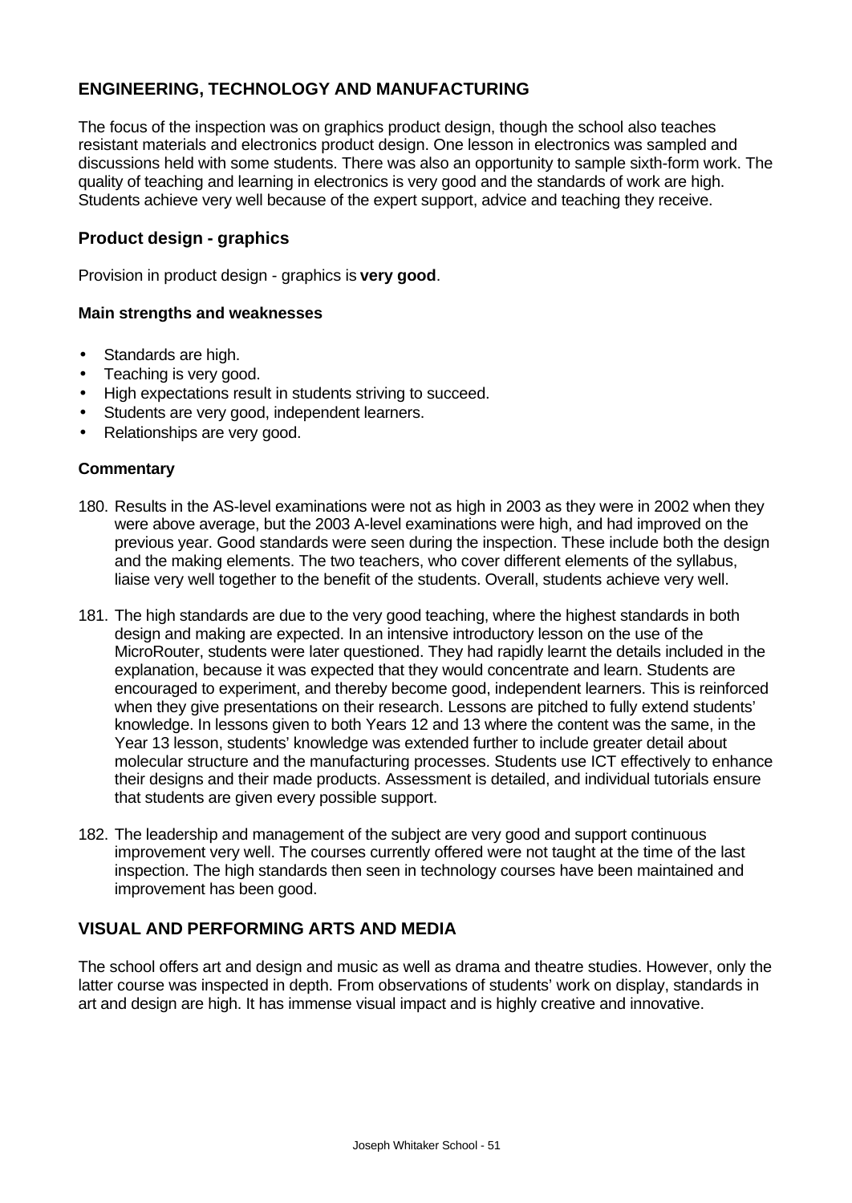## ENGINEERING, TECHNOLOGY AND MANUFACTURING

The focus of the inspection was on graphics product design, though the school also teaches resistant materials and electronics product design. One lesson in electronics was sampled and discussions held with some students. There was also an opportunity to sample sixth-form work. The quality of teaching and learning in electronics is very good and the standards of work are high. Students achieve very well because of the expert support, advice and teaching they receive.

### Product design - graphics

Provision in product design - graphics is **very good**.

#### Main strengths and weaknesses

- Standards are high.
- Teaching is very good.
- High expectations result in students striving to succeed.
- Students are very good, independent learners.
- Relationships are very good.

#### Commentary

180. Results in the AS-level examinations were not as high in 2003 as they were in 2002 when they were above average, but the 2003 A-level examinations were high, and had improved on the previous year. Good standards were seen during the inspection. These include both the design and the making elements. The two teachers, who cover different elements of the syllabus, liaise very well together to the benefit of the students. Overall, students achieve very well.

181. The high standards are due to the very good teaching, where the highest standards in both design and making are expected. In an intensive introductory lesson on the use of the MicroRouter, students were later questioned. They had rapidly learnt the details included in the explanation, because it was expected that they would concentrate and learn. Students are encouraged to experiment, and thereby become good, independent learners. This is reinforced when they give presentations on their research. Lessons are pitched to fully extend students' knowledge. In lessons given to both Years 12 and 13 where the content was the same, in the Year 13 lesson, students' knowledge was extended further to include greater detail about molecular structure and the manufacturing processes. Students use ICT effectively to enhance their designs and their made products. Assessment is detailed, and individual tutorials ensure that students are given every possible support.

182. The leadership and management of the subject are very good and support continuous improvement very well. The courses currently offered were not taught at the time of the last inspection. The high standards then seen in technology courses have been maintained and improvement has been good.

## VISUAL AND PERFORMING ARTS AND MEDIA

The school offers art and design and music as well as drama and theatre studies. However, only the latter course was inspected in depth. From observations of students' work on display, standards in art and design are high. It has immense visual impact and is highly creative and innovative.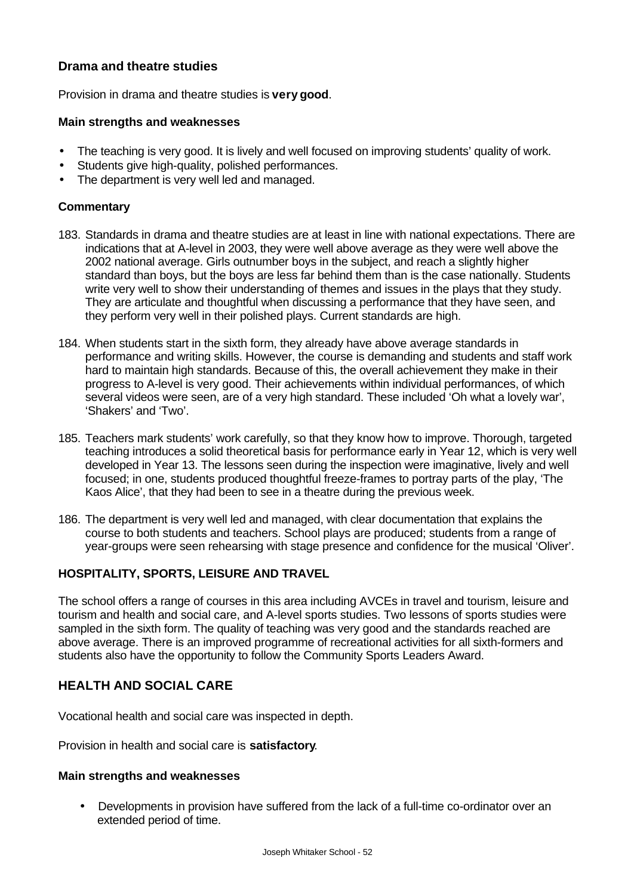### Drama and theatre studies

Provision in drama and theatre studies is **very good**.

#### Main strengths and weaknesses

- The teaching is very good. It is lively and well focused on improving students' quality of work.
- Students give high-quality, polished performances.
- The department is very well led and managed.

#### Commentary

183. Standards in drama and theatre studies are at least in line with national expectations. There are indications that at A-level in 2003, they were well above average as they were well above the 2002 national average. Girls outnumber boys in the subject, and reach a slightly higher standard than boys, but the boys are less far behind them than is the case nationally. Students write very well to show their understanding of themes and issues in the plays that they study. They are articulate and thoughtful when discussing a performance that they have seen, and they perform very well in their polished plays. Current standards are high.

184. When students start in the sixth form, they already have above average standards in performance and writing skills. However, the course is demanding and students and staff work hard to maintain high standards. Because of this, the overall achievement they make in their progress to A-level is very good. Their achievements within individual performances, of which several videos were seen, are of a very high standard. These included 'Oh what a lovely war', 'Shakers' and 'Two'.

185. Teachers mark students' work carefully, so that they know how to improve. Thorough, targeted teaching introduces a solid theoretical basis for performance early in Year 12, which is very well developed in Year 13. The lessons seen during the inspection were imaginative, lively and well focused; in one, students produced thoughtful freeze-frames to portray parts of the play, 'The Kaos Alice', that they had been to see in a theatre during the previous week.

186. The department is very well led and managed, with clear documentation that explains the course to both students and teachers. School plays are produced; students from a range of year-groups were seen rehearsing with stage presence and confidence for the musical 'Oliver'.

### HOSPITALITY, SPORTS, LEISURE AND TRAVEL

The school offers a range of courses in this area including AVCEs in travel and tourism, leisure and tourism and health and social care, and A-level sports studies. Two lessons of sports studies were sampled in the sixth form. The quality of teaching was very good and the standards reached are above average. There is an improved programme of recreational activities for all sixth-formers and students also have the opportunity to follow the Community Sports Leaders Award.

## HEALTH AND SOCIAL CARE

Vocational health and social care was inspected in depth.

Provision in health and social care is **satisfactory**.

#### Main strengths and weaknesses

- Developments in provision have suffered from the lack of a full-time co-ordinator over an extended period of time.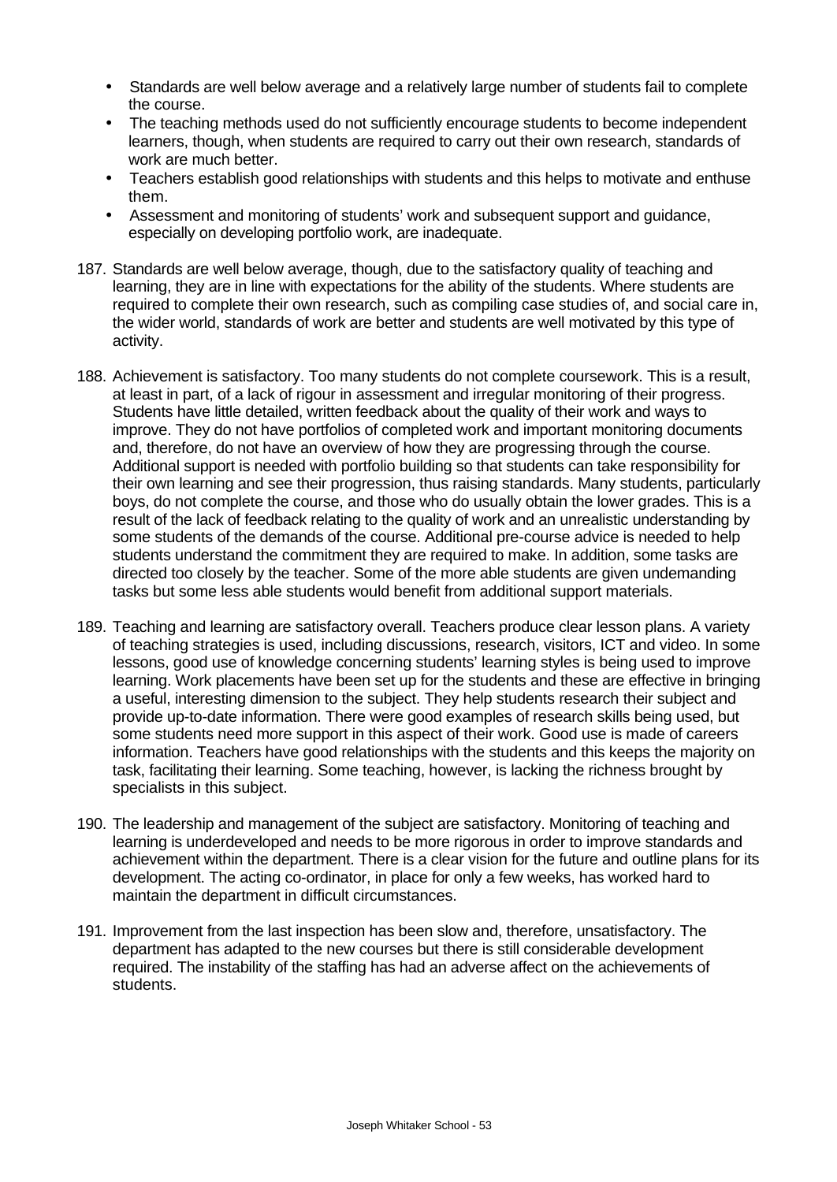- Standards are well below average and a relatively large number of students fail to complete the course.
- The teaching methods used do not sufficiently encourage students to become independent learners, though, when students are required to carry out their own research, standards of work are much better.
- Teachers establish good relationships with students and this helps to motivate and enthuse them.
- Assessment and monitoring of students' work and subsequent support and guidance, especially on developing portfolio work, are inadequate.

187. Standards are well below average, though, due to the satisfactory quality of teaching and learning, they are in line with expectations for the ability of the students. Where students are required to complete their own research, such as compiling case studies of, and social care in, the wider world, standards of work are better and students are well motivated by this type of activity.

188. Achievement is satisfactory. Too many students do not complete coursework. This is a result, at least in part, of a lack of rigour in assessment and irregular monitoring of their progress. Students have little detailed, written feedback about the quality of their work and ways to improve. They do not have portfolios of completed work and important monitoring documents and, therefore, do not have an overview of how they are progressing through the course. Additional support is needed with portfolio building so that students can take responsibility for their own learning and see their progression, thus raising standards. Many students, particularly boys, do not complete the course, and those who do usually obtain the lower grades. This is a result of the lack of feedback relating to the quality of work and an unrealistic understanding by some students of the demands of the course. Additional pre-course advice is needed to help students understand the commitment they are required to make. In addition, some tasks are directed too closely by the teacher. Some of the more able students are given undemanding tasks but some less able students would benefit from additional support materials.

189. Teaching and learning are satisfactory overall. Teachers produce clear lesson plans. A variety of teaching strategies is used, including discussions, research, visitors, ICT and video. In some lessons, good use of knowledge concerning students' learning styles is being used to improve learning. Work placements have been set up for the students and these are effective in bringing a useful, interesting dimension to the subject. They help students research their subject and provide up-to-date information. There were good examples of research skills being used, but some students need more support in this aspect of their work. Good use is made of careers information. Teachers have good relationships with the students and this keeps the majority on task, facilitating their learning. Some teaching, however, is lacking the richness brought by specialists in this subject.

190. The leadership and management of the subject are satisfactory. Monitoring of teaching and learning is underdeveloped and needs to be more rigorous in order to improve standards and achievement within the department. There is a clear vision for the future and outline plans for its development. The acting co-ordinator, in place for only a few weeks, has worked hard to maintain the department in difficult circumstances.

191. Improvement from the last inspection has been slow and, therefore, unsatisfactory. The department has adapted to the new courses but there is still considerable development required. The instability of the staffing has had an adverse affect on the achievements of students.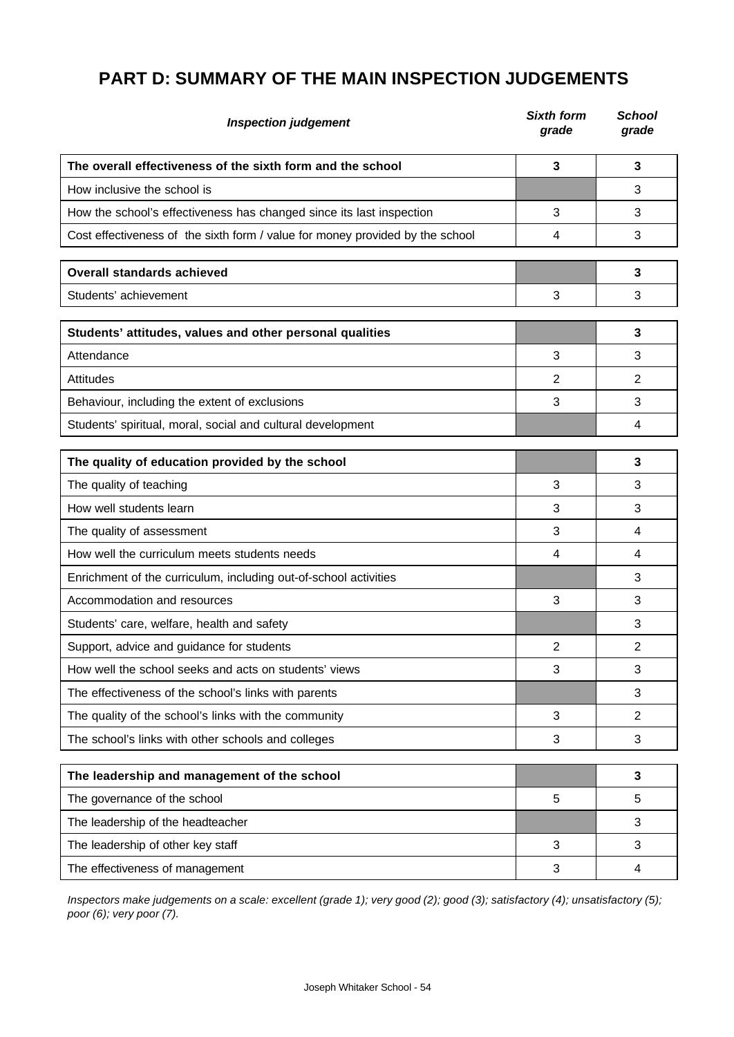# PART D: SUMMARY OF THE MAIN INSPECTION JUDGEMENTS

| *Inspection judgement* | *Sixth form grade* | *School grade* |
|---|---|---|
| **The overall effectiveness of the sixth form and the school** | **3** | **3** |
| How inclusive the school is | | 3 |
| How the school's effectiveness has changed since its last inspection | 3 | 3 |
| Cost effectiveness of the sixth form / value for money provided by the school | 4 | 3 |
| **Overall standards achieved** | | **3** |
| Students' achievement | 3 | 3 |
| **Students' attitudes, values and other personal qualities** | | **3** |
| Attendance | 3 | 3 |
| Attitudes | 2 | 2 |
| Behaviour, including the extent of exclusions | 3 | 3 |
| Students' spiritual, moral, social and cultural development | | 4 |
| **The quality of education provided by the school** | | **3** |
| The quality of teaching | 3 | 3 |
| How well students learn | 3 | 3 |
| The quality of assessment | 3 | 4 |
| How well the curriculum meets students needs | 4 | 4 |
| Enrichment of the curriculum, including out-of-school activities | | 3 |
| Accommodation and resources | 3 | 3 |
| Students' care, welfare, health and safety | | 3 |
| Support, advice and guidance for students | 2 | 2 |
| How well the school seeks and acts on students' views | 3 | 3 |
| The effectiveness of the school's links with parents | | 3 |
| The quality of the school's links with the community | 3 | 2 |
| The school's links with other schools and colleges | 3 | 3 |
| **The leadership and management of the school** | | **3** |
| The governance of the school | 5 | 5 |
| The leadership of the headteacher | | 3 |
| The leadership of other key staff | 3 | 3 |
| The effectiveness of management | 3 | 4 |

*Inspectors make judgements on a scale: excellent (grade 1); very good (2); good (3); satisfactory (4); unsatisfactory (5); poor (6); very poor (7).*